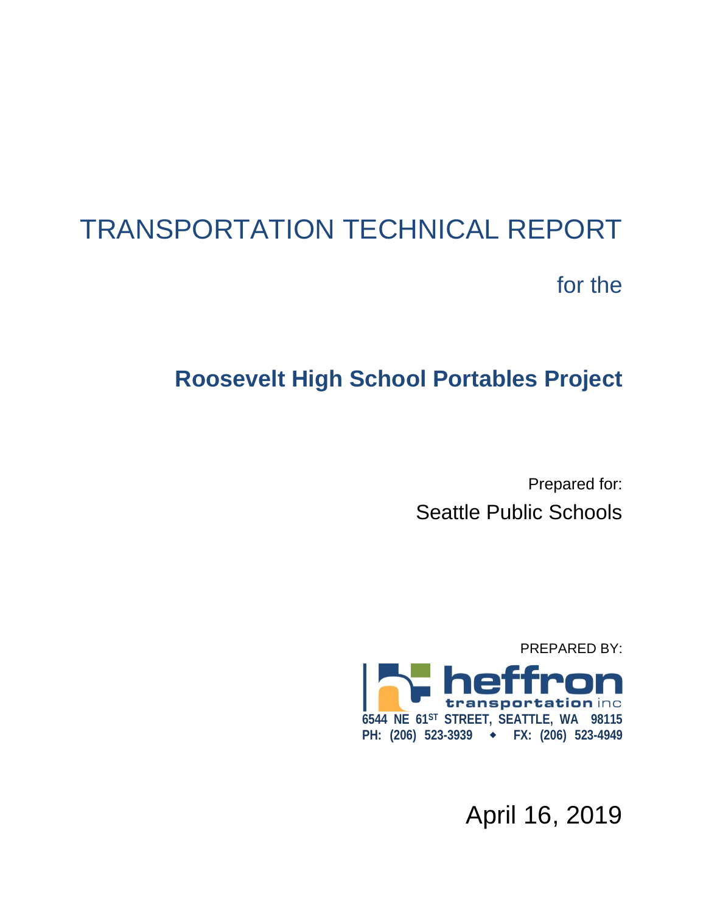# TRANSPORTATION TECHNICAL REPORT

for the

## Roosevelt High School Portables Project

Prepared for:

Seattle Public Schools

PREPARED BY:

heffron transportation inc

6544 NE 61ST STREET, SEATTLE, WA 98115

PH: (206) 523-3939 ◆ FX: (206) 523-4949

April 16, 2019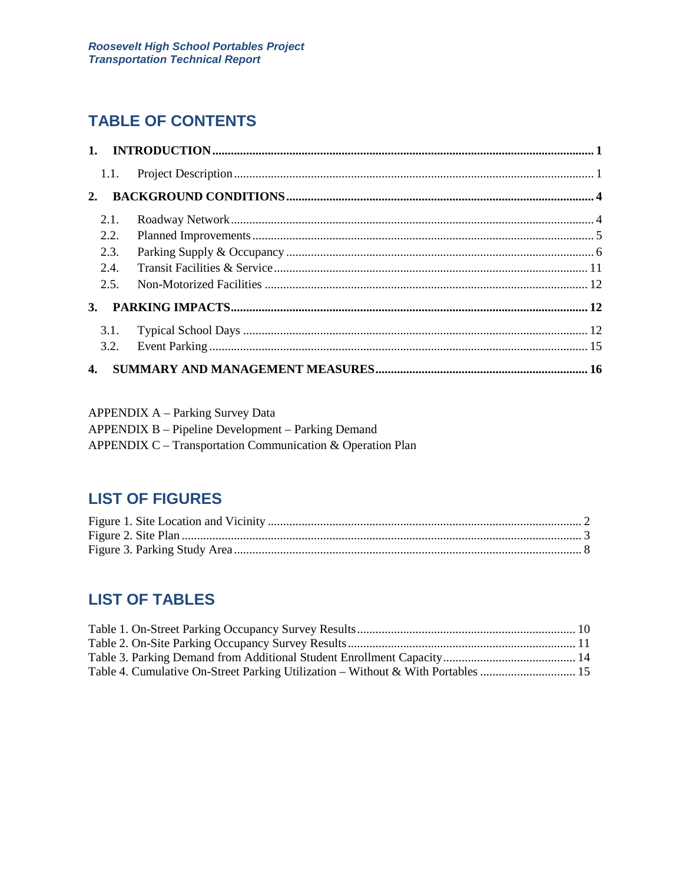## TABLE OF CONTENTS

**1. INTRODUCTION** .......... **1**

- 1.1. Project Description .......... 1

**2. BACKGROUND CONDITIONS** .......... **4**

- 2.1. Roadway Network .......... 4
- 2.2. Planned Improvements .......... 5
- 2.3. Parking Supply & Occupancy .......... 6
- 2.4. Transit Facilities & Service .......... 11
- 2.5. Non-Motorized Facilities .......... 12

**3. PARKING IMPACTS** .......... **12**

- 3.1. Typical School Days .......... 12
- 3.2. Event Parking .......... 15

**4. SUMMARY AND MANAGEMENT MEASURES** .......... **16**

APPENDIX A – Parking Survey Data
APPENDIX B – Pipeline Development – Parking Demand
APPENDIX C – Transportation Communication & Operation Plan

## LIST OF FIGURES

Figure 1. Site Location and Vicinity .......... 2
Figure 2. Site Plan .......... 3
Figure 3. Parking Study Area .......... 8

## LIST OF TABLES

Table 1. On-Street Parking Occupancy Survey Results .......... 10
Table 2. On-Site Parking Occupancy Survey Results .......... 11
Table 3. Parking Demand from Additional Student Enrollment Capacity .......... 14
Table 4. Cumulative On-Street Parking Utilization – Without & With Portables .......... 15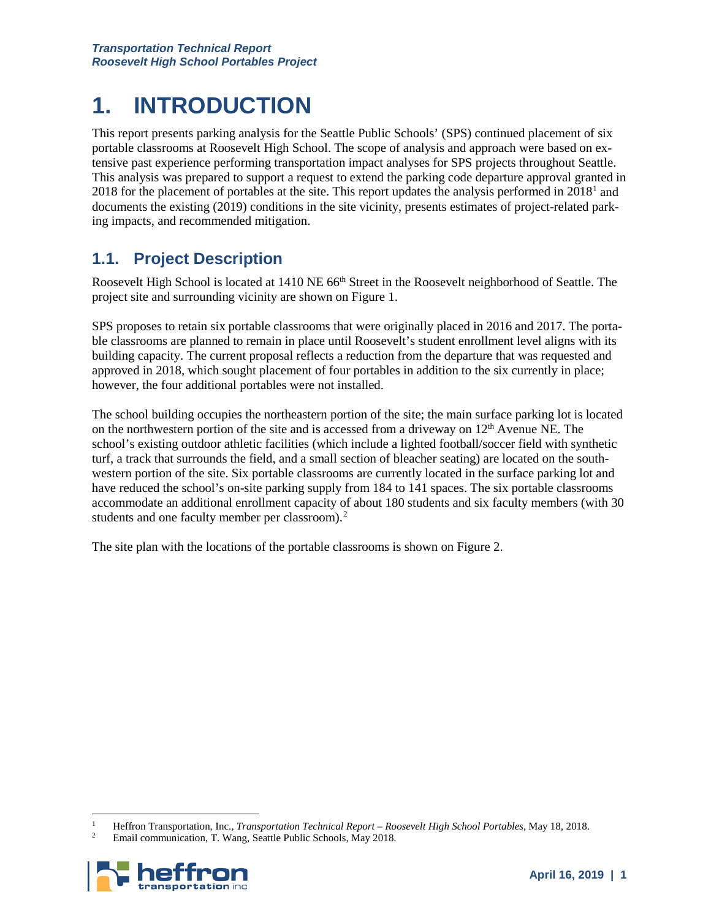# 1. INTRODUCTION

This report presents parking analysis for the Seattle Public Schools' (SPS) continued placement of six portable classrooms at Roosevelt High School. The scope of analysis and approach were based on extensive past experience performing transportation impact analyses for SPS projects throughout Seattle. This analysis was prepared to support a request to extend the parking code departure approval granted in 2018 for the placement of portables at the site. This report updates the analysis performed in 2018[1] and documents the existing (2019) conditions in the site vicinity, presents estimates of project-related parking impacts, and recommended mitigation.

## 1.1. Project Description

Roosevelt High School is located at 1410 NE 66th Street in the Roosevelt neighborhood of Seattle. The project site and surrounding vicinity are shown on Figure 1.

SPS proposes to retain six portable classrooms that were originally placed in 2016 and 2017. The portable classrooms are planned to remain in place until Roosevelt's student enrollment level aligns with its building capacity. The current proposal reflects a reduction from the departure that was requested and approved in 2018, which sought placement of four portables in addition to the six currently in place; however, the four additional portables were not installed.

The school building occupies the northeastern portion of the site; the main surface parking lot is located on the northwestern portion of the site and is accessed from a driveway on 12th Avenue NE. The school's existing outdoor athletic facilities (which include a lighted football/soccer field with synthetic turf, a track that surrounds the field, and a small section of bleacher seating) are located on the southwestern portion of the site. Six portable classrooms are currently located in the surface parking lot and have reduced the school's on-site parking supply from 184 to 141 spaces. The six portable classrooms accommodate an additional enrollment capacity of about 180 students and six faculty members (with 30 students and one faculty member per classroom).[2]

The site plan with the locations of the portable classrooms is shown on Figure 2.

---

[1] Heffron Transportation, Inc., *Transportation Technical Report – Roosevelt High School Portables*, May 18, 2018.

[2] Email communication, T. Wang, Seattle Public Schools, May 2018.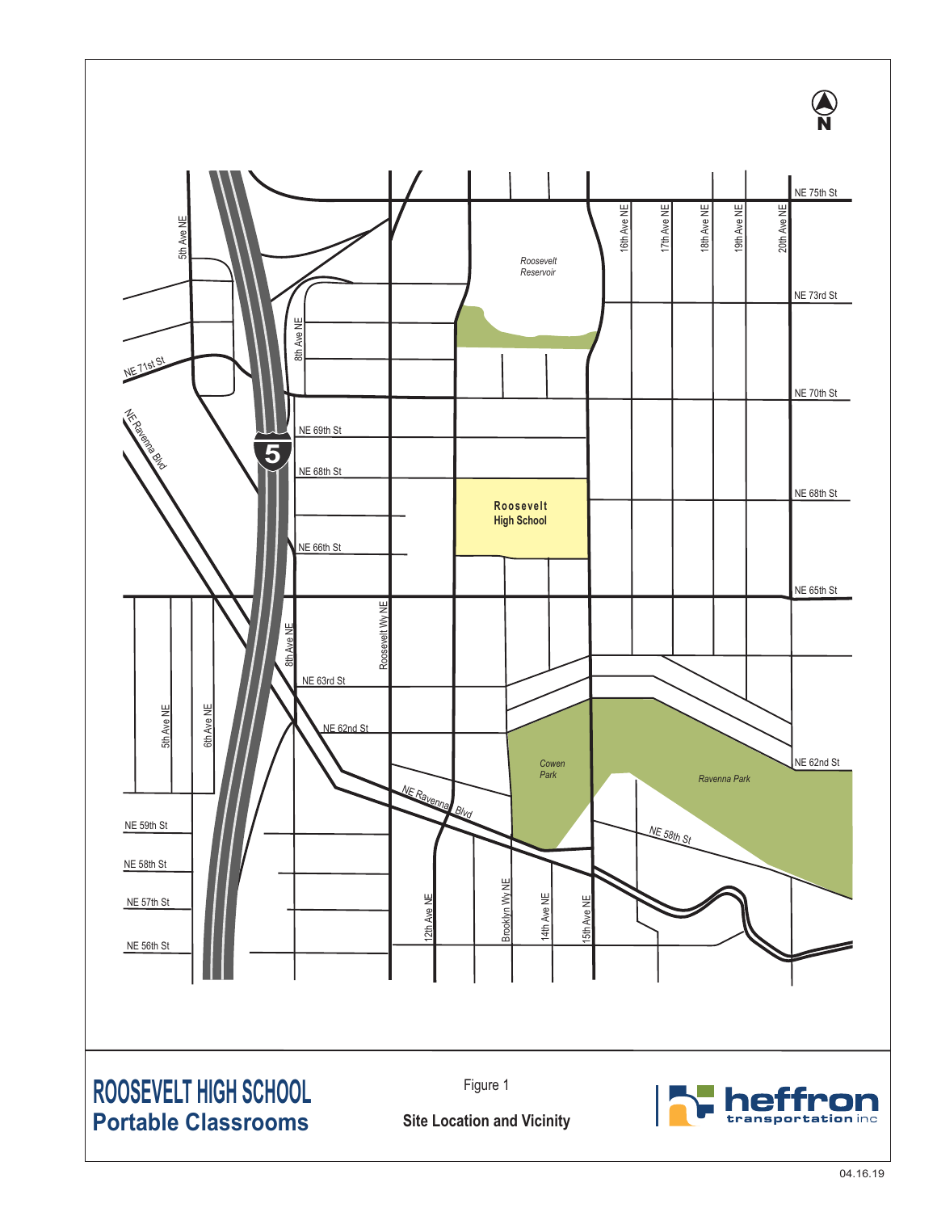**ROOSEVELT HIGH SCHOOL**
**Portable Classrooms**

Figure 1

**Site Location and Vicinity**

04.16.19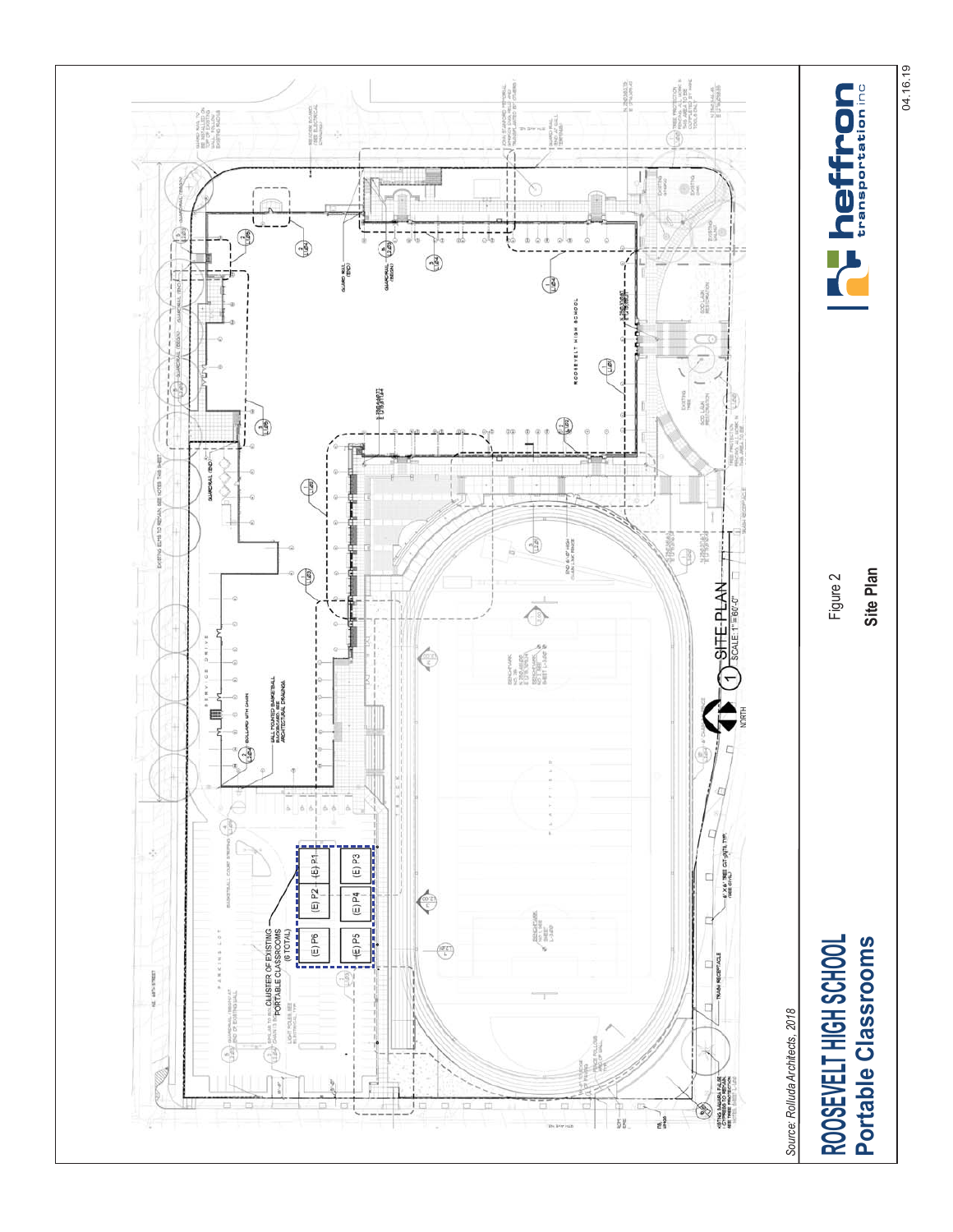*Source: Rolluda Architects, 2018*

Figure 2

**Site Plan**

# ROOSEVELT HIGH SCHOOL
## Portable Classrooms

heffron transportation inc

04.16.19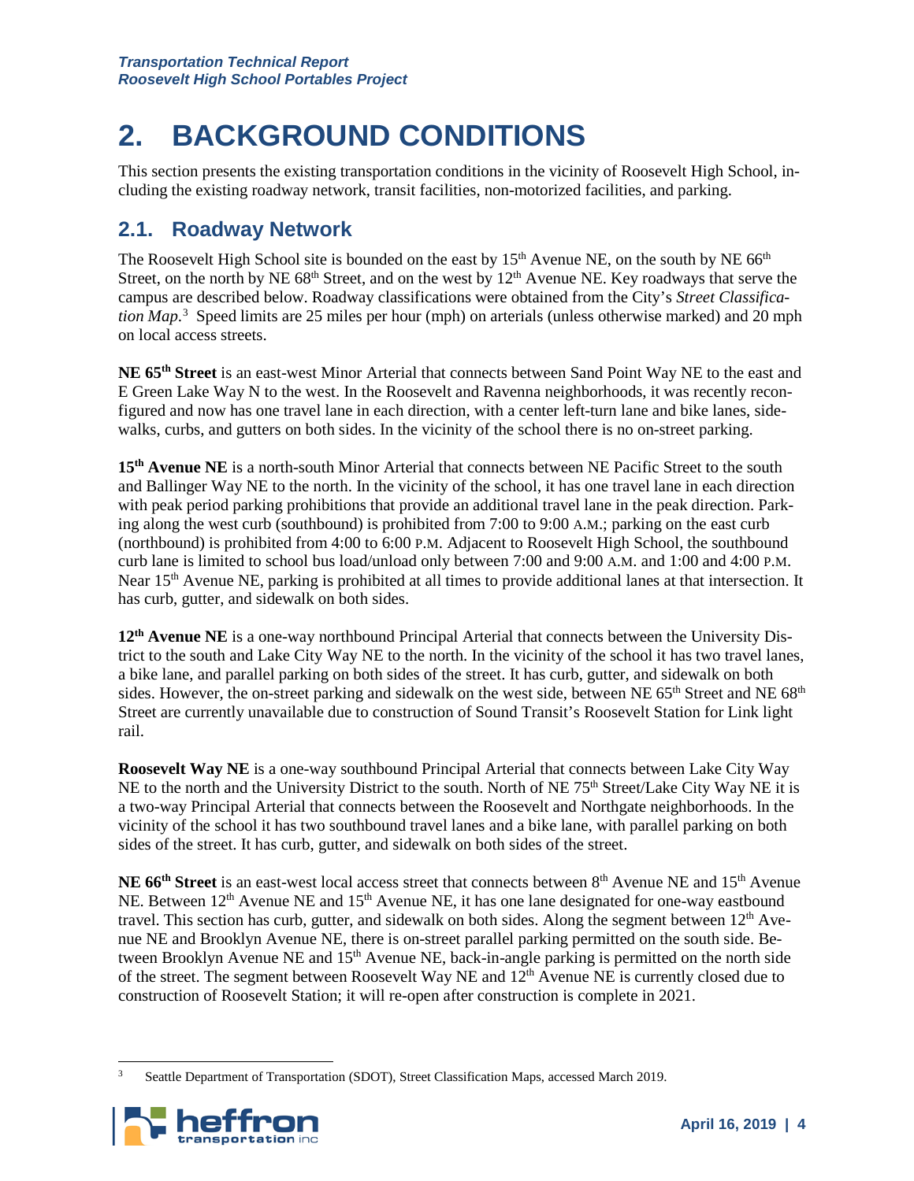# 2. BACKGROUND CONDITIONS

This section presents the existing transportation conditions in the vicinity of Roosevelt High School, including the existing roadway network, transit facilities, non-motorized facilities, and parking.

## 2.1. Roadway Network

The Roosevelt High School site is bounded on the east by 15th Avenue NE, on the south by NE 66th Street, on the north by NE 68th Street, and on the west by 12th Avenue NE. Key roadways that serve the campus are described below. Roadway classifications were obtained from the City's *Street Classification Map*.[3] Speed limits are 25 miles per hour (mph) on arterials (unless otherwise marked) and 20 mph on local access streets.

**NE 65th Street** is an east-west Minor Arterial that connects between Sand Point Way NE to the east and E Green Lake Way N to the west. In the Roosevelt and Ravenna neighborhoods, it was recently reconfigured and now has one travel lane in each direction, with a center left-turn lane and bike lanes, sidewalks, curbs, and gutters on both sides. In the vicinity of the school there is no on-street parking.

**15th Avenue NE** is a north-south Minor Arterial that connects between NE Pacific Street to the south and Ballinger Way NE to the north. In the vicinity of the school, it has one travel lane in each direction with peak period parking prohibitions that provide an additional travel lane in the peak direction. Parking along the west curb (southbound) is prohibited from 7:00 to 9:00 A.M.; parking on the east curb (northbound) is prohibited from 4:00 to 6:00 P.M. Adjacent to Roosevelt High School, the southbound curb lane is limited to school bus load/unload only between 7:00 and 9:00 A.M. and 1:00 and 4:00 P.M. Near 15th Avenue NE, parking is prohibited at all times to provide additional lanes at that intersection. It has curb, gutter, and sidewalk on both sides.

**12th Avenue NE** is a one-way northbound Principal Arterial that connects between the University District to the south and Lake City Way NE to the north. In the vicinity of the school it has two travel lanes, a bike lane, and parallel parking on both sides of the street. It has curb, gutter, and sidewalk on both sides. However, the on-street parking and sidewalk on the west side, between NE 65th Street and NE 68th Street are currently unavailable due to construction of Sound Transit's Roosevelt Station for Link light rail.

**Roosevelt Way NE** is a one-way southbound Principal Arterial that connects between Lake City Way NE to the north and the University District to the south. North of NE 75th Street/Lake City Way NE it is a two-way Principal Arterial that connects between the Roosevelt and Northgate neighborhoods. In the vicinity of the school it has two southbound travel lanes and a bike lane, with parallel parking on both sides of the street. It has curb, gutter, and sidewalk on both sides of the street.

**NE 66th Street** is an east-west local access street that connects between 8th Avenue NE and 15th Avenue NE. Between 12th Avenue NE and 15th Avenue NE, it has one lane designated for one-way eastbound travel. This section has curb, gutter, and sidewalk on both sides. Along the segment between 12th Avenue NE and Brooklyn Avenue NE, there is on-street parallel parking permitted on the south side. Between Brooklyn Avenue NE and 15th Avenue NE, back-in-angle parking is permitted on the north side of the street. The segment between Roosevelt Way NE and 12th Avenue NE is currently closed due to construction of Roosevelt Station; it will re-open after construction is complete in 2021.

[3] Seattle Department of Transportation (SDOT), Street Classification Maps, accessed March 2019.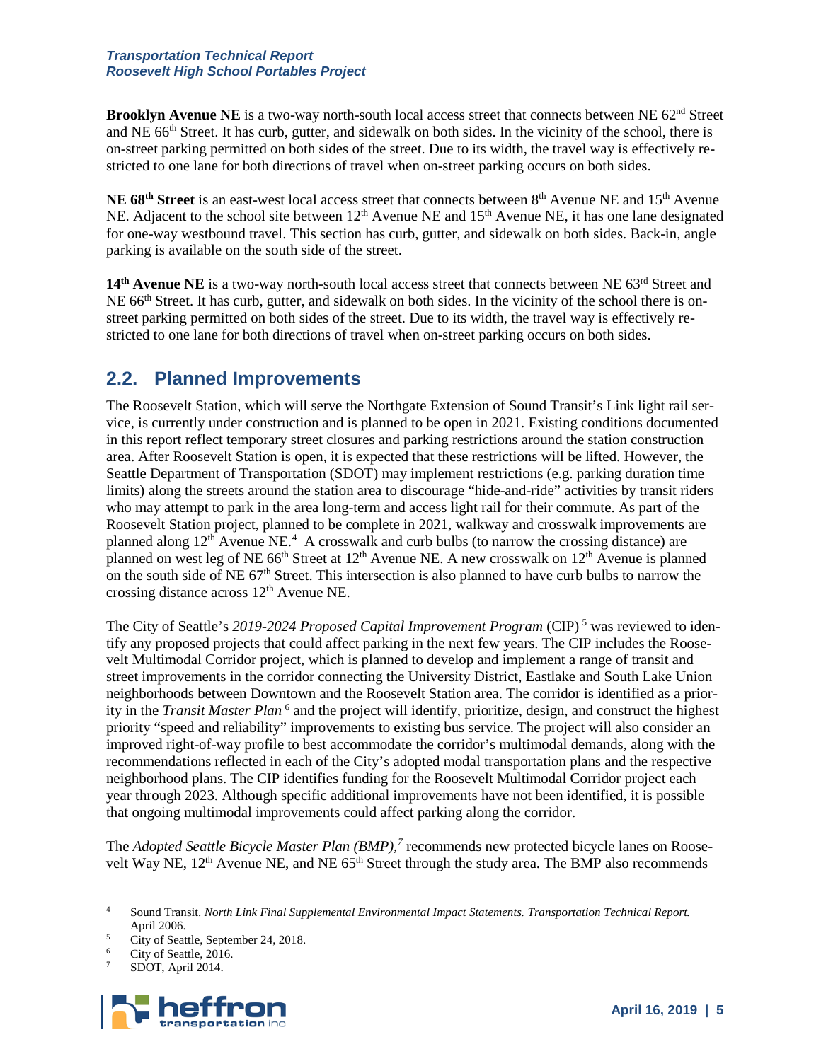**Brooklyn Avenue NE** is a two-way north-south local access street that connects between NE 62nd Street and NE 66th Street. It has curb, gutter, and sidewalk on both sides. In the vicinity of the school, there is on-street parking permitted on both sides of the street. Due to its width, the travel way is effectively restricted to one lane for both directions of travel when on-street parking occurs on both sides.

**NE 68th Street** is an east-west local access street that connects between 8th Avenue NE and 15th Avenue NE. Adjacent to the school site between 12th Avenue NE and 15th Avenue NE, it has one lane designated for one-way westbound travel. This section has curb, gutter, and sidewalk on both sides. Back-in, angle parking is available on the south side of the street.

**14th Avenue NE** is a two-way north-south local access street that connects between NE 63rd Street and NE 66th Street. It has curb, gutter, and sidewalk on both sides. In the vicinity of the school there is on-street parking permitted on both sides of the street. Due to its width, the travel way is effectively restricted to one lane for both directions of travel when on-street parking occurs on both sides.

## 2.2. Planned Improvements

The Roosevelt Station, which will serve the Northgate Extension of Sound Transit's Link light rail service, is currently under construction and is planned to be open in 2021. Existing conditions documented in this report reflect temporary street closures and parking restrictions around the station construction area. After Roosevelt Station is open, it is expected that these restrictions will be lifted. However, the Seattle Department of Transportation (SDOT) may implement restrictions (e.g. parking duration time limits) along the streets around the station area to discourage "hide-and-ride" activities by transit riders who may attempt to park in the area long-term and access light rail for their commute. As part of the Roosevelt Station project, planned to be complete in 2021, walkway and crosswalk improvements are planned along 12th Avenue NE.[4] A crosswalk and curb bulbs (to narrow the crossing distance) are planned on west leg of NE 66th Street at 12th Avenue NE. A new crosswalk on 12th Avenue is planned on the south side of NE 67th Street. This intersection is also planned to have curb bulbs to narrow the crossing distance across 12th Avenue NE.

The City of Seattle's *2019-2024 Proposed Capital Improvement Program* (CIP) [5] was reviewed to identify any proposed projects that could affect parking in the next few years. The CIP includes the Roosevelt Multimodal Corridor project, which is planned to develop and implement a range of transit and street improvements in the corridor connecting the University District, Eastlake and South Lake Union neighborhoods between Downtown and the Roosevelt Station area. The corridor is identified as a priority in the *Transit Master Plan* [6] and the project will identify, prioritize, design, and construct the highest priority "speed and reliability" improvements to existing bus service. The project will also consider an improved right-of-way profile to best accommodate the corridor's multimodal demands, along with the recommendations reflected in each of the City's adopted modal transportation plans and the respective neighborhood plans. The CIP identifies funding for the Roosevelt Multimodal Corridor project each year through 2023. Although specific additional improvements have not been identified, it is possible that ongoing multimodal improvements could affect parking along the corridor.

The *Adopted Seattle Bicycle Master Plan (BMP)*,[7] recommends new protected bicycle lanes on Roosevelt Way NE, 12th Avenue NE, and NE 65th Street through the study area. The BMP also recommends

---

[4] Sound Transit. *North Link Final Supplemental Environmental Impact Statements. Transportation Technical Report.* April 2006.

[5] City of Seattle, September 24, 2018.

[6] City of Seattle, 2016.

[7] SDOT, April 2014.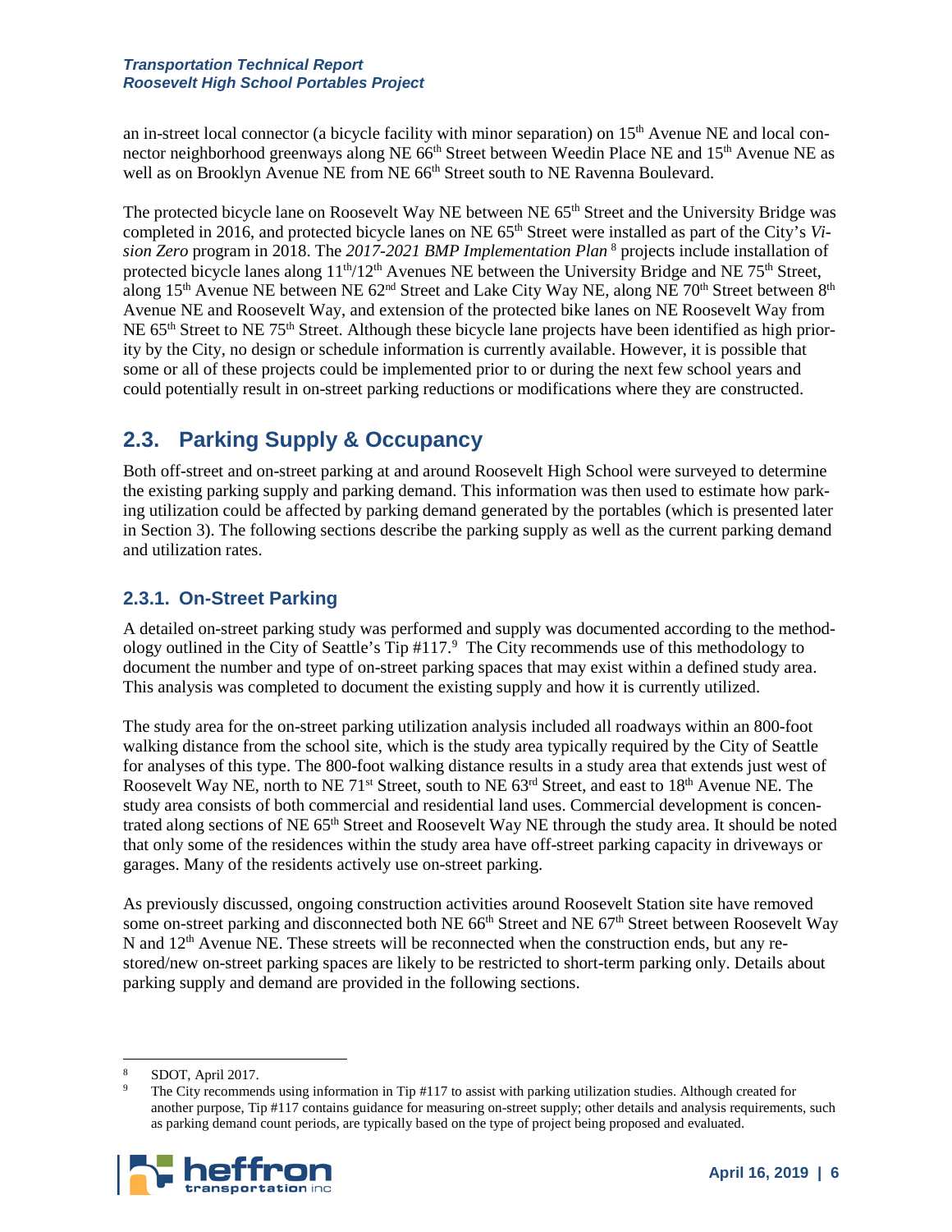an in-street local connector (a bicycle facility with minor separation) on 15th Avenue NE and local connector neighborhood greenways along NE 66th Street between Weedin Place NE and 15th Avenue NE as well as on Brooklyn Avenue NE from NE 66th Street south to NE Ravenna Boulevard.

The protected bicycle lane on Roosevelt Way NE between NE 65th Street and the University Bridge was completed in 2016, and protected bicycle lanes on NE 65th Street were installed as part of the City's *Vision Zero* program in 2018. The *2017-2021 BMP Implementation Plan* [8] projects include installation of protected bicycle lanes along 11th/12th Avenues NE between the University Bridge and NE 75th Street, along 15th Avenue NE between NE 62nd Street and Lake City Way NE, along NE 70th Street between 8th Avenue NE and Roosevelt Way, and extension of the protected bike lanes on NE Roosevelt Way from NE 65th Street to NE 75th Street. Although these bicycle lane projects have been identified as high priority by the City, no design or schedule information is currently available. However, it is possible that some or all of these projects could be implemented prior to or during the next few school years and could potentially result in on-street parking reductions or modifications where they are constructed.

## 2.3. Parking Supply & Occupancy

Both off-street and on-street parking at and around Roosevelt High School were surveyed to determine the existing parking supply and parking demand. This information was then used to estimate how parking utilization could be affected by parking demand generated by the portables (which is presented later in Section 3). The following sections describe the parking supply as well as the current parking demand and utilization rates.

### 2.3.1. On-Street Parking

A detailed on-street parking study was performed and supply was documented according to the methodology outlined in the City of Seattle's Tip #117.[9] The City recommends use of this methodology to document the number and type of on-street parking spaces that may exist within a defined study area. This analysis was completed to document the existing supply and how it is currently utilized.

The study area for the on-street parking utilization analysis included all roadways within an 800-foot walking distance from the school site, which is the study area typically required by the City of Seattle for analyses of this type. The 800-foot walking distance results in a study area that extends just west of Roosevelt Way NE, north to NE 71st Street, south to NE 63rd Street, and east to 18th Avenue NE. The study area consists of both commercial and residential land uses. Commercial development is concentrated along sections of NE 65th Street and Roosevelt Way NE through the study area. It should be noted that only some of the residences within the study area have off-street parking capacity in driveways or garages. Many of the residents actively use on-street parking.

As previously discussed, ongoing construction activities around Roosevelt Station site have removed some on-street parking and disconnected both NE 66th Street and NE 67th Street between Roosevelt Way N and 12th Avenue NE. These streets will be reconnected when the construction ends, but any restored/new on-street parking spaces are likely to be restricted to short-term parking only. Details about parking supply and demand are provided in the following sections.

---

[8] SDOT, April 2017.

[9] The City recommends using information in Tip #117 to assist with parking utilization studies. Although created for another purpose, Tip #117 contains guidance for measuring on-street supply; other details and analysis requirements, such as parking demand count periods, are typically based on the type of project being proposed and evaluated.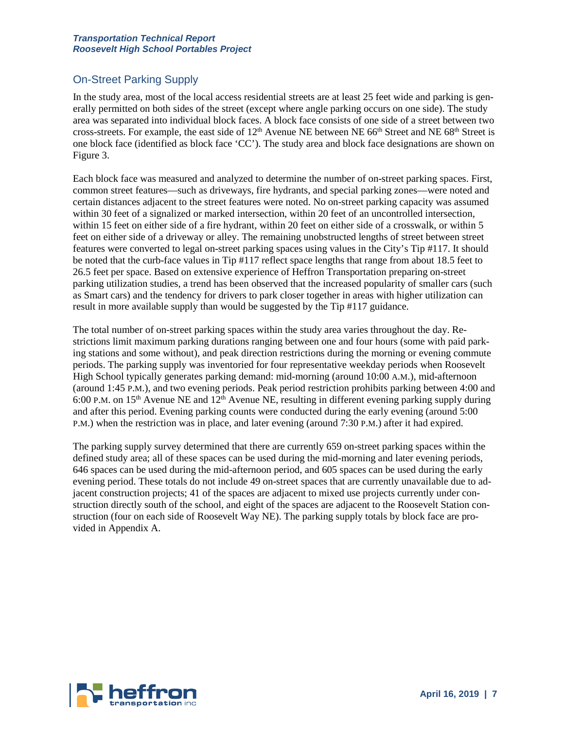## On-Street Parking Supply

In the study area, most of the local access residential streets are at least 25 feet wide and parking is generally permitted on both sides of the street (except where angle parking occurs on one side). The study area was separated into individual block faces. A block face consists of one side of a street between two cross-streets. For example, the east side of 12th Avenue NE between NE 66th Street and NE 68th Street is one block face (identified as block face 'CC'). The study area and block face designations are shown on Figure 3.

Each block face was measured and analyzed to determine the number of on-street parking spaces. First, common street features—such as driveways, fire hydrants, and special parking zones—were noted and certain distances adjacent to the street features were noted. No on-street parking capacity was assumed within 30 feet of a signalized or marked intersection, within 20 feet of an uncontrolled intersection, within 15 feet on either side of a fire hydrant, within 20 feet on either side of a crosswalk, or within 5 feet on either side of a driveway or alley. The remaining unobstructed lengths of street between street features were converted to legal on-street parking spaces using values in the City's Tip #117. It should be noted that the curb-face values in Tip #117 reflect space lengths that range from about 18.5 feet to 26.5 feet per space. Based on extensive experience of Heffron Transportation preparing on-street parking utilization studies, a trend has been observed that the increased popularity of smaller cars (such as Smart cars) and the tendency for drivers to park closer together in areas with higher utilization can result in more available supply than would be suggested by the Tip #117 guidance.

The total number of on-street parking spaces within the study area varies throughout the day. Restrictions limit maximum parking durations ranging between one and four hours (some with paid parking stations and some without), and peak direction restrictions during the morning or evening commute periods. The parking supply was inventoried for four representative weekday periods when Roosevelt High School typically generates parking demand: mid-morning (around 10:00 A.M.), mid-afternoon (around 1:45 P.M.), and two evening periods. Peak period restriction prohibits parking between 4:00 and 6:00 P.M. on 15th Avenue NE and 12th Avenue NE, resulting in different evening parking supply during and after this period. Evening parking counts were conducted during the early evening (around 5:00 P.M.) when the restriction was in place, and later evening (around 7:30 P.M.) after it had expired.

The parking supply survey determined that there are currently 659 on-street parking spaces within the defined study area; all of these spaces can be used during the mid-morning and later evening periods, 646 spaces can be used during the mid-afternoon period, and 605 spaces can be used during the early evening period. These totals do not include 49 on-street spaces that are currently unavailable due to adjacent construction projects; 41 of the spaces are adjacent to mixed use projects currently under construction directly south of the school, and eight of the spaces are adjacent to the Roosevelt Station construction (four on each side of Roosevelt Way NE). The parking supply totals by block face are provided in Appendix A.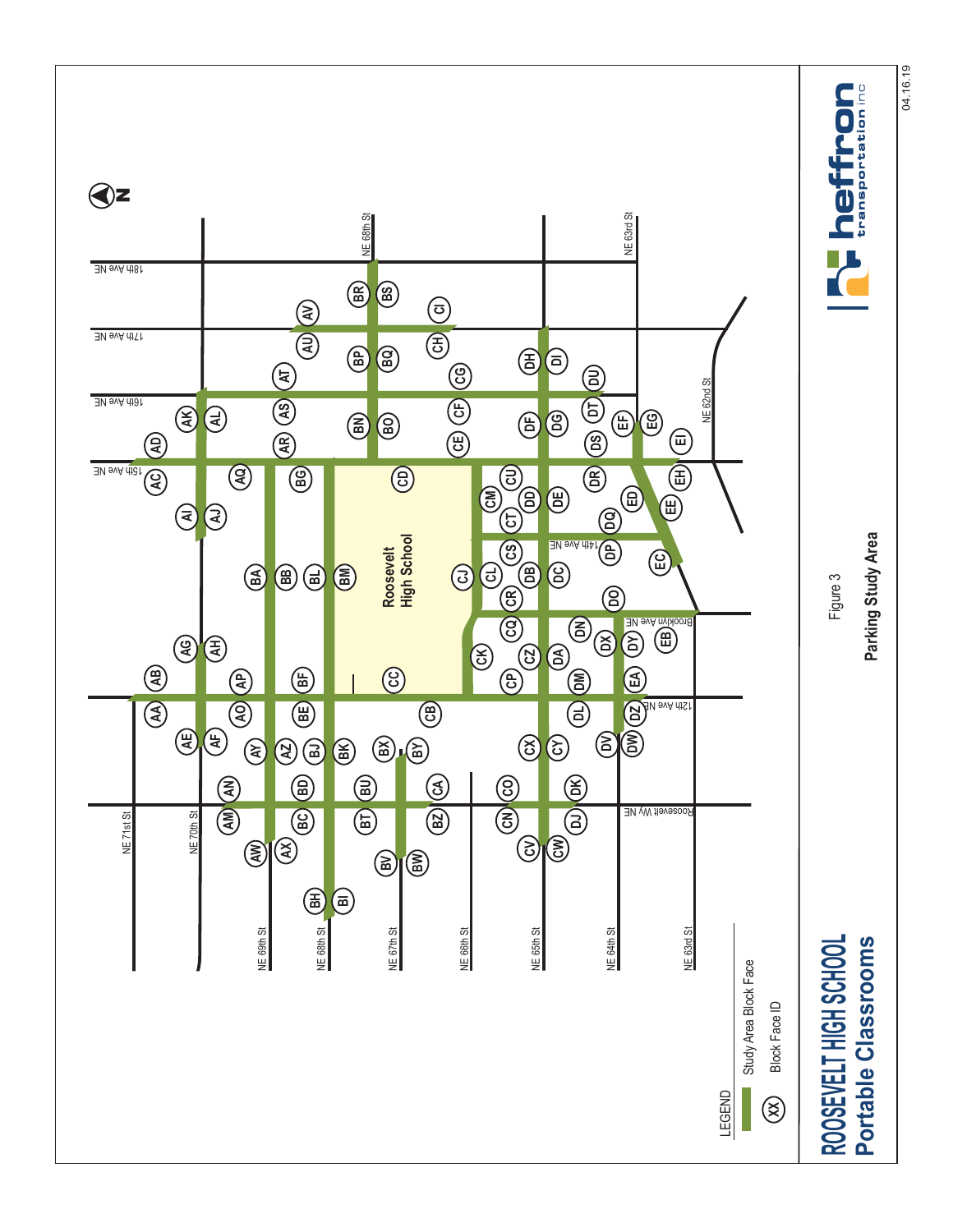Figure 3

**Parking Study Area**

# ROOSEVELT HIGH SCHOOL
## Portable Classrooms

LEGEND

- Study Area Block Face
- (XX) Block Face ID

Roosevelt High School

NE 71st St, NE 70th St, NE 69th St, NE 68th St, NE 67th St, NE 66th St, NE 65th St, NE 64th St, NE 63rd St, NE 62nd St

Roosevelt Wy NE, 12th Ave NE, Brooklyn Ave NE, 14th Ave NE, 15th Ave NE, 16th Ave NE, 17th Ave NE, 18th Ave NE

N

heffron transportation inc

04.16.19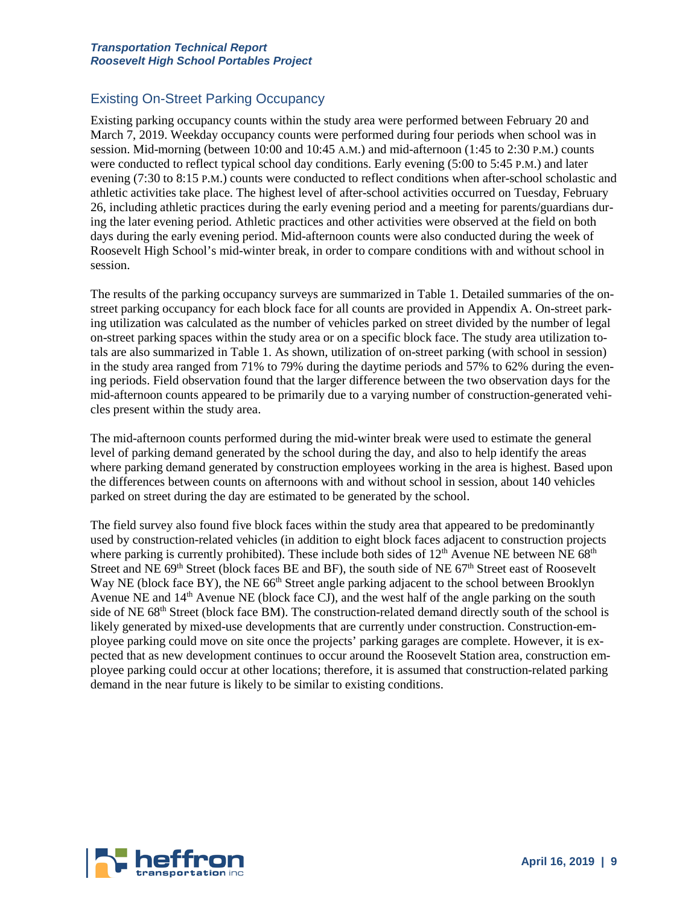## Existing On-Street Parking Occupancy

Existing parking occupancy counts within the study area were performed between February 20 and March 7, 2019. Weekday occupancy counts were performed during four periods when school was in session. Mid-morning (between 10:00 and 10:45 A.M.) and mid-afternoon (1:45 to 2:30 P.M.) counts were conducted to reflect typical school day conditions. Early evening (5:00 to 5:45 P.M.) and later evening (7:30 to 8:15 P.M.) counts were conducted to reflect conditions when after-school scholastic and athletic activities take place. The highest level of after-school activities occurred on Tuesday, February 26, including athletic practices during the early evening period and a meeting for parents/guardians during the later evening period. Athletic practices and other activities were observed at the field on both days during the early evening period. Mid-afternoon counts were also conducted during the week of Roosevelt High School's mid-winter break, in order to compare conditions with and without school in session.

The results of the parking occupancy surveys are summarized in Table 1. Detailed summaries of the on-street parking occupancy for each block face for all counts are provided in Appendix A. On-street parking utilization was calculated as the number of vehicles parked on street divided by the number of legal on-street parking spaces within the study area or on a specific block face. The study area utilization totals are also summarized in Table 1. As shown, utilization of on-street parking (with school in session) in the study area ranged from 71% to 79% during the daytime periods and 57% to 62% during the evening periods. Field observation found that the larger difference between the two observation days for the mid-afternoon counts appeared to be primarily due to a varying number of construction-generated vehicles present within the study area.

The mid-afternoon counts performed during the mid-winter break were used to estimate the general level of parking demand generated by the school during the day, and also to help identify the areas where parking demand generated by construction employees working in the area is highest. Based upon the differences between counts on afternoons with and without school in session, about 140 vehicles parked on street during the day are estimated to be generated by the school.

The field survey also found five block faces within the study area that appeared to be predominantly used by construction-related vehicles (in addition to eight block faces adjacent to construction projects where parking is currently prohibited). These include both sides of 12th Avenue NE between NE 68th Street and NE 69th Street (block faces BE and BF), the south side of NE 67th Street east of Roosevelt Way NE (block face BY), the NE 66th Street angle parking adjacent to the school between Brooklyn Avenue NE and 14th Avenue NE (block face CJ), and the west half of the angle parking on the south side of NE 68th Street (block face BM). The construction-related demand directly south of the school is likely generated by mixed-use developments that are currently under construction. Construction-employee parking could move on site once the projects' parking garages are complete. However, it is expected that as new development continues to occur around the Roosevelt Station area, construction employee parking could occur at other locations; therefore, it is assumed that construction-related parking demand in the near future is likely to be similar to existing conditions.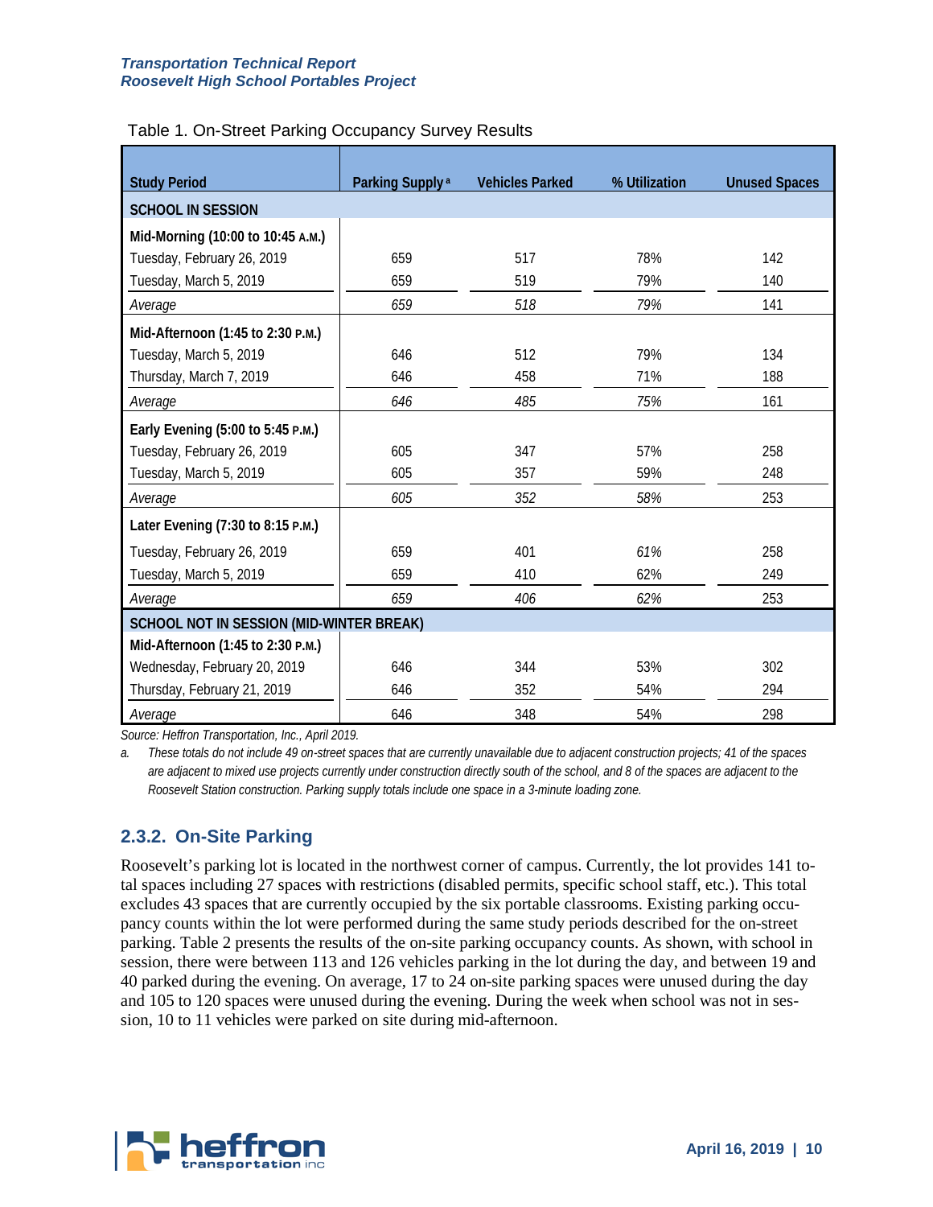Table 1. On-Street Parking Occupancy Survey Results

| Study Period | Parking Supply [a] | Vehicles Parked | % Utilization | Unused Spaces |
|---|---|---|---|---|
| **SCHOOL IN SESSION** | | | | |
| **Mid-Morning (10:00 to 10:45 A.M.)** | | | | |
| Tuesday, February 26, 2019 | 659 | 517 | 78% | 142 |
| Tuesday, March 5, 2019 | 659 | 519 | 79% | 140 |
| *Average* | *659* | *518* | *79%* | 141 |
| **Mid-Afternoon (1:45 to 2:30 P.M.)** | | | | |
| Tuesday, March 5, 2019 | 646 | 512 | 79% | 134 |
| Thursday, March 7, 2019 | 646 | 458 | 71% | 188 |
| *Average* | *646* | *485* | *75%* | 161 |
| **Early Evening (5:00 to 5:45 P.M.)** | | | | |
| Tuesday, February 26, 2019 | 605 | 347 | 57% | 258 |
| Tuesday, March 5, 2019 | 605 | 357 | 59% | 248 |
| *Average* | *605* | *352* | *58%* | 253 |
| **Later Evening (7:30 to 8:15 P.M.)** | | | | |
| Tuesday, February 26, 2019 | 659 | 401 | *61%* | 258 |
| Tuesday, March 5, 2019 | 659 | 410 | 62% | 249 |
| *Average* | *659* | *406* | *62%* | 253 |
| **SCHOOL NOT IN SESSION (MID-WINTER BREAK)** | | | | |
| **Mid-Afternoon (1:45 to 2:30 P.M.)** | | | | |
| Wednesday, February 20, 2019 | 646 | 344 | 53% | 302 |
| Thursday, February 21, 2019 | 646 | 352 | 54% | 294 |
| *Average* | 646 | 348 | 54% | 298 |

*Source: Heffron Transportation, Inc., April 2019.*

*a. These totals do not include 49 on-street spaces that are currently unavailable due to adjacent construction projects; 41 of the spaces are adjacent to mixed use projects currently under construction directly south of the school, and 8 of the spaces are adjacent to the Roosevelt Station construction. Parking supply totals include one space in a 3-minute loading zone.*

### 2.3.2. On-Site Parking

Roosevelt's parking lot is located in the northwest corner of campus. Currently, the lot provides 141 total spaces including 27 spaces with restrictions (disabled permits, specific school staff, etc.). This total excludes 43 spaces that are currently occupied by the six portable classrooms. Existing parking occupancy counts within the lot were performed during the same study periods described for the on-street parking. Table 2 presents the results of the on-site parking occupancy counts. As shown, with school in session, there were between 113 and 126 vehicles parking in the lot during the day, and between 19 and 40 parked during the evening. On average, 17 to 24 on-site parking spaces were unused during the day and 105 to 120 spaces were unused during the evening. During the week when school was not in session, 10 to 11 vehicles were parked on site during mid-afternoon.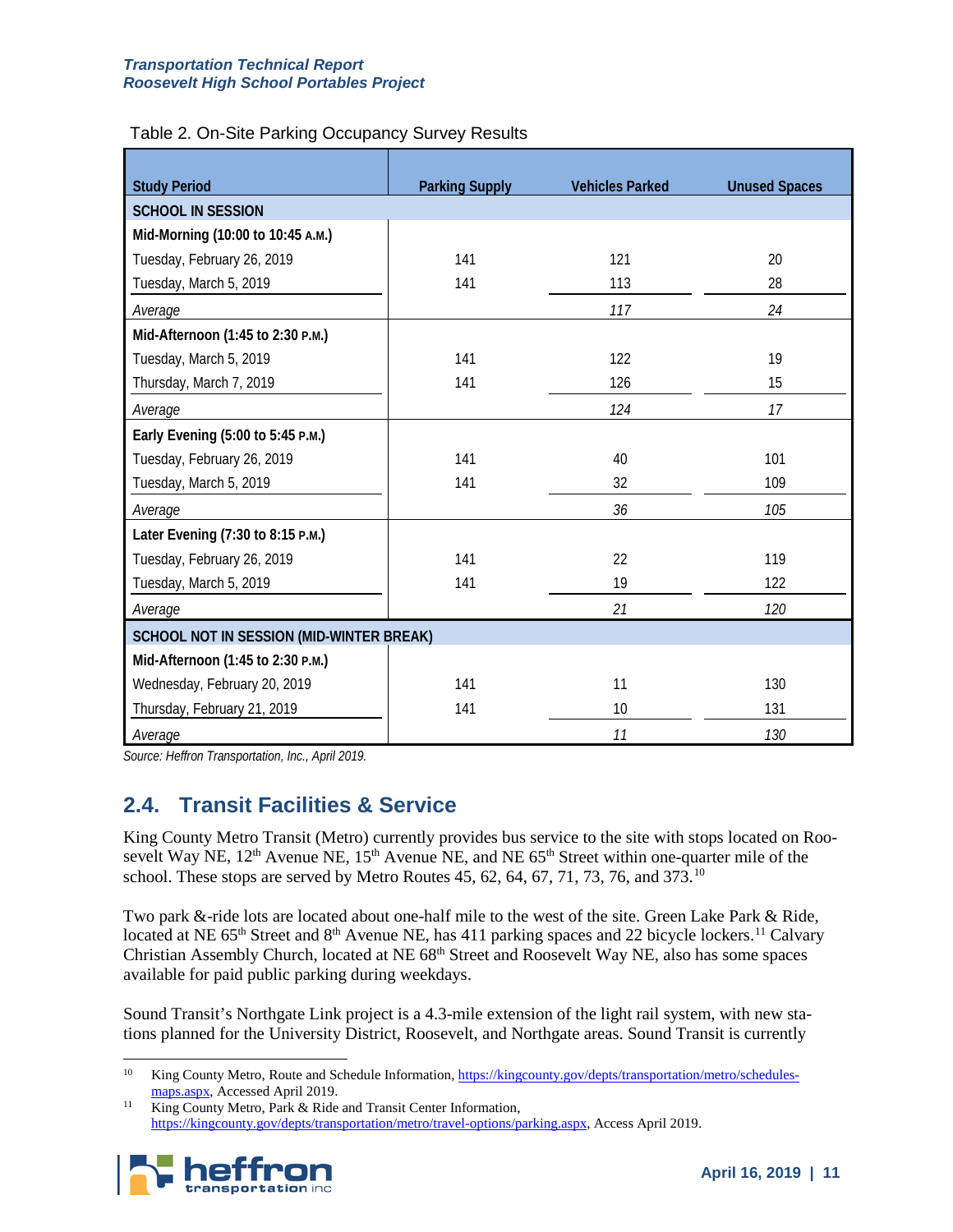Table 2. On-Site Parking Occupancy Survey Results

| Study Period | Parking Supply | Vehicles Parked | Unused Spaces |
|---|---|---|---|
| **SCHOOL IN SESSION** | | | |
| **Mid-Morning (10:00 to 10:45 A.M.)** | | | |
| Tuesday, February 26, 2019 | 141 | 121 | 20 |
| Tuesday, March 5, 2019 | 141 | 113 | 28 |
| *Average* | | *117* | *24* |
| **Mid-Afternoon (1:45 to 2:30 P.M.)** | | | |
| Tuesday, March 5, 2019 | 141 | 122 | 19 |
| Thursday, March 7, 2019 | 141 | 126 | 15 |
| *Average* | | *124* | *17* |
| **Early Evening (5:00 to 5:45 P.M.)** | | | |
| Tuesday, February 26, 2019 | 141 | 40 | 101 |
| Tuesday, March 5, 2019 | 141 | 32 | 109 |
| *Average* | | *36* | *105* |
| **Later Evening (7:30 to 8:15 P.M.)** | | | |
| Tuesday, February 26, 2019 | 141 | 22 | 119 |
| Tuesday, March 5, 2019 | 141 | 19 | 122 |
| *Average* | | *21* | *120* |
| **SCHOOL NOT IN SESSION (MID-WINTER BREAK)** | | | |
| **Mid-Afternoon (1:45 to 2:30 P.M.)** | | | |
| Wednesday, February 20, 2019 | 141 | 11 | 130 |
| Thursday, February 21, 2019 | 141 | 10 | 131 |
| *Average* | | *11* | *130* |

*Source: Heffron Transportation, Inc., April 2019.*

## 2.4. Transit Facilities & Service

King County Metro Transit (Metro) currently provides bus service to the site with stops located on Roosevelt Way NE, 12th Avenue NE, 15th Avenue NE, and NE 65th Street within one-quarter mile of the school. These stops are served by Metro Routes 45, 62, 64, 67, 71, 73, 76, and 373.[10]

Two park &-ride lots are located about one-half mile to the west of the site. Green Lake Park & Ride, located at NE 65th Street and 8th Avenue NE, has 411 parking spaces and 22 bicycle lockers.[11] Calvary Christian Assembly Church, located at NE 68th Street and Roosevelt Way NE, also has some spaces available for paid public parking during weekdays.

Sound Transit's Northgate Link project is a 4.3-mile extension of the light rail system, with new stations planned for the University District, Roosevelt, and Northgate areas. Sound Transit is currently

---

[10] King County Metro, Route and Schedule Information, https://kingcounty.gov/depts/transportation/metro/schedules-maps.aspx, Accessed April 2019.

[11] King County Metro, Park & Ride and Transit Center Information, https://kingcounty.gov/depts/transportation/metro/travel-options/parking.aspx, Access April 2019.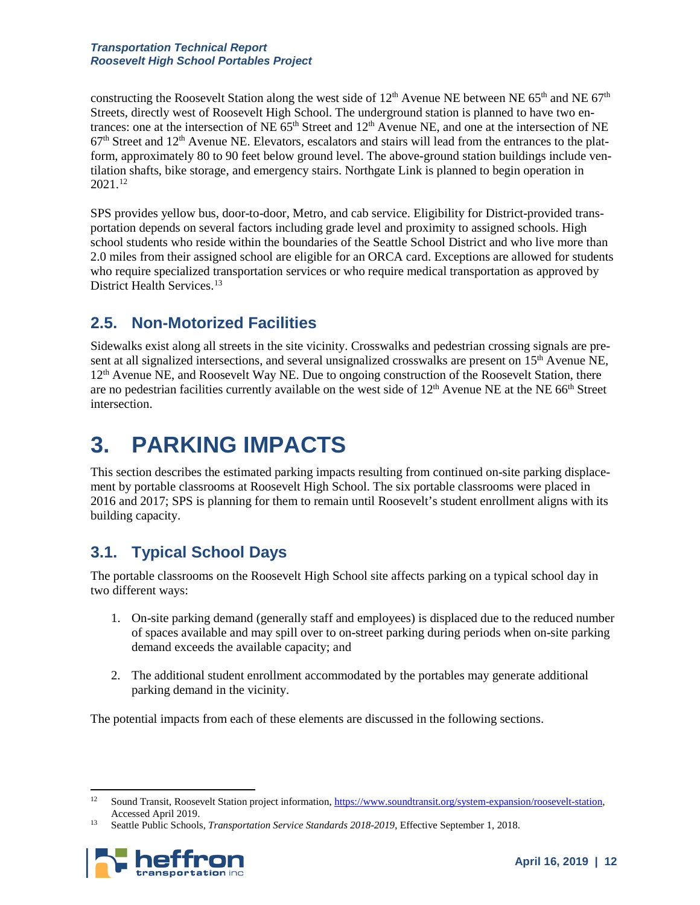constructing the Roosevelt Station along the west side of 12th Avenue NE between NE 65th and NE 67th Streets, directly west of Roosevelt High School. The underground station is planned to have two entrances: one at the intersection of NE 65th Street and 12th Avenue NE, and one at the intersection of NE 67th Street and 12th Avenue NE. Elevators, escalators and stairs will lead from the entrances to the platform, approximately 80 to 90 feet below ground level. The above-ground station buildings include ventilation shafts, bike storage, and emergency stairs. Northgate Link is planned to begin operation in 2021.[12]

SPS provides yellow bus, door-to-door, Metro, and cab service. Eligibility for District-provided transportation depends on several factors including grade level and proximity to assigned schools. High school students who reside within the boundaries of the Seattle School District and who live more than 2.0 miles from their assigned school are eligible for an ORCA card. Exceptions are allowed for students who require specialized transportation services or who require medical transportation as approved by District Health Services.[13]

## 2.5. Non-Motorized Facilities

Sidewalks exist along all streets in the site vicinity. Crosswalks and pedestrian crossing signals are present at all signalized intersections, and several unsignalized crosswalks are present on 15th Avenue NE, 12th Avenue NE, and Roosevelt Way NE. Due to ongoing construction of the Roosevelt Station, there are no pedestrian facilities currently available on the west side of 12th Avenue NE at the NE 66th Street intersection.

# 3. PARKING IMPACTS

This section describes the estimated parking impacts resulting from continued on-site parking displacement by portable classrooms at Roosevelt High School. The six portable classrooms were placed in 2016 and 2017; SPS is planning for them to remain until Roosevelt's student enrollment aligns with its building capacity.

## 3.1. Typical School Days

The portable classrooms on the Roosevelt High School site affects parking on a typical school day in two different ways:

1. On-site parking demand (generally staff and employees) is displaced due to the reduced number of spaces available and may spill over to on-street parking during periods when on-site parking demand exceeds the available capacity; and

2. The additional student enrollment accommodated by the portables may generate additional parking demand in the vicinity.

The potential impacts from each of these elements are discussed in the following sections.

---

[12] Sound Transit, Roosevelt Station project information, https://www.soundtransit.org/system-expansion/roosevelt-station, Accessed April 2019.

[13] Seattle Public Schools, *Transportation Service Standards 2018-2019*, Effective September 1, 2018.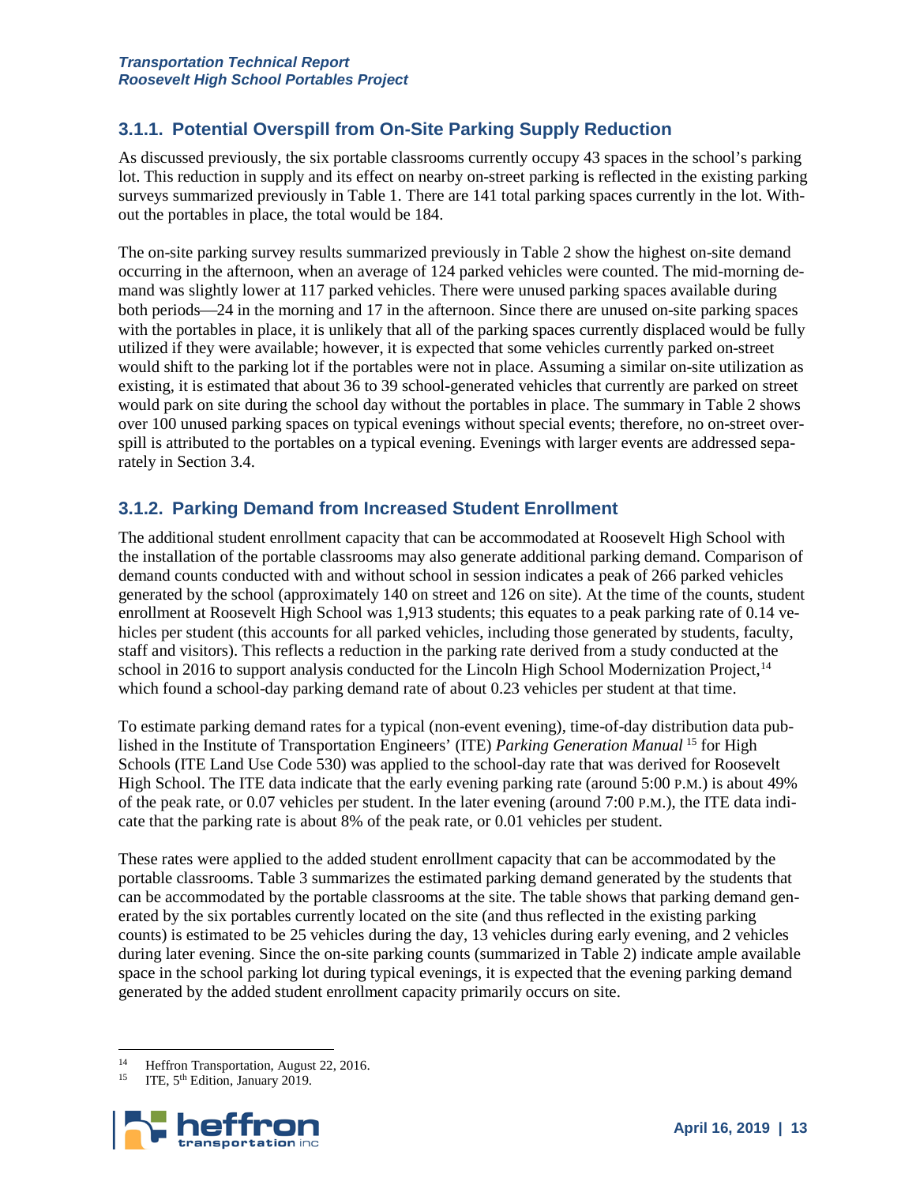### 3.1.1. Potential Overspill from On-Site Parking Supply Reduction

As discussed previously, the six portable classrooms currently occupy 43 spaces in the school's parking lot. This reduction in supply and its effect on nearby on-street parking is reflected in the existing parking surveys summarized previously in Table 1. There are 141 total parking spaces currently in the lot. Without the portables in place, the total would be 184.

The on-site parking survey results summarized previously in Table 2 show the highest on-site demand occurring in the afternoon, when an average of 124 parked vehicles were counted. The mid-morning demand was slightly lower at 117 parked vehicles. There were unused parking spaces available during both periods—24 in the morning and 17 in the afternoon. Since there are unused on-site parking spaces with the portables in place, it is unlikely that all of the parking spaces currently displaced would be fully utilized if they were available; however, it is expected that some vehicles currently parked on-street would shift to the parking lot if the portables were not in place. Assuming a similar on-site utilization as existing, it is estimated that about 36 to 39 school-generated vehicles that currently are parked on street would park on site during the school day without the portables in place. The summary in Table 2 shows over 100 unused parking spaces on typical evenings without special events; therefore, no on-street overspill is attributed to the portables on a typical evening. Evenings with larger events are addressed separately in Section 3.4.

### 3.1.2. Parking Demand from Increased Student Enrollment

The additional student enrollment capacity that can be accommodated at Roosevelt High School with the installation of the portable classrooms may also generate additional parking demand. Comparison of demand counts conducted with and without school in session indicates a peak of 266 parked vehicles generated by the school (approximately 140 on street and 126 on site). At the time of the counts, student enrollment at Roosevelt High School was 1,913 students; this equates to a peak parking rate of 0.14 vehicles per student (this accounts for all parked vehicles, including those generated by students, faculty, staff and visitors). This reflects a reduction in the parking rate derived from a study conducted at the school in 2016 to support analysis conducted for the Lincoln High School Modernization Project,[14] which found a school-day parking demand rate of about 0.23 vehicles per student at that time.

To estimate parking demand rates for a typical (non-event evening), time-of-day distribution data published in the Institute of Transportation Engineers' (ITE) *Parking Generation Manual*[15] for High Schools (ITE Land Use Code 530) was applied to the school-day rate that was derived for Roosevelt High School. The ITE data indicate that the early evening parking rate (around 5:00 P.M.) is about 49% of the peak rate, or 0.07 vehicles per student. In the later evening (around 7:00 P.M.), the ITE data indicate that the parking rate is about 8% of the peak rate, or 0.01 vehicles per student.

These rates were applied to the added student enrollment capacity that can be accommodated by the portable classrooms. Table 3 summarizes the estimated parking demand generated by the students that can be accommodated by the portable classrooms at the site. The table shows that parking demand generated by the six portables currently located on the site (and thus reflected in the existing parking counts) is estimated to be 25 vehicles during the day, 13 vehicles during early evening, and 2 vehicles during later evening. Since the on-site parking counts (summarized in Table 2) indicate ample available space in the school parking lot during typical evenings, it is expected that the evening parking demand generated by the added student enrollment capacity primarily occurs on site.

---

[14] Heffron Transportation, August 22, 2016.

[15] ITE, 5th Edition, January 2019.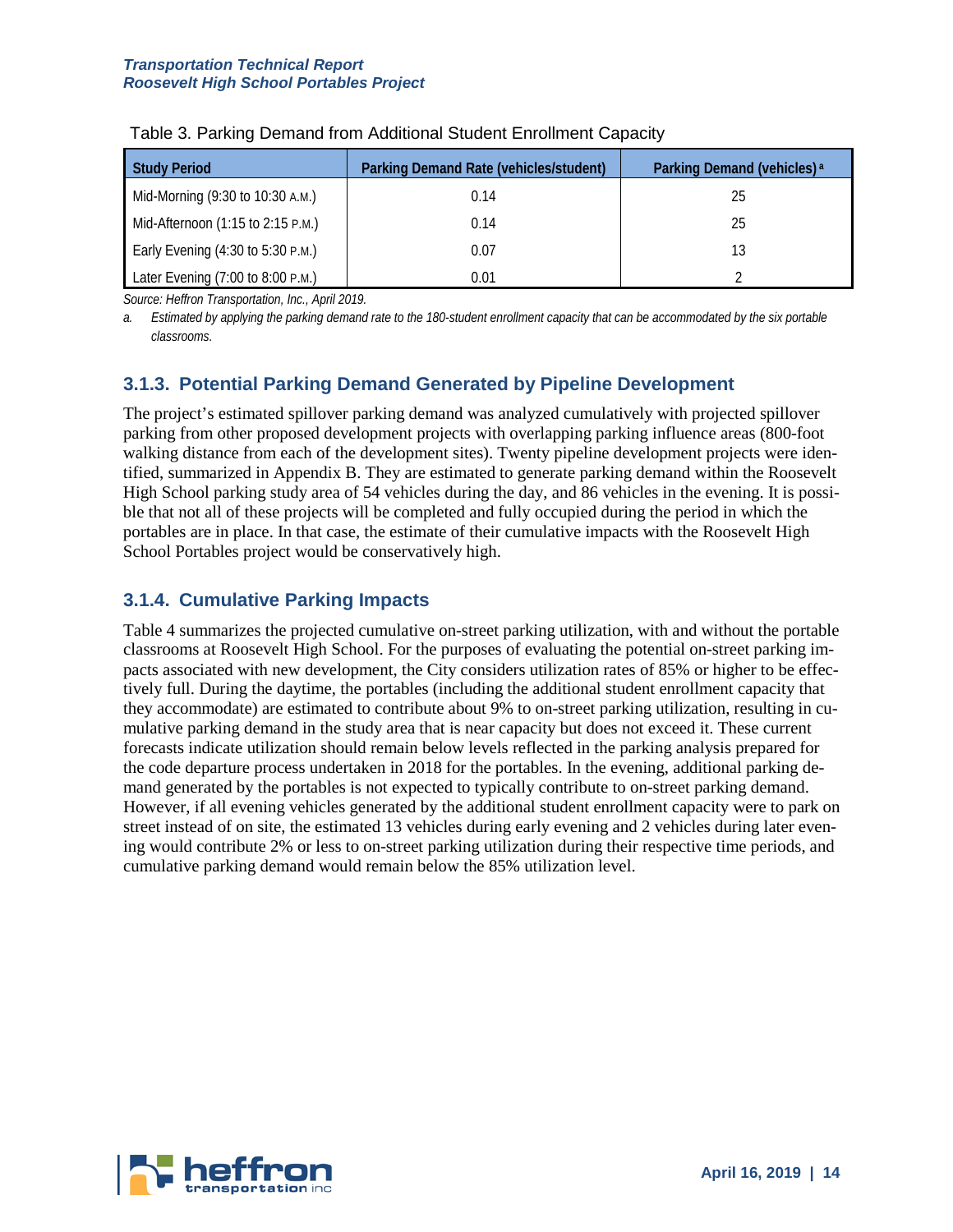Table 3. Parking Demand from Additional Student Enrollment Capacity

| Study Period | Parking Demand Rate (vehicles/student) | Parking Demand (vehicles) [a] |
|---|---|---|
| Mid-Morning (9:30 to 10:30 A.M.) | 0.14 | 25 |
| Mid-Afternoon (1:15 to 2:15 P.M.) | 0.14 | 25 |
| Early Evening (4:30 to 5:30 P.M.) | 0.07 | 13 |
| Later Evening (7:00 to 8:00 P.M.) | 0.01 | 2 |

*Source: Heffron Transportation, Inc., April 2019.*

*a. Estimated by applying the parking demand rate to the 180-student enrollment capacity that can be accommodated by the six portable classrooms.*

### 3.1.3. Potential Parking Demand Generated by Pipeline Development

The project's estimated spillover parking demand was analyzed cumulatively with projected spillover parking from other proposed development projects with overlapping parking influence areas (800-foot walking distance from each of the development sites). Twenty pipeline development projects were identified, summarized in Appendix B. They are estimated to generate parking demand within the Roosevelt High School parking study area of 54 vehicles during the day, and 86 vehicles in the evening. It is possible that not all of these projects will be completed and fully occupied during the period in which the portables are in place. In that case, the estimate of their cumulative impacts with the Roosevelt High School Portables project would be conservatively high.

### 3.1.4. Cumulative Parking Impacts

Table 4 summarizes the projected cumulative on-street parking utilization, with and without the portable classrooms at Roosevelt High School. For the purposes of evaluating the potential on-street parking impacts associated with new development, the City considers utilization rates of 85% or higher to be effectively full. During the daytime, the portables (including the additional student enrollment capacity that they accommodate) are estimated to contribute about 9% to on-street parking utilization, resulting in cumulative parking demand in the study area that is near capacity but does not exceed it. These current forecasts indicate utilization should remain below levels reflected in the parking analysis prepared for the code departure process undertaken in 2018 for the portables. In the evening, additional parking demand generated by the portables is not expected to typically contribute to on-street parking demand. However, if all evening vehicles generated by the additional student enrollment capacity were to park on street instead of on site, the estimated 13 vehicles during early evening and 2 vehicles during later evening would contribute 2% or less to on-street parking utilization during their respective time periods, and cumulative parking demand would remain below the 85% utilization level.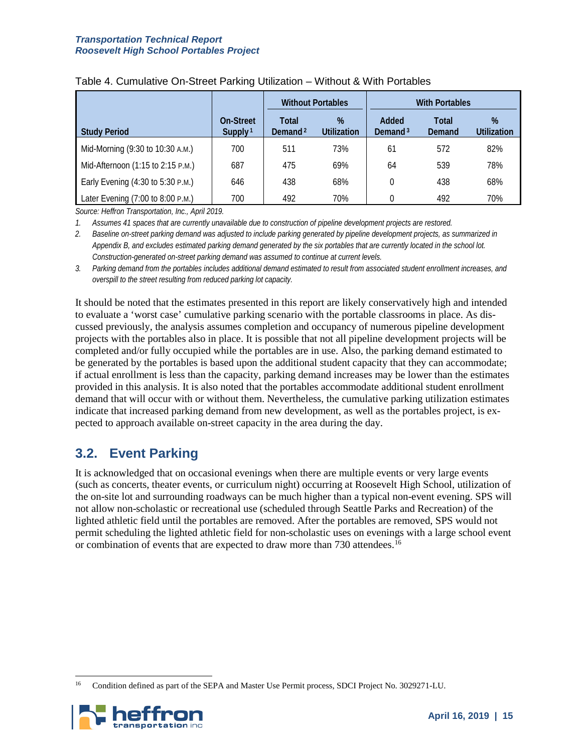Table 4. Cumulative On-Street Parking Utilization – Without & With Portables

| Study Period | On-Street Supply[1] | Without Portables | | With Portables | | |
|---|---|---|---|---|---|---|
| | | Total Demand[2] | % Utilization | Added Demand[3] | Total Demand | % Utilization |
| Mid-Morning (9:30 to 10:30 A.M.) | 700 | 511 | 73% | 61 | 572 | 82% |
| Mid-Afternoon (1:15 to 2:15 P.M.) | 687 | 475 | 69% | 64 | 539 | 78% |
| Early Evening (4:30 to 5:30 P.M.) | 646 | 438 | 68% | 0 | 438 | 68% |
| Later Evening (7:00 to 8:00 P.M.) | 700 | 492 | 70% | 0 | 492 | 70% |

*Source: Heffron Transportation, Inc., April 2019.*

1. *Assumes 41 spaces that are currently unavailable due to construction of pipeline development projects are restored.*
2. *Baseline on-street parking demand was adjusted to include parking generated by pipeline development projects, as summarized in Appendix B, and excludes estimated parking demand generated by the six portables that are currently located in the school lot. Construction-generated on-street parking demand was assumed to continue at current levels.*
3. *Parking demand from the portables includes additional demand estimated to result from associated student enrollment increases, and overspill to the street resulting from reduced parking lot capacity.*

It should be noted that the estimates presented in this report are likely conservatively high and intended to evaluate a 'worst case' cumulative parking scenario with the portable classrooms in place. As discussed previously, the analysis assumes completion and occupancy of numerous pipeline development projects with the portables also in place. It is possible that not all pipeline development projects will be completed and/or fully occupied while the portables are in use. Also, the parking demand estimated to be generated by the portables is based upon the additional student capacity that they can accommodate; if actual enrollment is less than the capacity, parking demand increases may be lower than the estimates provided in this analysis. It is also noted that the portables accommodate additional student enrollment demand that will occur with or without them. Nevertheless, the cumulative parking utilization estimates indicate that increased parking demand from new development, as well as the portables project, is expected to approach available on-street capacity in the area during the day.

## 3.2. Event Parking

It is acknowledged that on occasional evenings when there are multiple events or very large events (such as concerts, theater events, or curriculum night) occurring at Roosevelt High School, utilization of the on-site lot and surrounding roadways can be much higher than a typical non-event evening. SPS will not allow non-scholastic or recreational use (scheduled through Seattle Parks and Recreation) of the lighted athletic field until the portables are removed. After the portables are removed, SPS would not permit scheduling the lighted athletic field for non-scholastic uses on evenings with a large school event or combination of events that are expected to draw more than 730 attendees.[16]

[16] Condition defined as part of the SEPA and Master Use Permit process, SDCI Project No. 3029271-LU.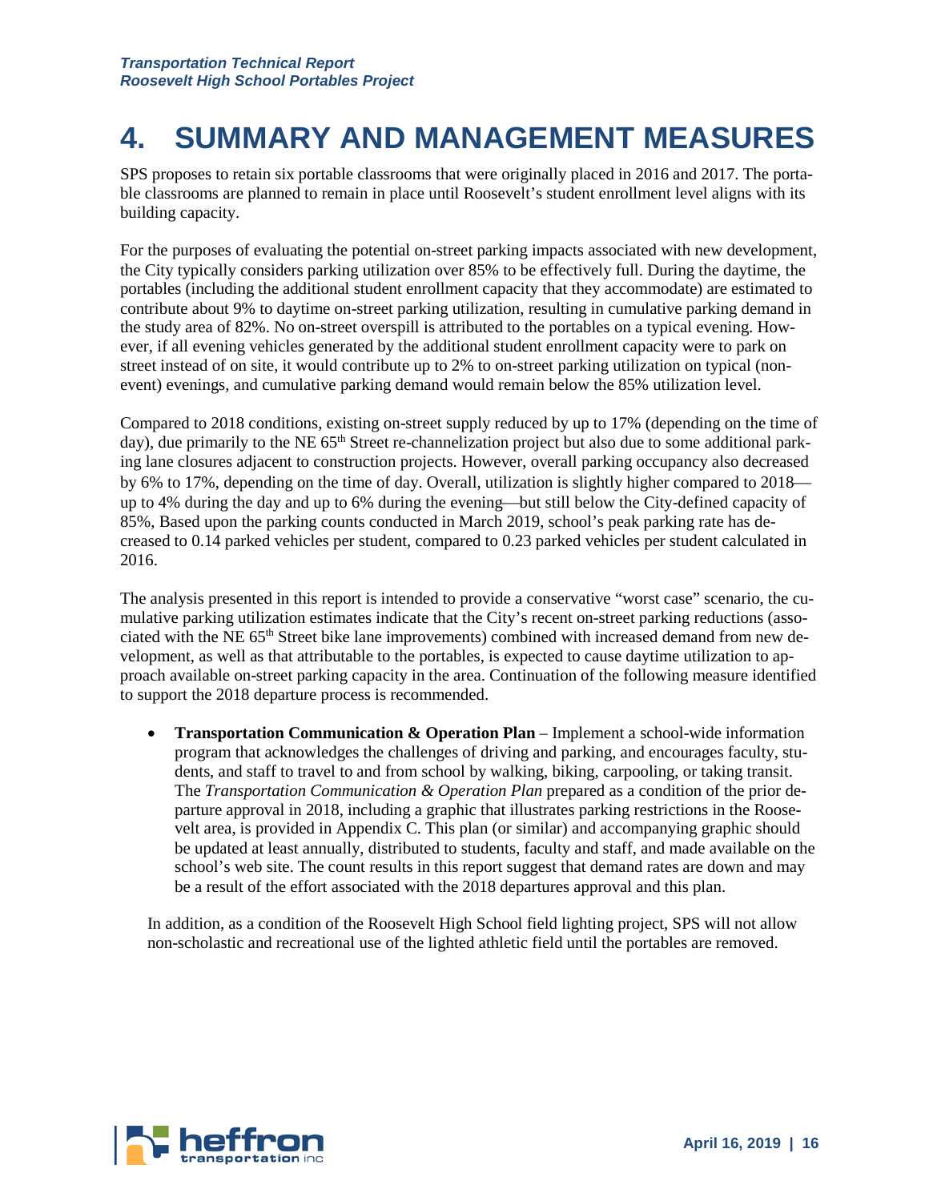# 4. SUMMARY AND MANAGEMENT MEASURES

SPS proposes to retain six portable classrooms that were originally placed in 2016 and 2017. The portable classrooms are planned to remain in place until Roosevelt's student enrollment level aligns with its building capacity.

For the purposes of evaluating the potential on-street parking impacts associated with new development, the City typically considers parking utilization over 85% to be effectively full. During the daytime, the portables (including the additional student enrollment capacity that they accommodate) are estimated to contribute about 9% to daytime on-street parking utilization, resulting in cumulative parking demand in the study area of 82%. No on-street overspill is attributed to the portables on a typical evening. However, if all evening vehicles generated by the additional student enrollment capacity were to park on street instead of on site, it would contribute up to 2% to on-street parking utilization on typical (non-event) evenings, and cumulative parking demand would remain below the 85% utilization level.

Compared to 2018 conditions, existing on-street supply reduced by up to 17% (depending on the time of day), due primarily to the NE 65th Street re-channelization project but also due to some additional parking lane closures adjacent to construction projects. However, overall parking occupancy also decreased by 6% to 17%, depending on the time of day. Overall, utilization is slightly higher compared to 2018—up to 4% during the day and up to 6% during the evening—but still below the City-defined capacity of 85%, Based upon the parking counts conducted in March 2019, school's peak parking rate has decreased to 0.14 parked vehicles per student, compared to 0.23 parked vehicles per student calculated in 2016.

The analysis presented in this report is intended to provide a conservative "worst case" scenario, the cumulative parking utilization estimates indicate that the City's recent on-street parking reductions (associated with the NE 65th Street bike lane improvements) combined with increased demand from new development, as well as that attributable to the portables, is expected to cause daytime utilization to approach available on-street parking capacity in the area. Continuation of the following measure identified to support the 2018 departure process is recommended.

- **Transportation Communication & Operation Plan** – Implement a school-wide information program that acknowledges the challenges of driving and parking, and encourages faculty, students, and staff to travel to and from school by walking, biking, carpooling, or taking transit. The *Transportation Communication & Operation Plan* prepared as a condition of the prior departure approval in 2018, including a graphic that illustrates parking restrictions in the Roosevelt area, is provided in Appendix C. This plan (or similar) and accompanying graphic should be updated at least annually, distributed to students, faculty and staff, and made available on the school's web site. The count results in this report suggest that demand rates are down and may be a result of the effort associated with the 2018 departures approval and this plan.

In addition, as a condition of the Roosevelt High School field lighting project, SPS will not allow non-scholastic and recreational use of the lighted athletic field until the portables are removed.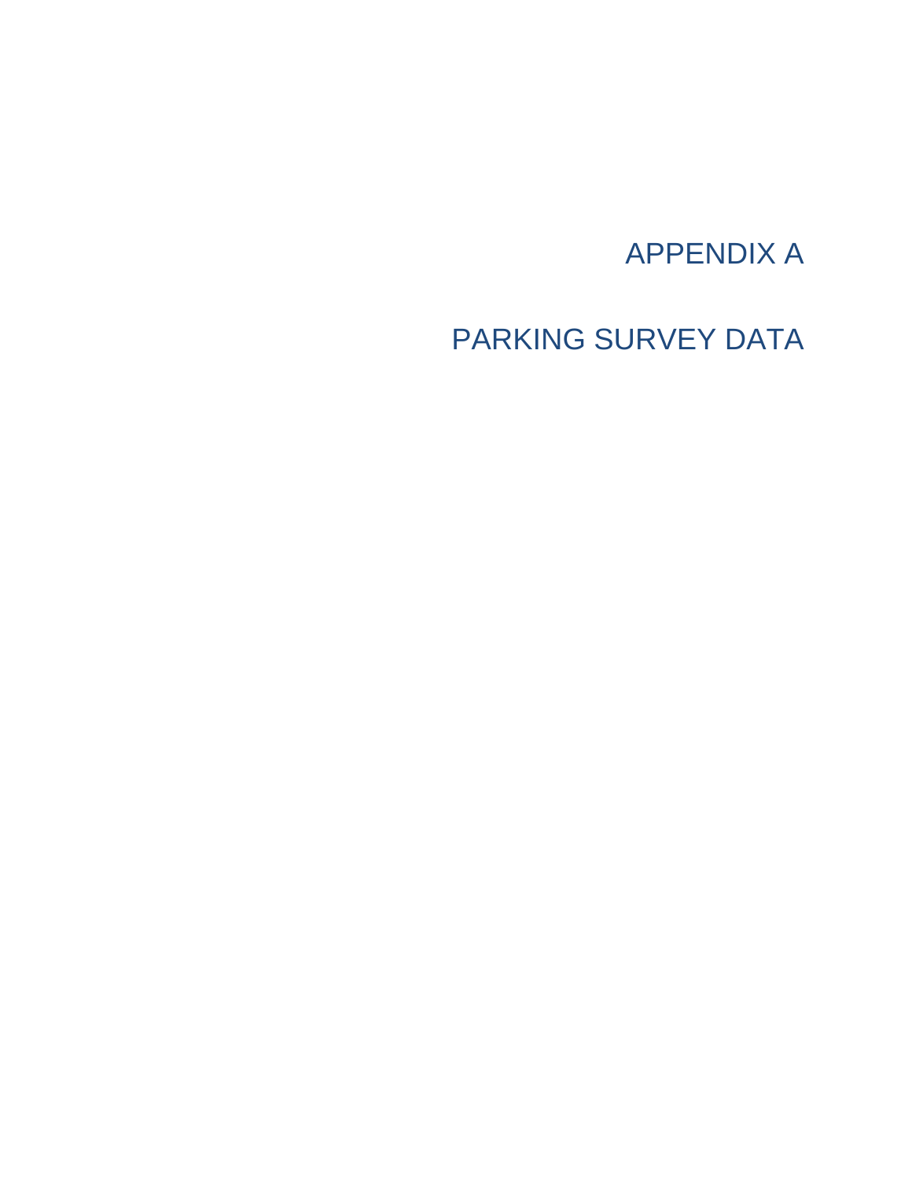# APPENDIX A

# PARKING SURVEY DATA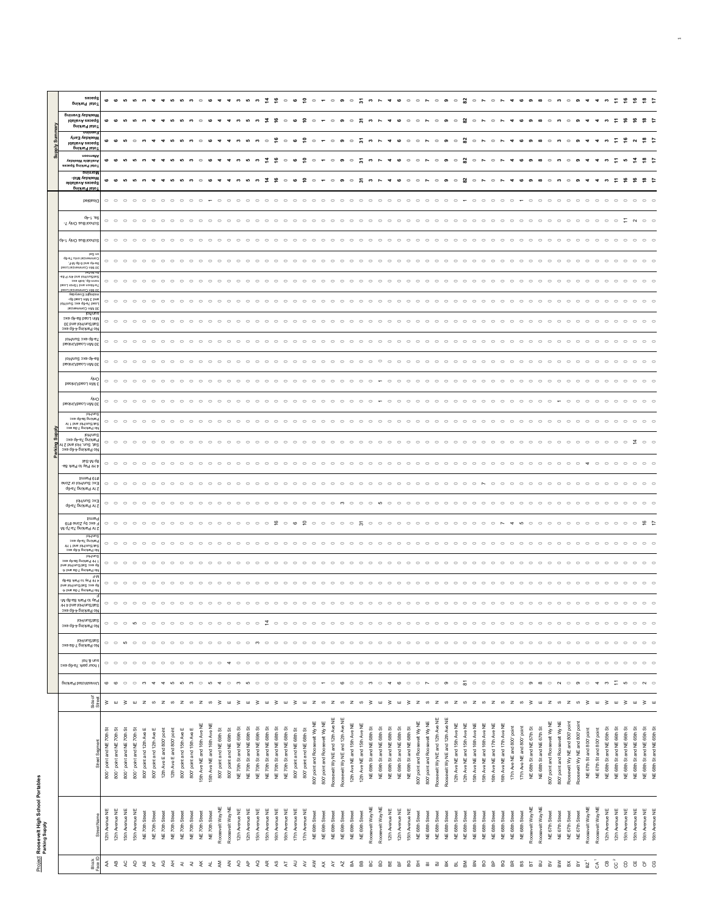**Project Roosevelt High School Portables**
**Parking Supply**

| Block Face ID | Street Name | Street Segment | Side of Street | Unrestricted Parking | 1 hour park 7a-6p exc sun & hol | No Parking 7-8a exc Sat/Sun/Hol | No Parking 4-6p exc Sat/Sun/Hol | No Parking 4-6p exc Sat/Sun/Hol and 4 Hr Pay to Park 8a-6p M-F | No Parking 7-9a and 4-6p exc Sat/Sun/Hol and 4 Hr Pay to Park 9a-6p M-F | No Parking 7-9a and 4-6p exc Sat/Sun/Hol and 1 Hr Parking 9a-4p exc Sun/Hol | No Parking 4-6p exc Sat/Sun/Hol and 1 Hr Parking 8a-6p exc Sun/Hol | 2 Hr Parking 7a-7p M-F exc by Zone #19 Permit | 2 Hr Parking 7a-6p Exc Sun/Hol | 2 Hr Parking 7a-6p Exc Sun/Hol or Zone #19 Permit | 4 Hr Pay to Park 8a-6p M-Sat | No Parking 4-6p exc Sat, Sun, Hol and 2 Hr Parking 7a-6p exc Sun/Hol | No Parking 7-8a exc Sat/Sun/Hol and 1 Hr Parking 8a-6p exc Sun/Hol | 30 Min Load/Unload Only | 3 Min Load/Unload Only | 30 Min Load/Unload 8a-6p exc Sun/Hol | 30 Min Load/Unload 7a-6p exc Sun/Hol | No Parking 4-6p exc Sat/Sun/Hol and 30 Min Load 8a-6p exc Sun/Hol | 30 Min Commercial Load 7a-6p exc Sun/Hol and 3 Min Load 6p-midnight Everyday | 30 Min Commercial Load 7a-Noon and 1 Hour Load noon-6p, both exc Sat/Sun/Hol and any P 4a-7a M-Sat | 30 Min Commercial Load 8a-4p and 6-8p M-F; Commercial only 7a-6p on Sat | School Bus Only 1-4p | School Bus Only 7-9a, 1-4p | Disabled | Total Parking Spaces Available Weekday Mid-Morning | Total Parking Spaces Available Weekday Afternoon | Total Parking Spaces Available Weekday Early Evening | Total Parking Spaces Available Weekday Evening | Total Parking Spaces |
|---|---|---|---|---|---|---|---|---|---|---|---|---|---|---|---|---|---|---|---|---|---|---|---|---|---|---|---|---|---|---|---|---|---|
| AA | 12th Avenue NE | 800' point and NE 70th St | W | 6 | 0 | 0 | 0 | 0 | 0 | 0 | 0 | 0 | 0 | 0 | 0 | 0 | 0 | 0 | 0 | 0 | 0 | 0 | 0 | 0 | 0 | 0 | 0 | 0 | 6 | 6 | 6 | 6 | 6 |
| AB | 12th Avenue NE | 800' point and NE 70th St | E | 6 | 0 | 0 | 0 | 0 | 0 | 0 | 0 | 0 | 0 | 0 | 0 | 0 | 0 | 0 | 0 | 0 | 0 | 0 | 0 | 0 | 0 | 0 | 0 | 0 | 6 | 6 | 6 | 6 | 6 |
| AC | 15th Avenue NE | 800' point and NE 70th St | W | 0 | 0 | 5 | 0 | 0 | 0 | 0 | 0 | 0 | 0 | 0 | 0 | 0 | 0 | 0 | 0 | 0 | 0 | 0 | 0 | 0 | 0 | 0 | 0 | 0 | 5 | 5 | 5 | 5 | 5 |
| AD | 15th Avenue NE | 800' point and NE 70th St | E | 0 | 0 | 0 | 5 | 0 | 0 | 0 | 0 | 0 | 0 | 0 | 0 | 0 | 0 | 0 | 0 | 0 | 0 | 0 | 0 | 0 | 0 | 0 | 0 | 0 | 5 | 5 | 0 | 5 | 5 |
| AE | NE 70th Street | 800' point and 12th Ave E | N | 3 | 0 | 0 | 0 | 0 | 0 | 0 | 0 | 0 | 0 | 0 | 0 | 0 | 0 | 0 | 0 | 0 | 0 | 0 | 0 | 0 | 0 | 0 | 0 | 0 | 3 | 3 | 3 | 3 | 3 |
| AF | NE 70th Street | 800' point and 12th Ave E | S | 4 | 0 | 0 | 0 | 0 | 0 | 0 | 0 | 0 | 0 | 0 | 0 | 0 | 0 | 0 | 0 | 0 | 0 | 0 | 0 | 0 | 0 | 0 | 0 | 0 | 4 | 4 | 4 | 4 | 4 |
| AG | NE 70th Street | 12th Ave E and 800' point | N | 4 | 0 | 0 | 0 | 0 | 0 | 0 | 0 | 0 | 0 | 0 | 0 | 0 | 0 | 0 | 0 | 0 | 0 | 0 | 0 | 0 | 0 | 0 | 0 | 0 | 4 | 4 | 4 | 4 | 4 |
| AH | NE 70th Street | 12th Ave E and 800' point | S | 5 | 0 | 0 | 0 | 0 | 0 | 0 | 0 | 0 | 0 | 0 | 0 | 0 | 0 | 0 | 0 | 0 | 0 | 0 | 0 | 0 | 0 | 0 | 0 | 0 | 5 | 5 | 5 | 5 | 5 |
| AI | NE 70th Street | 800' point and 15th Ave E | N | 5 | 0 | 0 | 0 | 0 | 0 | 0 | 0 | 0 | 0 | 0 | 0 | 0 | 0 | 0 | 0 | 0 | 0 | 0 | 0 | 0 | 0 | 0 | 0 | 0 | 5 | 5 | 5 | 5 | 5 |
| AJ | NE 70th Street | 800' point and 15th Ave E | S | 3 | 0 | 0 | 0 | 0 | 0 | 0 | 0 | 0 | 0 | 0 | 0 | 0 | 0 | 0 | 0 | 0 | 0 | 0 | 0 | 0 | 0 | 0 | 0 | 0 | 3 | 3 | 3 | 3 | 3 |
| AK | NE 70th Street | 15th Ave NE and 16th Ave NE | N | 0 | 0 | 0 | 0 | 0 | 0 | 0 | 0 | 0 | 0 | 0 | 0 | 0 | 0 | 0 | 0 | 0 | 0 | 0 | 0 | 0 | 0 | 0 | 0 | 0 | 0 | 0 | 0 | 0 | 0 |
| AL | NE 70th Street | 15th Ave NE and 16th Ave NE | S | 5 | 0 | 0 | 0 | 0 | 0 | 0 | 0 | 0 | 0 | 0 | 0 | 0 | 0 | 0 | 0 | 0 | 0 | 0 | 0 | 0 | 0 | 0 | 0 | 1 | 6 | 6 | 6 | 6 | 6 |
| AM | Roosevelt Way NE | 800' point and NE 69th St | W | 4 | 0 | 0 | 0 | 0 | 0 | 0 | 0 | 0 | 0 | 0 | 0 | 0 | 0 | 0 | 0 | 0 | 0 | 0 | 0 | 0 | 0 | 0 | 0 | 0 | 4 | 4 | 4 | 4 | 4 |
| AN | Roosevelt Way NE | 800' point and NE 69th St | E | 0 | 4 | 0 | 0 | 0 | 0 | 0 | 0 | 0 | 0 | 0 | 0 | 0 | 0 | 0 | 0 | 0 | 0 | 0 | 0 | 0 | 0 | 0 | 0 | 0 | 4 | 4 | 4 | 4 | 4 |
| AO | 12th Avenue NE | NE 70th St and NE 69th St | W | 3 | 0 | 0 | 0 | 0 | 0 | 0 | 0 | 0 | 0 | 0 | 0 | 0 | 0 | 0 | 0 | 0 | 0 | 0 | 0 | 0 | 0 | 0 | 0 | 0 | 3 | 3 | 3 | 3 | 3 |
| AP | 12th Avenue NE | NE 70th St and NE 69th St | E | 5 | 0 | 0 | 0 | 0 | 0 | 0 | 0 | 0 | 0 | 0 | 0 | 0 | 0 | 0 | 0 | 0 | 0 | 0 | 0 | 0 | 0 | 0 | 0 | 0 | 5 | 5 | 5 | 5 | 5 |
| AQ | 15th Avenue NE | NE 70th St and NE 69th St | W | 0 | 0 | 3 | 0 | 0 | 0 | 0 | 0 | 0 | 0 | 0 | 0 | 0 | 0 | 0 | 0 | 0 | 0 | 0 | 0 | 0 | 0 | 0 | 0 | 0 | 3 | 3 | 3 | 3 | 3 |
| AR | 15th Avenue NE | NE 70th St and NE 69th St | E | 0 | 0 | 0 | 14 | 0 | 0 | 0 | 0 | 0 | 0 | 0 | 0 | 0 | 0 | 0 | 0 | 0 | 0 | 0 | 0 | 0 | 0 | 0 | 0 | 0 | 14 | 14 | 0 | 14 | 14 |
| AS | 16th Avenue NE | NE 70th St and NE 68th St | W | 0 | 0 | 0 | 0 | 0 | 0 | 0 | 0 | 16 | 0 | 0 | 0 | 0 | 0 | 0 | 0 | 0 | 0 | 0 | 0 | 0 | 0 | 0 | 0 | 0 | 16 | 16 | 16 | 16 | 16 |
| AT | 16th Avenue NE | NE 70th St and NE 68th St | E | 0 | 0 | 0 | 0 | 0 | 0 | 0 | 0 | 0 | 0 | 0 | 0 | 0 | 0 | 0 | 0 | 0 | 0 | 0 | 0 | 0 | 0 | 0 | 0 | 0 | 0 | 0 | 0 | 0 | 0 |
| AU | 17th Avenue NE | NE 70th St and NE 68th St | W | 0 | 0 | 0 | 0 | 0 | 0 | 0 | 0 | 6 | 0 | 0 | 0 | 0 | 0 | 0 | 0 | 0 | 0 | 0 | 0 | 0 | 0 | 0 | 0 | 0 | 6 | 6 | 6 | 6 | 6 |
| AV | 17th Avenue NE | 800' point and NE 68th St | E | 0 | 0 | 0 | 0 | 0 | 0 | 0 | 0 | 10 | 0 | 0 | 0 | 0 | 0 | 0 | 0 | 0 | 0 | 0 | 0 | 0 | 0 | 0 | 0 | 0 | 10 | 10 | 10 | 10 | 10 |
| AW | NE 69th Street | 800' point and Roosevelt Wy NE | N | 0 | 0 | 0 | 0 | 0 | 0 | 0 | 0 | 0 | 0 | 0 | 0 | 0 | 0 | 0 | 0 | 0 | 0 | 0 | 0 | 0 | 0 | 0 | 0 | 0 | 0 | 0 | 0 | 0 | 0 |
| AX | NE 69th Street | 800' point and Roosevelt Wy NE | S | 1 | 0 | 0 | 0 | 0 | 0 | 0 | 0 | 0 | 0 | 0 | 0 | 0 | 0 | 0 | 0 | 0 | 0 | 0 | 0 | 0 | 0 | 0 | 0 | 0 | 1 | 1 | 1 | 1 | 1 |
| AY | NE 69th Street | Roosevelt Wy NE and 12th Ave NE | N | 0 | 0 | 0 | 0 | 0 | 0 | 0 | 0 | 0 | 0 | 0 | 0 | 0 | 0 | 0 | 0 | 0 | 0 | 0 | 0 | 0 | 0 | 0 | 0 | 0 | 0 | 0 | 0 | 0 | 0 |
| AZ | NE 69th Street | Roosevelt Wy NE and 12th Ave NE | S | 6 | 0 | 0 | 0 | 0 | 0 | 0 | 0 | 0 | 3 | 0 | 0 | 0 | 0 | 0 | 0 | 0 | 0 | 0 | 0 | 0 | 0 | 0 | 0 | 0 | 9 | 9 | 9 | 9 | 9 |
| BA | NE 69th Street | 12th Ave NE and 15th Ave NE | N | 0 | 0 | 0 | 0 | 0 | 0 | 0 | 0 | 0 | 0 | 0 | 0 | 0 | 0 | 0 | 0 | 0 | 0 | 0 | 0 | 0 | 0 | 0 | 0 | 0 | 0 | 0 | 0 | 0 | 0 |
| BB | NE 69th Street | 12th Ave NE and 15th Ave NE | S | 0 | 0 | 0 | 0 | 0 | 0 | 0 | 0 | 31 | 0 | 0 | 0 | 0 | 0 | 0 | 0 | 0 | 0 | 0 | 0 | 0 | 0 | 0 | 0 | 0 | 31 | 31 | 31 | 31 | 31 |
| BC | Roosevelt Way NE | NE 69th St and NE 68th St | W | 3 | 0 | 0 | 0 | 0 | 0 | 0 | 0 | 0 | 0 | 0 | 0 | 0 | 0 | 0 | 0 | 0 | 0 | 0 | 0 | 0 | 0 | 0 | 0 | 0 | 3 | 3 | 3 | 3 | 3 |
| BD | Roosevelt Way NE | NE 69th St and NE 68th St | E | 0 | 0 | 0 | 0 | 0 | 0 | 0 | 0 | 0 | 5 | 0 | 0 | 0 | 0 | 1 | 1 | 0 | 0 | 0 | 0 | 0 | 0 | 0 | 0 | 0 | 7 | 7 | 7 | 7 | 7 |
| BE | 12th Avenue NE | NE 69th St and NE 68th St | W | 4 | 0 | 0 | 0 | 0 | 0 | 0 | 0 | 0 | 0 | 0 | 0 | 0 | 0 | 0 | 0 | 0 | 0 | 0 | 0 | 0 | 0 | 0 | 0 | 0 | 4 | 4 | 4 | 4 | 4 |
| BF | 12th Avenue NE | NE 69th St and NE 68th St | E | 6 | 0 | 0 | 0 | 0 | 0 | 0 | 0 | 0 | 0 | 0 | 0 | 0 | 0 | 0 | 0 | 0 | 0 | 0 | 0 | 0 | 0 | 0 | 0 | 0 | 6 | 6 | 6 | 6 | 6 |
| BG | 15th Avenue NE | NE 69th St and NE 68th St | W | 0 | 0 | 0 | 0 | 0 | 0 | 0 | 0 | 0 | 0 | 0 | 0 | 0 | 0 | 0 | 0 | 0 | 0 | 0 | 0 | 0 | 0 | 0 | 0 | 0 | 0 | 0 | 0 | 0 | 0 |
| BH | NE 68th Street | 800' point and Roosevelt Wy NE | N | 0 | 0 | 0 | 0 | 0 | 0 | 0 | 0 | 0 | 0 | 0 | 0 | 0 | 0 | 0 | 0 | 0 | 0 | 0 | 0 | 0 | 0 | 0 | 0 | 0 | 0 | 0 | 0 | 0 | 0 |
| BI | NE 68th Street | 800' point and Roosevelt Wy NE | S | 7 | 0 | 0 | 0 | 0 | 0 | 0 | 0 | 0 | 0 | 0 | 0 | 0 | 0 | 0 | 0 | 0 | 0 | 0 | 0 | 0 | 0 | 0 | 0 | 0 | 7 | 7 | 7 | 7 | 7 |
| BJ | NE 68th Street | Roosevelt Wy NE and 12th Ave NE | N | 0 | 0 | 0 | 0 | 0 | 0 | 0 | 0 | 0 | 0 | 0 | 0 | 0 | 0 | 0 | 0 | 0 | 0 | 0 | 0 | 0 | 0 | 0 | 0 | 0 | 0 | 0 | 0 | 0 | 0 |
| BK | NE 68th Street | Roosevelt Wy NE and 12th Ave NE | S | 9 | 0 | 0 | 0 | 0 | 0 | 0 | 0 | 0 | 0 | 0 | 0 | 0 | 0 | 0 | 0 | 0 | 0 | 0 | 0 | 0 | 0 | 0 | 0 | 0 | 9 | 9 | 9 | 9 | 9 |
| BL | NE 68th Street | 12th Ave NE and 15th Ave NE | N | 0 | 0 | 0 | 0 | 0 | 0 | 0 | 0 | 0 | 0 | 0 | 0 | 0 | 0 | 0 | 0 | 0 | 0 | 0 | 0 | 0 | 0 | 0 | 0 | 0 | 0 | 0 | 0 | 0 | 0 |
| BM | NE 68th Street | 12th Ave NE and 15th Ave NE | S | 81 | 0 | 0 | 0 | 0 | 0 | 0 | 0 | 0 | 0 | 0 | 0 | 0 | 0 | 0 | 0 | 0 | 0 | 0 | 0 | 0 | 0 | 0 | 0 | 1 | 82 | 82 | 82 | 82 | 82 |
| BN | NE 68th Street | 15th Ave NE and 16th Ave NE | N | 0 | 0 | 0 | 0 | 0 | 0 | 0 | 0 | 0 | 0 | 0 | 0 | 0 | 0 | 0 | 0 | 0 | 0 | 0 | 0 | 0 | 0 | 0 | 0 | 0 | 0 | 0 | 0 | 0 | 0 |
| BO | NE 68th Street | 15th Ave NE and 16th Ave NE | S | 0 | 0 | 0 | 0 | 0 | 0 | 0 | 0 | 0 | 0 | 7 | 0 | 0 | 0 | 0 | 0 | 0 | 0 | 0 | 0 | 0 | 0 | 0 | 0 | 0 | 7 | 7 | 7 | 7 | 7 |
| BP | NE 68th Street | 16th Ave NE and 17th Ave NE | N | 0 | 0 | 0 | 0 | 0 | 0 | 0 | 0 | 0 | 0 | 0 | 0 | 0 | 0 | 0 | 0 | 0 | 0 | 0 | 0 | 0 | 0 | 0 | 0 | 0 | 0 | 0 | 0 | 0 | 0 |
| BQ | NE 68th Street | 16th Ave NE and 17th Ave NE | S | 0 | 0 | 0 | 0 | 0 | 0 | 0 | 0 | 7 | 0 | 0 | 0 | 0 | 0 | 0 | 0 | 0 | 0 | 0 | 0 | 0 | 0 | 0 | 0 | 0 | 7 | 7 | 7 | 7 | 7 |
| BR | NE 68th Street | 17th Ave NE and 800' point | N | 0 | 0 | 0 | 0 | 0 | 0 | 0 | 0 | 4 | 0 | 0 | 0 | 0 | 0 | 0 | 0 | 0 | 0 | 0 | 0 | 0 | 0 | 0 | 0 | 0 | 4 | 4 | 4 | 4 | 4 |
| BS | NE 68th Street | 17th Ave NE and 800' point | S | 0 | 0 | 0 | 0 | 0 | 0 | 0 | 0 | 5 | 0 | 0 | 0 | 0 | 0 | 0 | 0 | 0 | 0 | 0 | 0 | 0 | 0 | 0 | 0 | 1 | 6 | 6 | 6 | 6 | 6 |
| BT | Roosevelt Way NE | NE 68th St and NE 67th St | W | 9 | 0 | 0 | 0 | 0 | 0 | 0 | 0 | 0 | 0 | 0 | 0 | 0 | 0 | 0 | 0 | 0 | 0 | 0 | 0 | 0 | 0 | 0 | 0 | 0 | 9 | 9 | 9 | 9 | 9 |
| BU | Roosevelt Way NE | NE 68th St and NE 67th St | E | 8 | 0 | 0 | 0 | 0 | 0 | 0 | 0 | 0 | 0 | 0 | 0 | 0 | 0 | 0 | 0 | 0 | 0 | 0 | 0 | 0 | 0 | 0 | 0 | 0 | 8 | 8 | 8 | 8 | 8 |
| BV | NE 67th Street | 800' point and Roosevelt Wy NE | N | 0 | 0 | 0 | 0 | 0 | 0 | 0 | 0 | 0 | 0 | 0 | 0 | 0 | 0 | 0 | 0 | 0 | 0 | 0 | 0 | 0 | 0 | 0 | 0 | 0 | 0 | 0 | 0 | 0 | 0 |
| BW | NE 67th Street | 800' point and Roosevelt Wy NE | S | 2 | 0 | 0 | 0 | 0 | 0 | 0 | 0 | 0 | 0 | 0 | 0 | 0 | 0 | 1 | 0 | 0 | 0 | 0 | 0 | 0 | 0 | 0 | 0 | 0 | 3 | 3 | 3 | 3 | 3 |
| BX | NE 67th Street | Roosevelt Wy NE and 800' point | N | 0 | 0 | 0 | 0 | 0 | 0 | 0 | 0 | 0 | 0 | 0 | 0 | 0 | 0 | 0 | 0 | 0 | 0 | 0 | 0 | 0 | 0 | 0 | 0 | 0 | 0 | 0 | 0 | 0 | 0 |
| BY | NE 67th Street | Roosevelt Wy NE and 800' point | S | 9 | 0 | 0 | 0 | 0 | 0 | 0 | 0 | 0 | 0 | 0 | 0 | 0 | 0 | 0 | 0 | 0 | 0 | 0 | 0 | 0 | 0 | 0 | 0 | 0 | 9 | 9 | 9 | 9 | 9 |
| BZ [1] | Roosevelt Way NE | NE 67th St and 800' point | W | 0 | 0 | 0 | 0 | 0 | 0 | 0 | 0 | 0 | 0 | 0 | 4 | 0 | 0 | 0 | 0 | 0 | 0 | 0 | 0 | 0 | 0 | 0 | 0 | 0 | 4 | 4 | 4 | 4 | 4 |
| CA [2] | Roosevelt Way NE | NE 67th St and 800' point | E | 4 | 0 | 0 | 0 | 0 | 0 | 0 | 0 | 0 | 0 | 0 | 0 | 0 | 0 | 0 | 0 | 0 | 0 | 0 | 0 | 0 | 0 | 0 | 0 | 0 | 4 | 4 | 4 | 4 | 4 |
| CB | 12th Avenue NE | NE 68th St and NE 65th St | W | 3 | 0 | 0 | 0 | 0 | 0 | 0 | 0 | 0 | 0 | 0 | 0 | 0 | 0 | 0 | 0 | 0 | 0 | 0 | 0 | 0 | 0 | 0 | 0 | 0 | 3 | 3 | 3 | 3 | 3 |
| CC [2] | 12th Avenue NE | NE 68th St and NE 65th St | E | 11 | 0 | 0 | 0 | 0 | 0 | 0 | 0 | 0 | 0 | 0 | 0 | 0 | 0 | 0 | 0 | 0 | 0 | 0 | 0 | 0 | 0 | 0 | 0 | 0 | 11 | 11 | 11 | 11 | 11 |
| CD | 15th Avenue NE | NE 68th St and NE 65th St | W | 5 | 0 | 0 | 0 | 0 | 0 | 0 | 0 | 0 | 0 | 0 | 0 | 0 | 0 | 0 | 0 | 0 | 0 | 0 | 0 | 0 | 0 | 0 | 11 | 0 | 16 | 5 | 16 | 16 | 16 |
| CE | 15th Avenue NE | NE 68th St and NE 65th St | E | 0 | 0 | 0 | 0 | 0 | 0 | 0 | 0 | 0 | 0 | 0 | 0 | 14 | 0 | 0 | 0 | 0 | 0 | 0 | 0 | 0 | 0 | 0 | 2 | 0 | 16 | 14 | 2 | 16 | 16 |
| CF | 16th Avenue NE | NE 68th St and NE 65th St | W | 2 | 0 | 0 | 0 | 0 | 0 | 0 | 0 | 16 | 0 | 0 | 0 | 0 | 0 | 0 | 0 | 0 | 0 | 0 | 0 | 0 | 0 | 0 | 0 | 0 | 18 | 18 | 18 | 18 | 18 |
| CG | 16th Avenue NE | NE 68th St and NE 65th St | E | 0 | 0 | 0 | 0 | 0 | 0 | 0 | 0 | 17 | 0 | 0 | 0 | 0 | 0 | 0 | 0 | 0 | 0 | 0 | 0 | 0 | 0 | 0 | 0 | 0 | 17 | 17 | 17 | 17 | 17 |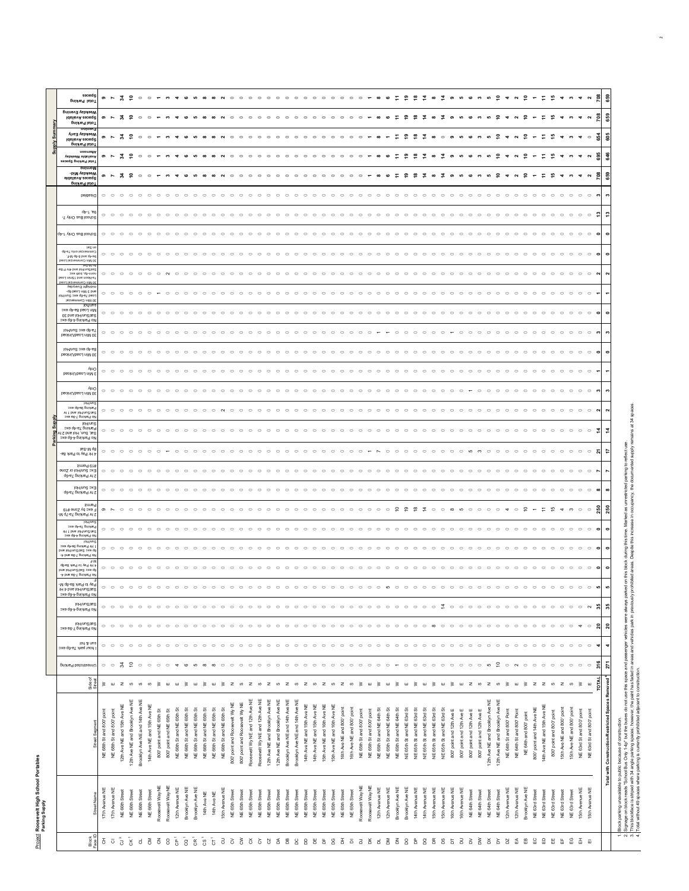**Project Roosevelt High School Portables**
**Parking Supply**

| Block Face ID | Street Name | Street Segment | Side of Street | Unrestricted Parking | 1 hour park 7a-6p exc Sun & hol | No Parking 7-9a exc Sat/Sun/Hol | No Parking 4-6p exc Sat/Sun/Hol | No Parking 4-6p exc Sat/Sun/Hol and 4 Hr Pay to Park 8a-6p M-F | No Parking 7-9a and 4-6p exc Sat/Sun/Hol and 4 Hr Pay to Park 8a-6p M-F | No Parking 7-9a and 4-6p exc Sat/Sun/Hol and 1 Hr Parking 9a-4p exc Sun/Hol | No Parking 4-6p exc Sat/Sun/Hol and 1 Hr Parking 9a-6p exc Sun/Hol | 2 Hr Parking 7a-7p M-F exc by Zone #19 Permit | 2 Hr Parking 7a-6p Exc Sun/Hol | 2 Hr Parking 7a-6p Exc Sun/Hol or Zone #19 Permit | 4 Hr Pay to Park 8a-6p M-Sat | No Parking 4-6p exc Sat, Sun, Hol and 2 Hr Parking 7a-4p exc Sun/Hol | No Parking 7-9a exc Sat/Sun/Hol and 1 Hr Parking 9a-6p exc Sun/Hol | 30 Min Load/Unload Only | 3 Min Load/Unload Only | 30 Min Load/Unload 8a-6p exc Sun/Hol | 30 Min Load/Unload 7a-6p exc Sun/Hol | No Parking 4-6p exc Sat/Sun/Hol and 30 Min Load 8a-4p exc Sun/Hol | 30 Min Commercial Load 7a-6p exc Sun/Hol and 3 Min Load 6p-midnight Everyday | 30 Min Commercial Load 7a-noon and 1 hr noon-6p, both exc Sat/Sun/Hol and 4hr P 8a-6p M-Sat | 30 Min Commercial Load 6a-4p and 6-8p M-F, Commercial only 7a-6p on Sat | School Bus Only 7-4p | School Bus Only 7-9a, 1-4p | Disabled | Total Parking Spaces Available Weekday Mid-Morning | Total Parking Spaces Available Weekday Afternoon | Total Parking Spaces Available Weekday Early Evening | Total Parking Spaces Available Weekday Evening | Total Parking Spaces |
|---|---|---|---|---|---|---|---|---|---|---|---|---|---|---|---|---|---|---|---|---|---|---|---|---|---|---|---|---|---|---|---|---|---|
| | | | | **Parking Supply** | | | | | | | | | | | | | | | | | | | | | | | | | **Supply Summary** | | | | |
| CH | 17th Avenue NE | NE 68th St and 800' point | W | 0 | 0 | 0 | 0 | 0 | 0 | 0 | 0 | 9 | 0 | 0 | 0 | 0 | 0 | 0 | 0 | 0 | 0 | 0 | 0 | 0 | 0 | 0 | 0 | 0 | 9 | 9 | 9 | 9 | 9 |
| CI | 17th Avenue NE | NE 68th St and 800' point | E | 0 | 0 | 0 | 0 | 0 | 0 | 0 | 0 | 7 | 0 | 0 | 0 | 0 | 0 | 0 | 0 | 0 | 0 | 0 | 0 | 0 | 0 | 0 | 0 | 0 | 7 | 7 | 7 | 7 | 7 |
| CJ [3] | NE 66th Street | 12th Ave NE and 15th Ave NE | N | 34 | 0 | 0 | 0 | 0 | 0 | 0 | 0 | 0 | 0 | 0 | 0 | 0 | 0 | 0 | 0 | 0 | 0 | 0 | 0 | 0 | 0 | 0 | 0 | 0 | 34 | 34 | 34 | 34 | 34 |
| CK [1] | NE 66th Street | 12th Ave NE and Brooklyn Ave NE | S | 10 | 0 | 0 | 0 | 0 | 0 | 0 | 0 | 0 | 0 | 0 | 0 | 0 | 0 | 0 | 0 | 0 | 0 | 0 | 0 | 0 | 0 | 0 | 0 | 0 | 10 | 10 | 10 | 10 | 10 |
| CL | NE 66th Street | Brooklyn Ave NE and 14th Ave NE | S | 0 | 0 | 0 | 0 | 0 | 0 | 0 | 0 | 0 | 0 | 0 | 0 | 0 | 0 | 0 | 0 | 0 | 0 | 0 | 0 | 0 | 0 | 0 | 0 | 0 | 0 | 0 | 0 | 0 | 0 |
| CM | NE 66th Street | 14th Ave NE and 15th Ave NE | S | 0 | 0 | 0 | 0 | 0 | 0 | 0 | 0 | 0 | 0 | 0 | 0 | 0 | 0 | 0 | 0 | 0 | 0 | 0 | 0 | 0 | 0 | 0 | 0 | 0 | 0 | 0 | 0 | 0 | 0 |
| CN | Roosevelt Way NE | 800' point and NE 66th St | W | 0 | 0 | 0 | 0 | 0 | 0 | 0 | 0 | 0 | 0 | 0 | 0 | 0 | 0 | 0 | 0 | 0 | 0 | 0 | 1 | 0 | 0 | 0 | 0 | 0 | 1 | 1 | 1 | 1 | 1 |
| CO | Roosevelt Way NE | 800' point and NE 66th St | E | 0 | 0 | 0 | 0 | 0 | 0 | 0 | 0 | 0 | 0 | 0 | 1 | 0 | 0 | 0 | 0 | 0 | 0 | 0 | 0 | 2 | 0 | 0 | 0 | 0 | 3 | 3 | 3 | 3 | 3 |
| CP [1] | 12th Avenue NE | NE 66th St and NE 65th St | E | 4 | 0 | 0 | 0 | 0 | 0 | 0 | 0 | 0 | 0 | 0 | 0 | 0 | 0 | 0 | 0 | 0 | 0 | 0 | 0 | 0 | 0 | 0 | 0 | 0 | 4 | 4 | 4 | 4 | 4 |
| CQ [1] | Brooklyn Ave NE | NE 66th St and NE 65th St | W | 6 | 0 | 0 | 0 | 0 | 0 | 0 | 0 | 0 | 0 | 0 | 0 | 0 | 0 | 0 | 0 | 0 | 0 | 0 | 0 | 0 | 0 | 0 | 0 | 0 | 6 | 6 | 6 | 6 | 6 |
| CR [1] | Brooklyn Ave NE | NE 66th St and NE 65th St | E | 5 | 0 | 0 | 0 | 0 | 0 | 0 | 0 | 0 | 0 | 0 | 0 | 0 | 0 | 0 | 0 | 0 | 0 | 0 | 0 | 0 | 0 | 0 | 0 | 0 | 5 | 5 | 5 | 5 | 5 |
| CS [1] | 14th Ave NE | NE 66th St and NE 65th St | W | 8 | 0 | 0 | 0 | 0 | 0 | 0 | 0 | 0 | 0 | 0 | 0 | 0 | 0 | 0 | 0 | 0 | 0 | 0 | 0 | 0 | 0 | 0 | 0 | 0 | 8 | 8 | 8 | 8 | 8 |
| CT [1] | 14th Ave NE | NE 66th St and NE 65th St | E | 8 | 0 | 0 | 0 | 0 | 0 | 0 | 0 | 0 | 0 | 0 | 0 | 0 | 0 | 0 | 0 | 0 | 0 | 0 | 0 | 0 | 0 | 0 | 0 | 0 | 8 | 8 | 8 | 8 | 8 |
| CU | 15th Avenue NE | NE 66th St and NE 65th St | W | 0 | 0 | 0 | 0 | 0 | 0 | 0 | 0 | 0 | 0 | 0 | 0 | 0 | 2 | 0 | 0 | 0 | 0 | 0 | 0 | 0 | 0 | 0 | 0 | 0 | 2 | 2 | 2 | 2 | 2 |
| CV | NE 65th Street | 800' point and Roosevelt Wy NE | N | 0 | 0 | 0 | 0 | 0 | 0 | 0 | 0 | 0 | 0 | 0 | 0 | 0 | 0 | 0 | 0 | 0 | 0 | 0 | 0 | 0 | 0 | 0 | 0 | 0 | 0 | 0 | 0 | 0 | 0 |
| CW | NE 65th Street | 800' point and Roosevelt Wy NE | S | 0 | 0 | 0 | 0 | 0 | 0 | 0 | 0 | 0 | 0 | 0 | 0 | 0 | 0 | 0 | 0 | 0 | 0 | 0 | 0 | 0 | 0 | 0 | 0 | 0 | 0 | 0 | 0 | 0 | 0 |
| CX | NE 65th Street | Roosevelt Wy NE and 12th Ave NE | N | 0 | 0 | 0 | 0 | 0 | 0 | 0 | 0 | 0 | 0 | 0 | 0 | 0 | 0 | 0 | 0 | 0 | 0 | 0 | 0 | 0 | 0 | 0 | 0 | 0 | 0 | 0 | 0 | 0 | 0 |
| CY | NE 65th Street | Roosevelt Wy NE and 12th Ave NE | S | 0 | 0 | 0 | 0 | 0 | 0 | 0 | 0 | 0 | 0 | 0 | 0 | 0 | 0 | 0 | 0 | 0 | 0 | 0 | 0 | 0 | 0 | 0 | 0 | 0 | 0 | 0 | 0 | 0 | 0 |
| CZ | NE 65th Street | 12th Ave NE and Brooklyn Ave NE | N | 0 | 0 | 0 | 0 | 0 | 0 | 0 | 0 | 0 | 0 | 0 | 0 | 0 | 0 | 0 | 0 | 0 | 0 | 0 | 0 | 0 | 0 | 0 | 0 | 0 | 0 | 0 | 0 | 0 | 0 |
| DA | NE 65th Street | 12th Ave NE and Brooklyn Ave NE | S | 0 | 0 | 0 | 0 | 0 | 0 | 0 | 0 | 0 | 0 | 0 | 0 | 0 | 0 | 0 | 0 | 0 | 0 | 0 | 0 | 0 | 0 | 0 | 0 | 0 | 0 | 0 | 0 | 0 | 0 |
| DB | NE 65th Street | Brooklyn Ave NE and 14th Ave NE | N | 0 | 0 | 0 | 0 | 0 | 0 | 0 | 0 | 0 | 0 | 0 | 0 | 0 | 0 | 0 | 0 | 0 | 0 | 0 | 0 | 0 | 0 | 0 | 0 | 0 | 0 | 0 | 0 | 0 | 0 |
| DC | NE 65th Street | Brooklyn Ave NE and 14th Ave NE | S | 0 | 0 | 0 | 0 | 0 | 0 | 0 | 0 | 0 | 0 | 0 | 0 | 0 | 0 | 0 | 0 | 0 | 0 | 0 | 0 | 0 | 0 | 0 | 0 | 0 | 0 | 0 | 0 | 0 | 0 |
| DD | NE 65th Street | 14th Ave NE and 15th Ave NE | N | 0 | 0 | 0 | 0 | 0 | 0 | 0 | 0 | 0 | 0 | 0 | 0 | 0 | 0 | 0 | 0 | 0 | 0 | 0 | 0 | 0 | 0 | 0 | 0 | 0 | 0 | 0 | 0 | 0 | 0 |
| DE | NE 65th Street | 14th Ave NE and 15th Ave NE | S | 0 | 0 | 0 | 0 | 0 | 0 | 0 | 0 | 0 | 0 | 0 | 0 | 0 | 0 | 0 | 0 | 0 | 0 | 0 | 0 | 0 | 0 | 0 | 0 | 0 | 0 | 0 | 0 | 0 | 0 |
| DF | NE 65th Street | 15th Ave NE and 16th Ave NE | N | 0 | 0 | 0 | 0 | 0 | 0 | 0 | 0 | 0 | 0 | 0 | 0 | 0 | 0 | 0 | 0 | 0 | 0 | 0 | 0 | 0 | 0 | 0 | 0 | 0 | 0 | 0 | 0 | 0 | 0 |
| DG | NE 65th Street | 15th Ave NE and 16th Ave NE | S | 0 | 0 | 0 | 0 | 0 | 0 | 0 | 0 | 0 | 0 | 0 | 0 | 0 | 0 | 0 | 0 | 0 | 0 | 0 | 0 | 0 | 0 | 0 | 0 | 0 | 0 | 0 | 0 | 0 | 0 |
| DH | NE 65th Street | 16th Ave NE and 800' point | N | 0 | 0 | 0 | 0 | 0 | 0 | 0 | 0 | 0 | 0 | 0 | 0 | 0 | 0 | 0 | 0 | 0 | 0 | 0 | 0 | 0 | 0 | 0 | 0 | 0 | 0 | 0 | 0 | 0 | 0 |
| DI | NE 65th Street | 16th Ave NE and 800' point | S | 0 | 0 | 0 | 0 | 0 | 0 | 0 | 0 | 0 | 0 | 0 | 0 | 0 | 0 | 0 | 0 | 0 | 0 | 0 | 0 | 0 | 0 | 0 | 0 | 0 | 0 | 0 | 0 | 0 | 0 |
| DJ | Roosevelt Way NE | NE 65th St and 800' point | W | 0 | 0 | 0 | 0 | 0 | 0 | 0 | 0 | 0 | 0 | 0 | 0 | 0 | 0 | 0 | 0 | 0 | 0 | 0 | 0 | 0 | 0 | 0 | 0 | 0 | 0 | 0 | 0 | 0 | 0 |
| DK | Roosevelt Way NE | NE 65th St and 800' point | E | 0 | 0 | 0 | 0 | 0 | 0 | 0 | 0 | 0 | 0 | 0 | 1 | 0 | 0 | 0 | 0 | 0 | 0 | 0 | 0 | 0 | 0 | 0 | 0 | 0 | 1 | 1 | 1 | 1 | 1 |
| DL | 12th Avenue NE | NE 65th St and NE 64th St | W | 0 | 0 | 0 | 0 | 0 | 0 | 0 | 0 | 0 | 0 | 0 | 7 | 0 | 0 | 0 | 0 | 0 | 1 | 0 | 0 | 0 | 0 | 0 | 0 | 0 | 8 | 8 | 8 | 8 | 8 |
| DM | 12th Avenue NE | NE 65th St and NE 64th St | E | 0 | 0 | 0 | 0 | 5 | 0 | 0 | 0 | 0 | 0 | 0 | 0 | 0 | 0 | 0 | 0 | 0 | 1 | 0 | 0 | 0 | 0 | 0 | 0 | 0 | 6 | 6 | 1 | 6 | 6 |
| DN | Brooklyn Ave NE | NE 65th St and NE 64th St | W | 1 | 0 | 0 | 0 | 0 | 0 | 0 | 0 | 10 | 0 | 0 | 0 | 0 | 0 | 0 | 0 | 0 | 0 | 0 | 0 | 0 | 0 | 0 | 0 | 0 | 11 | 11 | 11 | 11 | 11 |
| DO | Brooklyn Ave NE | NE 65th St and NE 63rd St | E | 0 | 0 | 0 | 0 | 0 | 0 | 0 | 0 | 19 | 0 | 0 | 0 | 0 | 0 | 0 | 0 | 0 | 0 | 0 | 0 | 0 | 0 | 0 | 0 | 0 | 19 | 19 | 19 | 19 | 19 |
| DP | 14th Avenue NE | NE 65th St and NE 63rd St | W | 0 | 0 | 0 | 0 | 0 | 0 | 0 | 0 | 18 | 0 | 0 | 0 | 0 | 0 | 0 | 0 | 0 | 0 | 0 | 0 | 0 | 0 | 0 | 0 | 0 | 18 | 18 | 18 | 18 | 18 |
| DQ | 14th Avenue NE | NE 65th St and NE 63rd St | E | 0 | 0 | 0 | 0 | 0 | 0 | 0 | 0 | 14 | 0 | 0 | 0 | 0 | 0 | 0 | 0 | 0 | 0 | 0 | 0 | 0 | 0 | 0 | 0 | 0 | 14 | 14 | 14 | 14 | 14 |
| DR | 15th Avenue NE | NE 65th St and NE 63rd St | W | 0 | 0 | 8 | 0 | 0 | 0 | 0 | 0 | 0 | 0 | 0 | 0 | 0 | 0 | 0 | 0 | 0 | 0 | 0 | 0 | 0 | 0 | 0 | 0 | 0 | 8 | 8 | 8 | 8 | 8 |
| DS | 15th Avenue NE | NE 65th St and NE 63rd St | E | 0 | 0 | 0 | 14 | 0 | 0 | 0 | 0 | 0 | 0 | 0 | 0 | 0 | 0 | 0 | 0 | 0 | 0 | 0 | 0 | 0 | 0 | 0 | 0 | 0 | 14 | 14 | 0 | 14 | 14 |
| DT | 16th Avenue NE | 800' point and 12th Ave E | W | 0 | 0 | 0 | 0 | 0 | 0 | 0 | 0 | 8 | 0 | 0 | 0 | 0 | 0 | 0 | 0 | 0 | 1 | 0 | 0 | 0 | 0 | 0 | 0 | 0 | 9 | 9 | 9 | 9 | 9 |
| DU | 16th Avenue NE | 800' point and 12th Ave E | E | 0 | 0 | 0 | 0 | 0 | 0 | 0 | 0 | 5 | 0 | 0 | 0 | 0 | 0 | 0 | 0 | 0 | 0 | 0 | 0 | 0 | 0 | 0 | 0 | 0 | 5 | 5 | 5 | 5 | 5 |
| DV | NE 64th Street | 800' point and 12th Ave E | N | 0 | 0 | 0 | 0 | 0 | 0 | 0 | 0 | 0 | 0 | 0 | 5 | 0 | 0 | 1 | 0 | 0 | 0 | 0 | 0 | 0 | 0 | 0 | 0 | 0 | 6 | 6 | 6 | 6 | 6 |
| DW | NE 64th Street | 800' point and 12th Ave E | S | 0 | 0 | 0 | 0 | 0 | 0 | 0 | 0 | 0 | 0 | 0 | 3 | 0 | 0 | 0 | 0 | 0 | 0 | 0 | 0 | 0 | 0 | 0 | 0 | 0 | 3 | 3 | 3 | 3 | 3 |
| DX | NE 64th Street | 12th Ave NE and Brooklyn Ave NE | N | 5 | 0 | 0 | 0 | 0 | 0 | 0 | 0 | 0 | 0 | 0 | 0 | 0 | 0 | 0 | 0 | 0 | 0 | 0 | 0 | 0 | 0 | 0 | 0 | 0 | 5 | 5 | 5 | 5 | 5 |
| DY | NE 64th Street | 12th Ave NE and Brooklyn Ave NE | S | 10 | 0 | 0 | 0 | 0 | 0 | 0 | 0 | 0 | 0 | 0 | 0 | 0 | 0 | 0 | 0 | 0 | 0 | 0 | 0 | 0 | 0 | 0 | 0 | 0 | 10 | 10 | 10 | 10 | 10 |
| DZ | 12th Avenue NE | NE 64th St and 800' Point | W | 0 | 0 | 0 | 0 | 0 | 0 | 0 | 0 | 4 | 0 | 0 | 0 | 0 | 0 | 0 | 0 | 0 | 0 | 0 | 0 | 0 | 0 | 0 | 0 | 0 | 4 | 4 | 4 | 4 | 4 |
| EA | 12th Avenue NE | NE 64th St and 800' Point | E | 2 | 0 | 0 | 0 | 0 | 0 | 0 | 0 | 0 | 0 | 0 | 0 | 0 | 0 | 0 | 0 | 0 | 0 | 0 | 0 | 0 | 0 | 0 | 0 | 0 | 2 | 2 | 2 | 2 | 2 |
| EB | Brooklyn Ave NE | NE 64th and 800' point | W | 0 | 0 | 0 | 0 | 0 | 0 | 0 | 0 | 10 | 0 | 0 | 0 | 0 | 0 | 0 | 0 | 0 | 0 | 0 | 0 | 0 | 0 | 0 | 0 | 0 | 10 | 10 | 10 | 10 | 10 |
| EC | NE 63rd Street | 800' point and 14th Ave NE | N | 0 | 0 | 0 | 0 | 0 | 0 | 0 | 0 | 1 | 0 | 0 | 0 | 0 | 0 | 0 | 0 | 0 | 0 | 0 | 0 | 0 | 0 | 0 | 0 | 0 | 1 | 1 | 1 | 1 | 1 |
| ED | NE 63rd Street | 14th Ave NE and 15th Ave NE | N | 0 | 0 | 0 | 0 | 0 | 0 | 0 | 0 | 11 | 0 | 0 | 0 | 0 | 0 | 0 | 0 | 0 | 0 | 0 | 0 | 0 | 0 | 0 | 0 | 0 | 11 | 11 | 11 | 11 | 11 |
| EE | NE 63rd Street | 800' point and 800' point | S | 0 | 0 | 0 | 0 | 0 | 0 | 0 | 0 | 15 | 0 | 0 | 0 | 0 | 0 | 0 | 0 | 0 | 0 | 0 | 0 | 0 | 0 | 0 | 0 | 0 | 15 | 15 | 15 | 15 | 15 |
| EF | NE 63rd Street | 15th Ave NE and 800' point | N | 0 | 0 | 0 | 0 | 0 | 0 | 0 | 0 | 4 | 0 | 0 | 0 | 0 | 0 | 0 | 0 | 0 | 0 | 0 | 0 | 0 | 0 | 0 | 0 | 0 | 4 | 4 | 4 | 4 | 4 |
| EG | NE 63rd Street | 15th Ave NE and 800' point | S | 0 | 0 | 0 | 0 | 0 | 0 | 0 | 0 | 3 | 0 | 0 | 0 | 0 | 0 | 0 | 0 | 0 | 0 | 0 | 0 | 0 | 0 | 0 | 0 | 0 | 3 | 3 | 3 | 3 | 3 |
| EH | 15th Avenue NE | NE 63rd St and 800' point | W | 0 | 0 | 4 | 0 | 0 | 0 | 0 | 0 | 0 | 0 | 0 | 0 | 0 | 0 | 0 | 0 | 0 | 0 | 0 | 0 | 0 | 0 | 0 | 0 | 0 | 4 | 4 | 4 | 4 | 4 |
| EI | 15th Avenue NE | NE 63rd St and 800' point | E | 0 | 0 | 0 | 2 | 0 | 0 | 0 | 0 | 0 | 0 | 0 | 0 | 0 | 0 | 0 | 0 | 0 | 0 | 0 | 0 | 0 | 0 | 0 | 0 | 0 | 2 | 2 | 0 | 2 | 2 |
| | | | **TOTAL** | **316** | **4** | **20** | **35** | **5** | **0** | **0** | **0** | **250** | **8** | **7** | **21** | **14** | **2** | **3** | **1** | **0** | **3** | **0** | **1** | **2** | **0** | **0** | **13** | **3** | **708** | **695** | **654** | **708** | **708** |
| | **Total with Construction-Restricted Spaces Removed[4]** | | | **271** | **4** | **20** | **35** | **5** | **0** | **0** | **0** | **250** | **8** | **7** | **17** | **14** | **2** | **3** | **1** | **0** | **3** | **0** | **1** | **2** | **0** | **0** | **13** | **3** | **659** | **646** | **605** | **659** | **659** |

1. Block parking unavailable to public because of construction.
2. Signage on block reads "School Bus Only 7-4p" but the buses do not use this space and passenger vehicles were always parked on this block during this time. Marked as unrestricted parking to reflect use.
3. This blockface is striped with 34 angle parking spaces; however, the paint has faded in areas and vehicles park in previously prohibited areas. Despite this increase in occupancy, the documented supply remains at 34 spaces.
4. Total without 49 spaces where parking is currently prohibited adjacent to construction.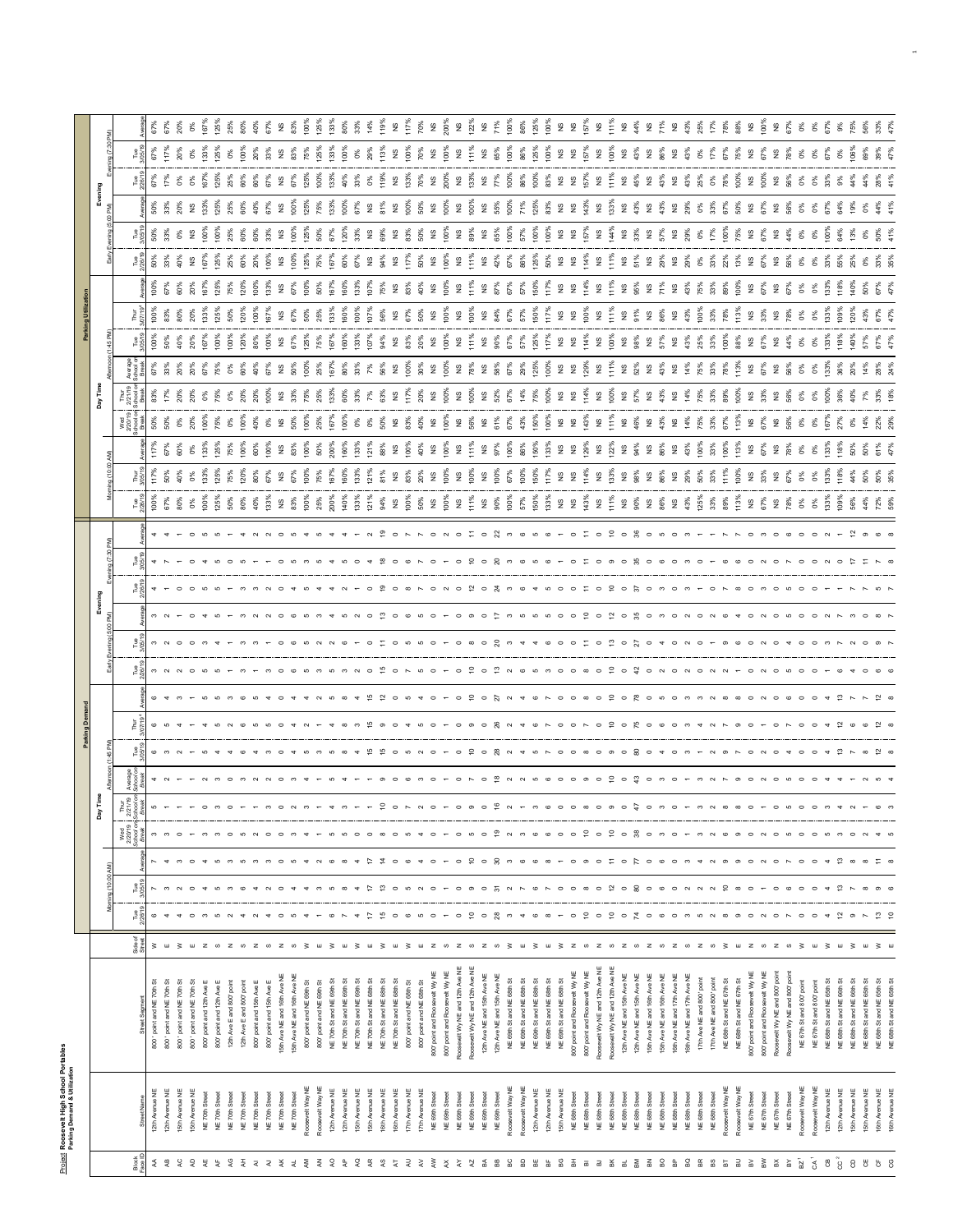Project: **Roosevelt High School Portables**
**Parking Demand & Utilization**

The figures in this table are a best reading of a very small, rotated image. Many values could not be read with certainty.

| Block Face ID | Street Name | Street Segment | Side of Street | Demand – Morning (10:00 AM) Tue 2/26/19 | Demand – Morning Tue 3/05/19 | Demand – Morning Average | Demand – Day Time Wed 2/20/19 School on Break | Demand – Day Time Thur 2/21/19 School on Break | Demand – Day Time Average School on Break | Demand – Afternoon (1:45 PM) Tue 3/05/19 | Demand – Afternoon Thur 3/07/19[1] | Demand – Afternoon Average | Demand – Early Evening (5:00 PM) Tue 2/26/19 | Demand – Early Evening Tue 3/05/19 | Demand – Early Evening Average | Demand – Evening (7:30 PM) Tue 2/26/19 | Demand – Evening Tue 3/05/19 | Demand – Evening Average | Utilization – Morning (10:00 AM) Tue 2/26/19 | Utilization – Morning Thur 3/05/19 | Utilization – Morning Average | Utilization – Day Time Wed 2/20/19 School on Break | Utilization – Day Time Thur 2/21/19 School on Break | Utilization – Day Time Average School on Break | Utilization – Afternoon (1:45 PM) Tue 3/05/19 | Utilization – Afternoon Thur 3/07/19[1] | Utilization – Afternoon Average | Utilization – Early Evening (5:00 PM) Tue 2/26/19 | Utilization – Early Evening Tue 3/05/19 | Utilization – Early Evening Average | Utilization – Evening (7:30 PM) Tue 2/26/19 | Utilization – Evening Tue 3/05/19 | Utilization – Evening Average |
|---|---|---|---|---|---|---|---|---|---|---|---|---|---|---|---|---|---|---|---|---|---|---|---|---|---|---|---|---|---|---|---|---|---|
| AA | 12th Avenue NE | 800' point and NE 70th St | W | 6 | 7 | 7 | 3 | 5 | 4 | 6 | 6 | 6 | 3 | 3 | 3 | 4 | 4 | 4 | 100% | 117% | 117% | 50% | 83% | 67% | 100% | 100% | 100% | 50% | 50% | 50% | 67% | 67% | 67% |
| AB | 12th Avenue NE | 800' point and NE 70th St | E | 4 | 3 | 4 | 3 | 1 | 2 | 3 | 5 | 4 | 2 | 2 | 2 | 1 | 7 | 4 | 67% | 50% | 67% | 50% | 17% | 33% | 50% | 83% | 67% | 33% | 33% | 33% | 17% | 117% | 67% |
| AC | 15th Avenue NE | 800' point and NE 70th St | W | 4 | 2 | 3 | 0 | 1 | 1 | 2 | 4 | 3 | 0 | 0 | 0 | 0 | 1 | 1 | 80% | 40% | 60% | 0% | 20% | 20% | 40% | 80% | 60% | 0% | 0% | 0% | 0% | 20% | 20% |
| AD | 15th Avenue NE | 800' point and NE 70th St | E | 0 | 0 | 0 | 1 | 1 | 1 | 1 | 1 | 1 | 0 | 0 | 0 | 0 | 0 | 0 | 0% | 0% | 0% | 20% | 20% | 20% | 20% | 20% | 20% | NS | NS | NS | 0% | 0% | 0% |
| AE | NE 70th Street | 800' point and 12th Ave E | N | 3 | 4 | 4 | 3 | 0 | 2 | 5 | 4 | 5 | 3 | 4 | 4 | 5 | 4 | 5 | 100% | 133% | 133% | 100% | 0% | 67% | 167% | 133% | 167% | 100% | 133% | 133% | 167% | 133% | 167% |
| AF | NE 70th Street | 800' point and 12th Ave E | S | 5 | 5 | 5 | 3 | 3 | 3 | 4 | 5 | 5 | 5 | 4 | 5 | 5 | 5 | 5 | 125% | 125% | 125% | 75% | 75% | 75% | 100% | 125% | 125% | 125% | 100% | 125% | 125% | 125% | 125% |
| AG | NE 70th Street | 12th Ave E and 800' point | N | 2 | 3 | 3 | 0 | 0 | 0 | 4 | 2 | 3 | 1 | 1 | 1 | 1 | 0 | 1 | 50% | 75% | 75% | 0% | 0% | 0% | 100% | 50% | 75% | 25% | 25% | 25% | 25% | 0% | 25% |
| AH | NE 70th Street | 12th Ave E and 800' point | S | 4 | 6 | 5 | 0 | 1 | 1 | 6 | 6 | 6 | 3 | 3 | 3 | 3 | 5 | 4 | 80% | 120% | 100% | 0% | 20% | 20% | 120% | 120% | 120% | 60% | 60% | 60% | 60% | 100% | 80% |
| AI | NE 70th Street | 800' point and 15th Ave E | N | 2 | 4 | 3 | 2 | 3 | 3 | 4 | 5 | 5 | 1 | 3 | 2 | 3 | 1 | 2 | 40% | 80% | 60% | 40% | 60% | 60% | 80% | 100% | 100% | 20% | 60% | 40% | 60% | 20% | 40% |
| AJ | NE 70th Street | 800' point and 15th Ave E | S | 4 | 3 | 4 | 3 | 0 | 2 | 3 | 5 | 4 | 2 | 1 | 2 | 2 | 1 | 2 | 133% | 100% | 133% | 100% | 0% | 67% | 100% | 167% | 133% | 67% | 33% | 67% | 67% | 33% | 67% |
| AK | NE 70th Street | 15th Ave NE and 16th Ave NE | N | 0 | 0 | 0 | 0 | 0 | 0 | 0 | 0 | 0 | 0 | 0 | 0 | 0 | 0 | 0 | NS | NS | NS | NS | NS | NS | NS | NS | NS | NS | NS | NS | NS | NS | NS |
| AL | NE 70th Street | 15th Ave NE and 16th Ave NE | S | 5 | 4 | 5 | 3 | 2 | 3 | 4 | 4 | 4 | 6 | 6 | 6 | 4 | 5 | 5 | 83% | 67% | 83% | 50% | 33% | 50% | 67% | 67% | 67% | 100% | 100% | 100% | 67% | 83% | 83% |
| AM | Roosevelt Way NE | 800' point and NE 69th St | W | 4 | 4 | 4 | 4 | 3 | 4 | 5 | 2 | 4 | 5 | 5 | 5 | 5 | 3 | 4 | 100% | 100% | 100% | 100% | 75% | 100% | 125% | 50% | 100% | 125% | 125% | 125% | 125% | 75% | 100% |
| AN | Roosevelt Way NE | 800' point and NE 69th St | E | 1 | 3 | 2 | 1 | 1 | 1 | 3 | 1 | 2 | 3 | 2 | 3 | 4 | 5 | 5 | 25% | 75% | 50% | 25% | 25% | 25% | 75% | 25% | 50% | 75% | 50% | 75% | 100% | 125% | 125% |
| AO | 12th Avenue NE | NE 70th St and NE 69th St | W | 6 | 5 | 6 | 5 | 4 | 5 | 5 | 4 | 5 | 5 | 4 | 5 | 5 | 4 | 5 | 200% | 167% | 200% | 167% | 133% | 167% | 167% | 133% | 167% | 167% | 133% | 167% | 167% | 133% | 167% |
| AP | 12th Avenue NE | NE 70th St and NE 69th St | E | 7 | 8 | 8 | 5 | 3 | 4 | 8 | 8 | 8 | 6 | 5 | 6 | 6 | 5 | 6 | 140% | 160% | 160% | 100% | 60% | 80% | 160% | 160% | 160% | 120% | 100% | 120% | 120% | 100% | 120% |
| AQ | 15th Avenue NE | NE 70th St and NE 69th St | W | 4 | 4 | 4 | 0 | 1 | 1 | 4 | 4 | 4 | 2 | 1 | 2 | 1 | 0 | 1 | 133% | 133% | 133% | 0% | 33% | 33% | 133% | 133% | 133% | 67% | 33% | 67% | 33% | 0% | 33% |
| AR | 15th Avenue NE | NE 70th St and NE 69th St | E | 17 | 17 | 17 | 1 | 1 | 1 | 15 | 15 | 15 | 0 | 0 | 0 | 2 | 4 | 3 | 121% | 121% | 121% | 7% | 7% | 7% | 107% | 107% | 107% | NS | NS | NS | 14% | 29% | 21% |
| AS | 16th Avenue NE | NE 70th St and NE 68th St | W | 15 | 13 | 14 | 8 | 10 | 9 | 15 | 9 | 12 | 15 | 11 | 13 | 19 | 18 | 19 | 94% | 81% | 88% | 50% | 63% | 56% | 94% | 56% | 75% | 94% | 69% | 81% | 119% | 113% | 119% |
| AT | 16th Avenue NE | NE 70th St and NE 68th St | E | 0 | 0 | 0 | 0 | 0 | 0 | 0 | 0 | 0 | 0 | 0 | 0 | 0 | 0 | 0 | NS | NS | NS | NS | NS | NS | NS | NS | NS | NS | NS | NS | NS | NS | NS |
| AU | 17th Avenue NE | 800' point and NE 68th St | W | 6 | 5 | 6 | 5 | 7 | 6 | 5 | 4 | 5 | 7 | 5 | 6 | 8 | 6 | 7 | 100% | 83% | 100% | 83% | 117% | 100% | 83% | 67% | 83% | 117% | 83% | 100% | 133% | 100% | 117% |
| AV | 17th Avenue NE | 800' point and NE 68th St | E | 5 | 2 | 4 | 4 | 2 | 3 | 2 | 5 | 4 | 5 | 5 | 5 | 7 | 7 | 7 | 50% | 20% | 40% | 40% | 20% | 30% | 20% | 50% | 40% | 50% | 50% | 50% | 70% | 70% | 70% |
| AW | NE 69th Street | 800' point and Roosevelt Wy NE | N | 0 | 0 | 0 | 0 | 0 | 0 | 0 | 0 | 0 | 0 | 0 | 0 | 0 | 0 | 0 | NS | NS | NS | NS | NS | NS | NS | NS | NS | NS | NS | NS | NS | NS | NS |
| AX | NE 69th Street | 800' point and Roosevelt Wy NE | S | 1 | 1 | 1 | 1 | 1 | 1 | 1 | 1 | 1 | 1 | 1 | 1 | 2 | 1 | 2 | 100% | 100% | 100% | 100% | 100% | 100% | 100% | 100% | 100% | 100% | 100% | 100% | 200% | 100% | 200% |
| AY | NE 69th Street | Roosevelt Wy NE and 12th Ave NE | N | 0 | 0 | 0 | 0 | 0 | 0 | 0 | 0 | 0 | 0 | 0 | 0 | 0 | 0 | 0 | NS | NS | NS | NS | NS | NS | NS | NS | NS | NS | NS | NS | NS | NS | NS |
| AZ | NE 69th Street | Roosevelt Wy NE and 12th Ave NE | S | 10 | 9 | 10 | 5 | 9 | 7 | 10 | 9 | 10 | 10 | 8 | 9 | 12 | 10 | 11 | 111% | 100% | 111% | 56% | 100% | 78% | 111% | 100% | 111% | 111% | 89% | 100% | 133% | 111% | 122% |
| BA | NE 69th Street | 12th Ave NE and 15th Ave NE | N | 0 | 0 | 0 | 0 | 0 | 0 | 0 | 0 | 0 | 0 | 0 | 0 | 0 | 0 | 0 | NS | NS | NS | NS | NS | NS | NS | NS | NS | NS | NS | NS | NS | NS | NS |
| BB | NE 69th Street | 12th Ave NE and 15th Ave NE | S | 28 | 31 | 30 | 19 | 16 | 18 | 28 | 26 | 27 | 13 | 20 | 17 | 24 | 20 | 22 | 90% | 100% | 97% | 61% | 52% | 58% | 90% | 84% | 87% | 42% | 65% | 55% | 77% | 65% | 71% |
| BC | Roosevelt Way NE | NE 69th St and NE 68th St | W | 3 | 2 | 3 | 2 | 2 | 2 | 2 | 2 | 2 | 2 | 3 | 3 | 3 | 3 | 3 | 100% | 67% | 100% | 67% | 67% | 67% | 67% | 67% | 67% | 67% | 100% | 100% | 100% | 100% | 100% |
| BD | Roosevelt Way NE | NE 69th St and NE 68th St | E | 4 | 7 | 6 | 3 | 1 | 2 | 4 | 4 | 4 | 6 | 4 | 5 | 6 | 6 | 6 | 57% | 100% | 86% | 43% | 14% | 29% | 57% | 57% | 57% | 86% | 57% | 71% | 86% | 86% | 86% |
| BE | 12th Avenue NE | NE 69th St and NE 68th St | W | 6 | 6 | 6 | 6 | 3 | 5 | 5 | 6 | 6 | 5 | 5 | 5 | 4 | 5 | 5 | 150% | 150% | 150% | 150% | 75% | 125% | 125% | 150% | 150% | 125% | 125% | 125% | 100% | 125% | 125% |
| BF | 12th Avenue NE | NE 69th St and NE 68th St | E | 8 | 7 | 8 | 6 | 6 | 6 | 7 | 7 | 7 | 3 | 5 | 5 | 5 | 6 | 6 | 133% | 117% | 133% | 100% | 100% | 100% | 117% | 117% | 117% | 50% | 83% | 83% | 83% | 100% | 100% |
| BG | 15th Avenue NE | NE 69th St and NE 68th St | W | 1 | 0 | 1 | 0 | 0 | 0 | 0 | 0 | 0 | 0 | 0 | 0 | 1 | 0 | 1 | NS | NS | NS | NS | NS | NS | NS | NS | NS | NS | NS | NS | NS | NS | NS |
| BH | NE 68th Street | 800' point and Roosevelt Wy NE | N | 0 | 0 | 0 | 0 | 0 | 0 | 0 | 0 | 0 | 0 | 0 | 0 | 0 | 0 | 0 | NS | NS | NS | NS | NS | NS | NS | NS | NS | NS | NS | NS | NS | NS | NS |
| BI | NE 68th Street | 800' point and Roosevelt Wy NE | S | 10 | 8 | 9 | 10 | 8 | 9 | 8 | 7 | 8 | 8 | 11 | 10 | 11 | 11 | 11 | 143% | 114% | 129% | 143% | 114% | 129% | 114% | 100% | 114% | 114% | 157% | 143% | 157% | 157% | 157% |
| BJ | NE 68th Street | Roosevelt Wy NE and 12th Ave NE | N | 0 | 0 | 0 | 0 | 0 | 0 | 0 | 0 | 0 | 0 | 0 | 0 | 0 | 0 | 0 | NS | NS | NS | NS | NS | NS | NS | NS | NS | NS | NS | NS | NS | NS | NS |
| BK | NE 68th Street | Roosevelt Wy NE and 12th Ave NE | S | 10 | 12 | 11 | 10 | 9 | 10 | 9 | 10 | 10 | 10 | 13 | 12 | 10 | 9 | 10 | 111% | 133% | 122% | 111% | 100% | 111% | 100% | 111% | 111% | 111% | 144% | 133% | 111% | 100% | 111% |
| BL | NE 68th Street | 12th Ave NE and 15th Ave NE | N | 0 | 0 | 0 | 0 | 0 | 0 | 0 | 0 | 0 | 0 | 0 | 0 | 0 | 0 | 0 | NS | NS | NS | NS | NS | NS | NS | NS | NS | NS | NS | NS | NS | NS | NS |
| BM | NE 68th Street | 12th Ave NE and 15th Ave NE | S | 74 | 80 | 77 | 38 | 47 | 43 | 80 | 75 | 78 | 42 | 27 | 35 | 37 | 35 | 36 | 90% | 98% | 94% | 46% | 57% | 52% | 98% | 91% | 95% | 51% | 33% | 43% | 45% | 43% | 44% |
| BN | NE 68th Street | 15th Ave NE and 16th Ave NE | N | 0 | 0 | 0 | 0 | 0 | 0 | 0 | 0 | 0 | 0 | 0 | 0 | 0 | 0 | 0 | NS | NS | NS | NS | NS | NS | NS | NS | NS | NS | NS | NS | NS | NS | NS |
| BO | NE 68th Street | 15th Ave NE and 16th Ave NE | S | 6 | 6 | 6 | 3 | 3 | 3 | 4 | 6 | 5 | 2 | 4 | 3 | 3 | 6 | 5 | 86% | 86% | 86% | 43% | 43% | 43% | 57% | 86% | 71% | 29% | 57% | 43% | 43% | 86% | 71% |
| BP | NE 68th Street | 16th Ave NE and 17th Ave NE | N | 0 | 0 | 0 | 0 | 0 | 0 | 0 | 0 | 0 | 0 | 0 | 0 | 0 | 0 | 0 | NS | NS | NS | NS | NS | NS | NS | NS | NS | NS | NS | NS | NS | NS | NS |
| BQ | NE 68th Street | 16th Ave NE and 17th Ave NE | S | 3 | 2 | 3 | 1 | 1 | 1 | 3 | 3 | 3 | 2 | 2 | 2 | 3 | 3 | 3 | 43% | 29% | 43% | 14% | 14% | 14% | 43% | 43% | 43% | 29% | 29% | 29% | 43% | 43% | 43% |
| BR | NE 68th Street | 17th Ave NE and 800' point | N | 5 | 2 | 4 | 3 | 3 | 3 | 1 | 4 | 3 | 0 | 0 | 0 | 1 | 0 | 1 | 125% | 50% | 100% | 75% | 75% | 75% | 25% | 100% | 75% | 0% | 0% | 0% | 25% | 0% | 25% |
| BS | NE 68th Street | 17th Ave NE and 800' point | S | 2 | 2 | 2 | 2 | 2 | 2 | 2 | 2 | 2 | 2 | 1 | 2 | 0 | 1 | 1 | 33% | 33% | 33% | 33% | 33% | 33% | 33% | 33% | 33% | 33% | 17% | 33% | 0% | 17% | 17% |
| BT | Roosevelt Way NE | NE 68th St and NE 67th St | W | 8 | 10 | 9 | 6 | 8 | 7 | 9 | 7 | 8 | 2 | 9 | 6 | 7 | 6 | 7 | 89% | 111% | 100% | 67% | 89% | 78% | 100% | 78% | 89% | 22% | 100% | 67% | 78% | 67% | 78% |
| BU | Roosevelt Way NE | NE 68th St and NE 67th St | E | 9 | 8 | 9 | 9 | 8 | 9 | 7 | 9 | 8 | 1 | 6 | 4 | 8 | 6 | 7 | 113% | 100% | 113% | 113% | 100% | 113% | 88% | 113% | 100% | 13% | 75% | 50% | 100% | 75% | 88% |
| BV | NE 67th Street | 800' point and Roosevelt Wy NE | N | 0 | 0 | 0 | 0 | 0 | 0 | 0 | 0 | 0 | 0 | 0 | 0 | 0 | 0 | 0 | NS | NS | NS | NS | NS | NS | NS | NS | NS | NS | NS | NS | NS | NS | NS |
| BW | NE 67th Street | 800' point and Roosevelt Wy NE | S | 2 | 1 | 2 | 2 | 1 | 2 | 2 | 1 | 2 | 2 | 2 | 2 | 3 | 2 | 3 | 67% | 33% | 67% | 67% | 33% | 67% | 67% | 33% | 67% | 67% | 67% | 67% | 100% | 67% | 100% |
| BX | NE 67th Street | Roosevelt Wy NE and 800' point | N | 0 | 0 | 0 | 0 | 0 | 0 | 0 | 0 | 0 | 0 | 0 | 0 | 0 | 0 | 0 | NS | NS | NS | NS | NS | NS | NS | NS | NS | NS | NS | NS | NS | NS | NS |
| BY | NE 67th Street | Roosevelt Wy NE and 800' point | S | 7 | 6 | 7 | 5 | 5 | 5 | 4 | 7 | 6 | 5 | 4 | 5 | 5 | 7 | 6 | 78% | 67% | 78% | 56% | 56% | 56% | 44% | 78% | 67% | 56% | 44% | 56% | 56% | 78% | 67% |
| BZ[1] | Roosevelt Way NE | NE 67th St and 800' point | W | 0 | 0 | 0 | 0 | 0 | 0 | 0 | 0 | 0 | 0 | 0 | 0 | 0 | 0 | 0 | 0% | 0% | 0% | 0% | 0% | 0% | 0% | 0% | 0% | 0% | 0% | 0% | 0% | 0% | 0% |
| CA[1] | Roosevelt Way NE | NE 67th St and 800' point | E | 0 | 0 | 0 | 0 | 0 | 0 | 0 | 0 | 0 | 0 | 0 | 0 | 0 | 0 | 0 | 0% | 0% | 0% | 0% | 0% | 0% | 0% | 0% | 0% | 0% | 0% | 0% | 0% | 0% | 0% |
| CB | 12th Avenue NE | NE 68th St and NE 65th St | W | 4 | 4 | 4 | 5 | 3 | 4 | 4 | 4 | 4 | 1 | 2 | 2 | 1 | 2 | 2 | 133% | 133% | 133% | 167% | 100% | 133% | 133% | 133% | 133% | 33% | 67% | 67% | 33% | 67% | 67% |
| CC[2] | 12th Avenue NE | NE 68th St and NE 65th St | E | 12 | 13 | 13 | 3 | 4 | 4 | 13 | 12 | 13 | 6 | 7 | 7 | 1 | 0 | 1 | 109% | 118% | 118% | 27% | 36% | 36% | 118% | 109% | 118% | 55% | 64% | 64% | 9% | 0% | 9% |
| CD | 15th Avenue NE | NE 68th St and NE 65th St | W | 9 | 7 | 8 | 0 | 2 | 1 | 7 | 6 | 7 | 4 | 2 | 3 | 7 | 17 | 12 | 56% | 44% | 50% | 0% | 13% | 6% | 44% | 38% | 44% | 25% | 13% | 19% | 44% | 106% | 75% |
| CE | 15th Avenue NE | NE 68th St and NE 65th St | E | 7 | 8 | 8 | 2 | 1 | 2 | 8 | 6 | 7 | 0 | 0 | 0 | 7 | 11 | 9 | 44% | 50% | 50% | 14% | 7% | 14% | 57% | 43% | 50% | 0% | 0% | 0% | 44% | 69% | 56% |
| CF | 16th Avenue NE | NE 68th St and NE 65th St | W | 13 | 9 | 11 | 4 | 6 | 5 | 12 | 12 | 12 | 6 | 9 | 8 | 5 | 7 | 6 | 72% | 50% | 61% | 22% | 33% | 28% | 67% | 67% | 67% | 33% | 50% | 44% | 28% | 39% | 33% |
| CG | 16th Avenue NE | NE 68th St and NE 65th St | E | 10 | 6 | 8 | 5 | 3 | 4 | 8 | 8 | 8 | 6 | 7 | 7 | 7 | 8 | 8 | 59% | 35% | 47% | 29% | 18% | 24% | 47% | 47% | 47% | 35% | 41% | 41% | 41% | 47% | 47% |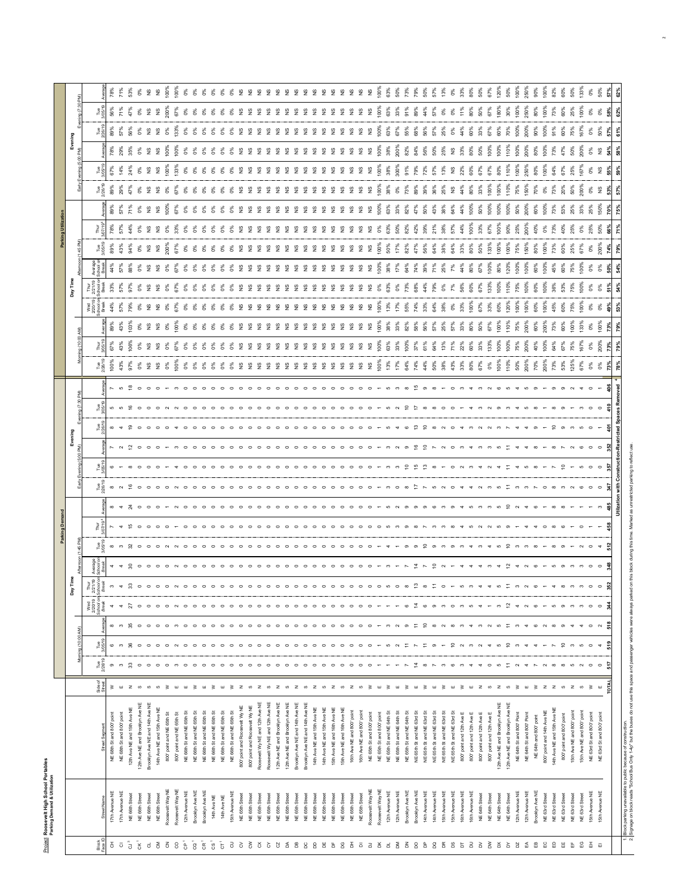Project: **Roosevelt High School Portables**
**Parking Demand & Utilization**

| Block Face ID | Street Name | Street Segment | Side of Street | Parking Demand | | | | | | | | | | | | | | | Parking Utilization | | | | | | | | | | | | | | |
|---|---|---|---|---|---|---|---|---|---|---|---|---|---|---|---|---|---|---|---|---|---|---|---|---|---|---|---|---|---|---|---|---|---|
| | | | | Day Time: Morning (10:00 AM) | | | Day Time: Afternoon (1:45 PM) | | | | | | Evening: Early Evening (5:00 PM) | | | Evening: Evening (7:30 PM) | | | Day Time: Morning (10:00 AM) | | | Day Time: Afternoon (1:45 PM) | | | | | | Evening: Early Evening (5:00 PM) | | | Evening: Evening (7:30 PM) | | |
| | | | | Tue 2/26/19 | Tue 3/05/19 | Average | Wed 2/20/19 School on School Break | Thur 2/21/19 School on School Break | Average School on School Break | Tue 3/05/19 | Thur 3/07/19 [1] | Average | Tue 2/26/19 | Tue 3/05/19 | Average | Tue 2/26/19 | Tue 3/05/19 | Average | Tue 2/26/19 | Tue 3/05/19 | Average | Wed 2/20/19 School on School Break | Thur 2/21/19 School on School Break | Average School on School Break | Tue 3/05/19 | Thur 3/07/19 [1] | Average | Tue 2/26/19 | Tue 3/05/19 | Average | Tue 2/26/19 | Tue 3/05/19 | Average |
| CH | 17th Avenue NE | NE 68th St and 800' point | W | 9 | 6 | 8 | 4 | 3 | 4 | 8 | 7 | 8 | 8 | 6 | 7 | 8 | 5 | 7 | 100% | 67% | 89% | 44% | 33% | 44% | 89% | 78% | 89% | 89% | 67% | 78% | 89% | 56% | 78% |
| CI | 17th Avenue NE | NE 68th St and 800' point | E | 3 | 3 | 3 | 4 | 4 | 4 | 3 | 4 | 4 | 2 | 1 | 2 | 4 | 5 | 5 | 43% | 43% | 43% | 57% | 57% | 57% | 43% | 57% | 57% | 29% | 14% | 29% | 57% | 71% | 71% |
| CJ [3] | NE 68th Street | 12th Ave NE and 15th Ave NE | N | 33 | 36 | 35 | 27 | 33 | 30 | 32 | 15 | 24 | 16 | 8 | 12 | 19 | 16 | 18 | 97% | 106% | 103% | 79% | 97% | 88% | 94% | 44% | 71% | 47% | 24% | 35% | 56% | 47% | 53% |
| CK [1] | NE 66th Street | 12th Ave NE and Brooklyn Ave NE | S | 0 | 0 | 0 | 0 | 0 | 0 | 0 | 0 | 0 | 0 | 0 | 0 | 0 | 0 | 0 | 0% | 0% | 0% | 0% | 0% | 0% | 0% | 0% | 0% | 0% | 0% | 0% | 0% | 0% | 0% |
| CL | NE 66th Street | Brooklyn Ave NE and 14th Ave NE | S | 0 | 0 | 0 | 0 | 0 | 0 | 0 | 0 | 0 | 0 | 0 | 0 | 0 | 0 | 0 | NS | NS | NS | NS | NS | NS | NS | NS | NS | NS | NS | NS | NS | NS | NS |
| CM | NE 66th Street | 14th Ave NE and 15th Ave NE | S | 0 | 0 | 0 | 0 | 0 | 0 | 0 | 0 | 0 | 0 | 0 | 0 | 0 | 0 | 0 | NS | NS | NS | NS | NS | NS | NS | NS | NS | NS | NS | NS | NS | NS | NS |
| CN | Roosevelt Way NE | 800' point and NE 66th St | W | 0 | 0 | 0 | 0 | 0 | 0 | 2 | 0 | 1 | 0 | 1 | 1 | 0 | 2 | 1 | 0% | 0% | 0% | 0% | 0% | 0% | 200% | 0% | 100% | 0% | 100% | 100% | 0% | 200% | 100% |
| CO | Roosevelt Way NE | 800' point and NE 66th St | E | 3 | 2 | 3 | 2 | 2 | 2 | 2 | 1 | 2 | 2 | 4 | 3 | 4 | 2 | 3 | 100% | 67% | 100% | 67% | 67% | 67% | 67% | 33% | 67% | 67% | 133% | 100% | 133% | 67% | 100% |
| CP [1] | 12th Avenue NE | NE 66th St and NE 65th St | E | 0 | 0 | 0 | 0 | 0 | 0 | 0 | 0 | 0 | 0 | 0 | 0 | 0 | 0 | 0 | 0% | 0% | 0% | 0% | 0% | 0% | 0% | 0% | 0% | 0% | 0% | 0% | 0% | 0% | 0% |
| CQ [1] | Brooklyn Ave NE | NE 66th St and NE 65th St | W | 0 | 0 | 0 | 0 | 0 | 0 | 0 | 0 | 0 | 0 | 0 | 0 | 0 | 0 | 0 | 0% | 0% | 0% | 0% | 0% | 0% | 0% | 0% | 0% | 0% | 0% | 0% | 0% | 0% | 0% |
| CR [1] | Brooklyn Ave NE | NE 66th St and NE 65th St | E | 0 | 0 | 0 | 0 | 0 | 0 | 0 | 0 | 0 | 0 | 0 | 0 | 0 | 0 | 0 | 0% | 0% | 0% | 0% | 0% | 0% | 0% | 0% | 0% | 0% | 0% | 0% | 0% | 0% | 0% |
| CS [1] | 14th Ave NE | NE 66th St and NE 65th St | W | 0 | 0 | 0 | 0 | 0 | 0 | 0 | 0 | 0 | 0 | 0 | 0 | 0 | 0 | 0 | 0% | 0% | 0% | 0% | 0% | 0% | 0% | 0% | 0% | 0% | 0% | 0% | 0% | 0% | 0% |
| CT [1] | 14th Ave NE | NE 66th St and NE 65th St | E | 0 | 0 | 0 | 0 | 0 | 0 | 0 | 0 | 0 | 0 | 0 | 0 | 0 | 0 | 0 | 0% | 0% | 0% | 0% | 0% | 0% | 0% | 0% | 0% | 0% | 0% | 0% | 0% | 0% | 0% |
| CU | 15th Avenue NE | NE 66th St and NE 65th St | W | 0 | 0 | 0 | 0 | 0 | 0 | 0 | 0 | 0 | 0 | 0 | 0 | 0 | 0 | 0 | 0% | 0% | 0% | 0% | 0% | 0% | 0% | 0% | 0% | 0% | 0% | 0% | 0% | 0% | 0% |
| CV | NE 65th Street | 800' point and Roosevelt Wy NE | N | 0 | 0 | 0 | 0 | 0 | 0 | 0 | 0 | 0 | 0 | 0 | 0 | 0 | 0 | 0 | NS | NS | NS | NS | NS | NS | NS | NS | NS | NS | NS | NS | NS | NS | NS |
| CW | NE 65th Street | 800' point and Roosevelt Wy NE | S | 0 | 0 | 0 | 0 | 0 | 0 | 0 | 0 | 0 | 0 | 0 | 0 | 0 | 0 | 0 | NS | NS | NS | NS | NS | NS | NS | NS | NS | NS | NS | NS | NS | NS | NS |
| CX | NE 65th Street | Roosevelt Wy NE and 12th Ave NE | N | 0 | 0 | 0 | 0 | 0 | 0 | 0 | 0 | 0 | 0 | 0 | 0 | 0 | 0 | 0 | NS | NS | NS | NS | NS | NS | NS | NS | NS | NS | NS | NS | NS | NS | NS |
| CY | NE 65th Street | Roosevelt Wy NE and 12th Ave NE | S | 0 | 0 | 0 | 0 | 0 | 0 | 0 | 0 | 0 | 0 | 0 | 0 | 0 | 0 | 0 | NS | NS | NS | NS | NS | NS | NS | NS | NS | NS | NS | NS | NS | NS | NS |
| CZ | NE 65th Street | 12th Ave NE and Brooklyn Ave NE | N | 0 | 0 | 0 | 0 | 0 | 0 | 0 | 0 | 0 | 0 | 0 | 0 | 0 | 0 | 0 | NS | NS | NS | NS | NS | NS | NS | NS | NS | NS | NS | NS | NS | NS | NS |
| DA | NE 65th Street | 12th Ave NE and Brooklyn Ave NE | S | 0 | 0 | 0 | 0 | 0 | 0 | 0 | 0 | 0 | 0 | 0 | 0 | 0 | 0 | 0 | NS | NS | NS | NS | NS | NS | NS | NS | NS | NS | NS | NS | NS | NS | NS |
| DB | NE 65th Street | Brooklyn Ave NE and 14th Ave NE | N | 0 | 0 | 0 | 0 | 0 | 0 | 0 | 0 | 0 | 0 | 0 | 0 | 0 | 0 | 0 | NS | NS | NS | NS | NS | NS | NS | NS | NS | NS | NS | NS | NS | NS | NS |
| DC | NE 65th Street | Brooklyn Ave NE and 14th Ave NE | S | 0 | 0 | 0 | 0 | 0 | 0 | 0 | 0 | 0 | 0 | 0 | 0 | 0 | 0 | 0 | NS | NS | NS | NS | NS | NS | NS | NS | NS | NS | NS | NS | NS | NS | NS |
| DD | NE 65th Street | 14th Ave NE and 15th Ave NE | N | 0 | 0 | 0 | 0 | 0 | 0 | 0 | 0 | 0 | 0 | 0 | 0 | 0 | 0 | 0 | NS | NS | NS | NS | NS | NS | NS | NS | NS | NS | NS | NS | NS | NS | NS |
| DE | NE 65th Street | 14th Ave NE and 15th Ave NE | S | 0 | 0 | 0 | 0 | 0 | 0 | 0 | 0 | 0 | 0 | 0 | 0 | 0 | 0 | 0 | NS | NS | NS | NS | NS | NS | NS | NS | NS | NS | NS | NS | NS | NS | NS |
| DF | NE 65th Street | 15th Ave NE and 16th Ave NE | N | 0 | 0 | 0 | 0 | 0 | 0 | 0 | 0 | 0 | 0 | 0 | 0 | 0 | 0 | 0 | NS | NS | NS | NS | NS | NS | NS | NS | NS | NS | NS | NS | NS | NS | NS |
| DG | NE 65th Street | 15th Ave NE and 16th Ave NE | S | 0 | 0 | 0 | 0 | 0 | 0 | 0 | 0 | 0 | 0 | 0 | 0 | 0 | 0 | 0 | NS | NS | NS | NS | NS | NS | NS | NS | NS | NS | NS | NS | NS | NS | NS |
| DH | NE 65th Street | 16th Ave NE and 800' point | N | 0 | 0 | 0 | 0 | 0 | 0 | 0 | 0 | 0 | 0 | 0 | 0 | 0 | 0 | 0 | NS | NS | NS | NS | NS | NS | NS | NS | NS | NS | NS | NS | NS | NS | NS |
| DI | NE 65th Street | 16th Ave NE and 800' point | S | 0 | 0 | 0 | 0 | 0 | 0 | 0 | 0 | 0 | 0 | 0 | 0 | 0 | 0 | 0 | NS | NS | NS | NS | NS | NS | NS | NS | NS | NS | NS | NS | NS | NS | NS |
| DJ | Roosevelt Way NE | NE 65th St and 800' point | W | 0 | 0 | 0 | 0 | 0 | 0 | 0 | 0 | 0 | 0 | 0 | 0 | 0 | 0 | 0 | NS | NS | NS | NS | NS | NS | NS | NS | NS | NS | NS | NS | NS | NS | NS |
| DK | Roosevelt Way NE | NE 65th St and 800' point | E | 1 | 1 | 1 | 1 | 0 | 1 | 1 | 0 | 1 | 1 | 1 | 1 | 1 | 1 | 1 | 100% | 100% | 100% | 100% | 0% | 100% | 100% | 0% | 100% | 100% | 100% | 100% | 100% | 100% | 100% |
| DL | 12th Avenue NE | NE 65th St and NE 64th St | W | 1 | 5 | 3 | 1 | 5 | 3 | 4 | 5 | 5 | 3 | 3 | 3 | 5 | 5 | 5 | 13% | 63% | 38% | 13% | 63% | 38% | 50% | 63% | 63% | 38% | 38% | 38% | 63% | 63% | 63% |
| DM | 12th Avenue NE | NE 65th St and NE 64th St | E | 1 | 2 | 2 | 1 | 1 | 1 | 1 | 3 | 2 | 0 | 3 | 2 | 4 | 2 | 3 | 17% | 33% | 33% | 17% | 17% | 17% | 17% | 50% | 33% | 0% | 50% | 33% | 67% | 33% | 50% |
| DN | Brooklyn Ave NE | NE 65th St and NE 64th St | W | 7 | 11 | 9 | 6 | 8 | 7 | 9 | 9 | 9 | 9 | 10 | 10 | 6 | 10 | 8 | 64% | 100% | 82% | 55% | 73% | 64% | 82% | 82% | 82% | 73% | 91% | 82% | 55% | 91% | 73% |
| DO | Brooklyn Ave NE | NE 65th St and NE 63rd St | E | 14 | 7 | 11 | 14 | 13 | 14 | 9 | 8 | 9 | 17 | 15 | 16 | 13 | 17 | 15 | 74% | 37% | 58% | 74% | 68% | 74% | 47% | 42% | 47% | 89% | 79% | 84% | 68% | 89% | 79% |
| DP | 14th Avenue NE | NE 65th St and NE 63rd St | W | 8 | 11 | 10 | 6 | 8 | 7 | 10 | 7 | 9 | 7 | 13 | 10 | 10 | 8 | 9 | 44% | 61% | 56% | 33% | 44% | 39% | 56% | 39% | 50% | 39% | 72% | 56% | 56% | 44% | 50% |
| DQ | 14th Avenue NE | NE 65th St and NE 63rd St | E | 7 | 9 | 8 | 9 | 11 | 10 | 9 | 3 | 6 | 5 | 8 | 7 | 8 | 8 | 8 | 50% | 64% | 57% | 64% | 79% | 71% | 64% | 21% | 43% | 36% | 57% | 50% | 57% | 57% | 57% |
| DR | 15th Avenue NE | NE 65th St and NE 63rd St | W | 3 | 1 | 2 | 3 | 0 | 2 | 3 | 3 | 3 | 2 | 0 | 1 | 2 | 0 | 1 | 38% | 13% | 25% | 38% | 0% | 25% | 38% | 38% | 38% | 25% | 0% | 13% | 25% | 0% | 13% |
| DS | 15th Avenue NE | NE 65th St and NE 63rd St | E | 6 | 10 | 8 | 9 | 1 | 5 | 9 | 8 | 9 | 7 | 0 | 4 | 0 | 0 | 0 | 43% | 71% | 57% | 64% | 7% | 36% | 64% | 57% | 64% | 50% | 0% | 25% | 0% | 0% | 0% |
| DT | 16th Avenue NE | 800' point and 12th Ave E | W | 3 | 2 | 3 | 3 | 5 | 4 | 3 | 4 | 4 | 4 | 2 | 3 | 4 | 1 | 3 | 33% | 22% | 33% | 33% | 56% | 44% | 33% | 44% | 44% | 44% | 22% | 33% | 44% | 11% | 33% |
| DU | 16th Avenue NE | 800' point and 12th Ave E | E | 4 | 3 | 4 | 5 | 3 | 4 | 4 | 5 | 5 | 4 | 3 | 4 | 3 | 4 | 4 | 80% | 60% | 80% | 100% | 60% | 80% | 80% | 100% | 100% | 80% | 60% | 80% | 60% | 80% | 80% |
| DV | NE 64th Street | 800' point and 12th Ave E | N | 4 | 2 | 3 | 4 | 4 | 4 | 3 | 3 | 3 | 2 | 4 | 3 | 2 | 3 | 3 | 67% | 33% | 50% | 67% | 67% | 67% | 50% | 50% | 50% | 33% | 67% | 50% | 33% | 50% | 50% |
| DW | NE 64th Street | 800' point and 12th Ave E | S | 0 | 2 | 1 | 1 | 4 | 3 | 4 | 2 | 3 | 3 | 2 | 3 | 2 | 2 | 2 | 0% | 133% | 67% | 33% | 133% | 100% | 133% | 67% | 100% | 100% | 67% | 100% | 67% | 67% | 67% |
| DX | NE 64th Street | 12th Ave NE and Brooklyn Ave NE | N | 5 | 4 | 5 | 3 | 5 | 4 | 5 | 5 | 5 | 5 | 4 | 5 | 3 | 9 | 6 | 100% | 80% | 100% | 60% | 100% | 80% | 100% | 100% | 100% | 100% | 80% | 100% | 60% | 180% | 120% |
| DY | NE 64th Street | 12th Ave NE and Brooklyn Ave NE | S | 11 | 10 | 11 | 12 | 11 | 12 | 10 | 9 | 10 | 11 | 11 | 11 | 7 | 3 | 5 | 110% | 100% | 110% | 120% | 110% | 120% | 100% | 90% | 100% | 110% | 110% | 110% | 70% | 30% | 50% |
| DZ | 12th Avenue NE | NE 64th St and 800' Point | W | 2 | 3 | 3 | 4 | 3 | 4 | 3 | 1 | 2 | 3 | 4 | 4 | 4 | 4 | 4 | 50% | 75% | 75% | 100% | 75% | 100% | 75% | 25% | 50% | 75% | 100% | 100% | 100% | 100% | 100% |
| EA | 12th Avenue NE | NE 64th St and 800' Point | E | 4 | 4 | 4 | 2 | 2 | 2 | 3 | 4 | 4 | 3 | 4 | 4 | 4 | 5 | 5 | 200% | 200% | 200% | 100% | 100% | 100% | 150% | 200% | 200% | 150% | 200% | 200% | 200% | 250% | 250% |
| EB | Brooklyn Ave NE | NE 64th and 800' point | W | 7 | 4 | 6 | 6 | 6 | 6 | 8 | 4 | 6 | 7 | 8 | 8 | 9 | 8 | 9 | 70% | 40% | 60% | 60% | 60% | 60% | 80% | 40% | 60% | 70% | 80% | 80% | 90% | 80% | 90% |
| EC | NE 63rd Street | 800' point and 14th Ave NE | N | 2 | 1 | 2 | 1 | 1 | 1 | 1 | 0 | 1 | 0 | 1 | 1 | 0 | 1 | 1 | 200% | 100% | 200% | 100% | 100% | 100% | 100% | 0% | 100% | 0% | 100% | 100% | 0% | 100% | 100% |
| ED | NE 63rd Street | 14th Ave NE and 15th Ave NE | N | 8 | 7 | 8 | 5 | 5 | 5 | 8 | 8 | 8 | 8 | 7 | 8 | 10 | 8 | 9 | 73% | 64% | 73% | 45% | 45% | 45% | 73% | 73% | 73% | 73% | 64% | 73% | 91% | 73% | 82% |
| EE | NE 63rd Street | 800' point and 800' point | S | 8 | 10 | 9 | 9 | 8 | 9 | 6 | 8 | 7 | 3 | 10 | 7 | 9 | 9 | 9 | 53% | 67% | 60% | 60% | 53% | 60% | 40% | 53% | 47% | 20% | 67% | 47% | 60% | 60% | 60% |
| EF | NE 63rd Street | 15th Ave NE and 800' point | N | 5 | 3 | 4 | 3 | 2 | 3 | 1 | 1 | 1 | 2 | 1 | 2 | 3 | 1 | 2 | 125% | 75% | 100% | 75% | 50% | 75% | 25% | 25% | 25% | 50% | 25% | 50% | 75% | 25% | 50% |
| EG | NE 63rd Street | 15th Ave NE and 800' point | S | 2 | 5 | 4 | 3 | 3 | 3 | 2 | 0 | 1 | 6 | 5 | 6 | 3 | 4 | 4 | 67% | 167% | 133% | 100% | 100% | 100% | 67% | 0% | 33% | 200% | 167% | 200% | 100% | 133% | 133% |
| EH | 15th Avenue NE | NE 63rd St and 800' point | W | 0 | 0 | 0 | 0 | 0 | 0 | 0 | 1 | 1 | 0 | 0 | 0 | 0 | 0 | 0 | 0% | 0% | 0% | 0% | 0% | 0% | 0% | 25% | 25% | 0% | 0% | 0% | 0% | 0% | 0% |
| EI | 15th Avenue NE | NE 63rd St and 800' point | E | 0 | 4 | 2 | 0 | 0 | 0 | 4 | 1 | 3 | 0 | 0 | 0 | 1 | 0 | 1 | 0% | 200% | 100% | 0% | 0% | 0% | 200% | 50% | 150% | 0% | 0% | 0% | 50% | 0% | 50% |
| | | | TOTAL | 517 | 519 | 518 | 344 | 352 | 348 | 512 | 458 | 485 | 347 | 357 | 352 | 401 | 410 | 406 | 73% | 73% | 73% | 49% | 51% | 50% | 74% | 66% | 70% | 53% | 55% | 54% | 57% | 58% | 57% |
| | | | Utilization with Construction-Restricted Spaces Removed [4] | | | | | | | | | | | | | | | | 78% | 79% | 79% | 53% | 54% | 54% | 79% | 71% | 75% | 57% | 59% | 58% | 61% | 62% | 62% |

1 Block parking unavailable to public because of construction.
2 Signage on block reads "School Bus Only 1-4p" but the buses do not use this space and passenger vehicles were always parked on this block during this time. Marked as unrestricted parking to reflect use.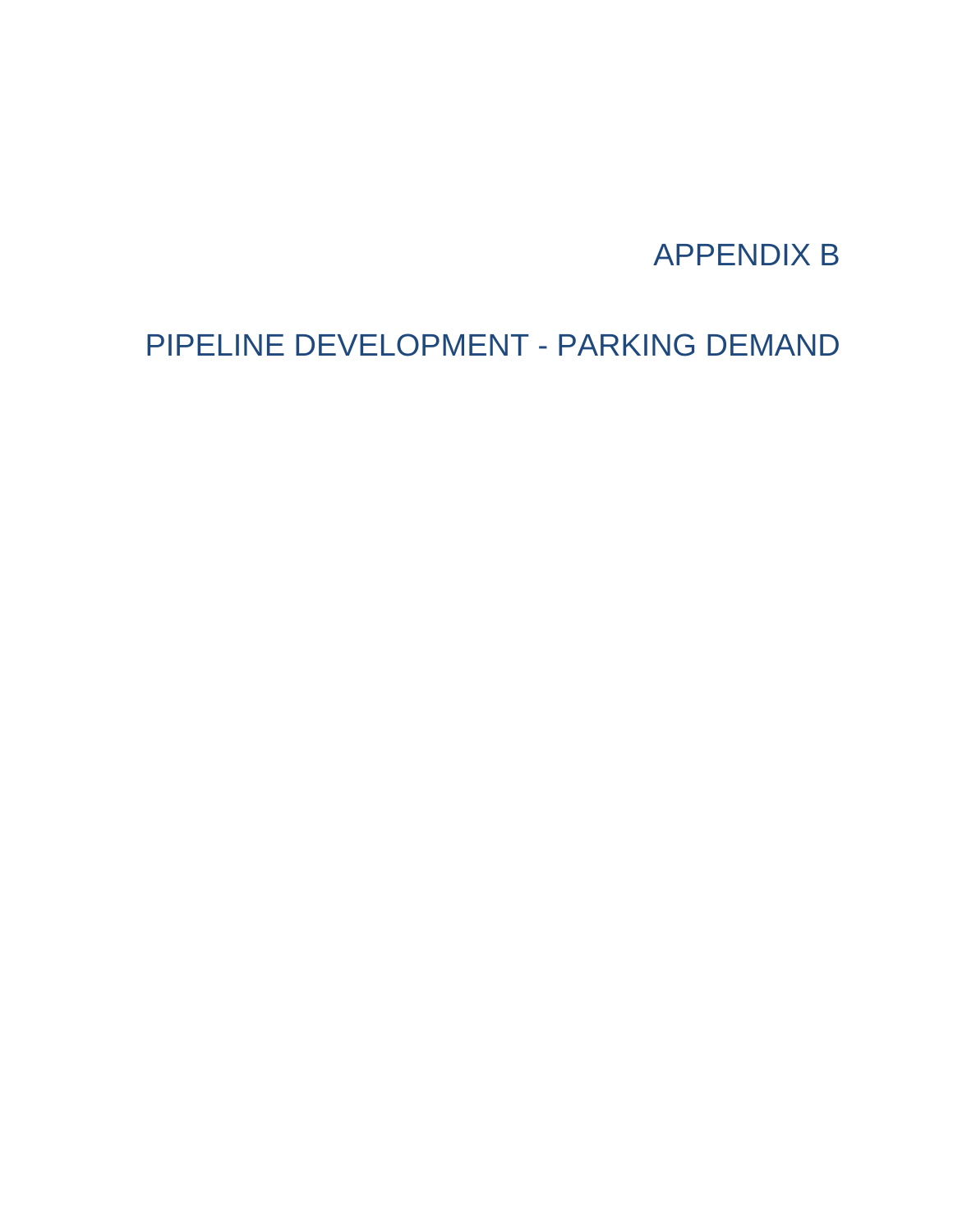# APPENDIX B

# PIPELINE DEVELOPMENT - PARKING DEMAND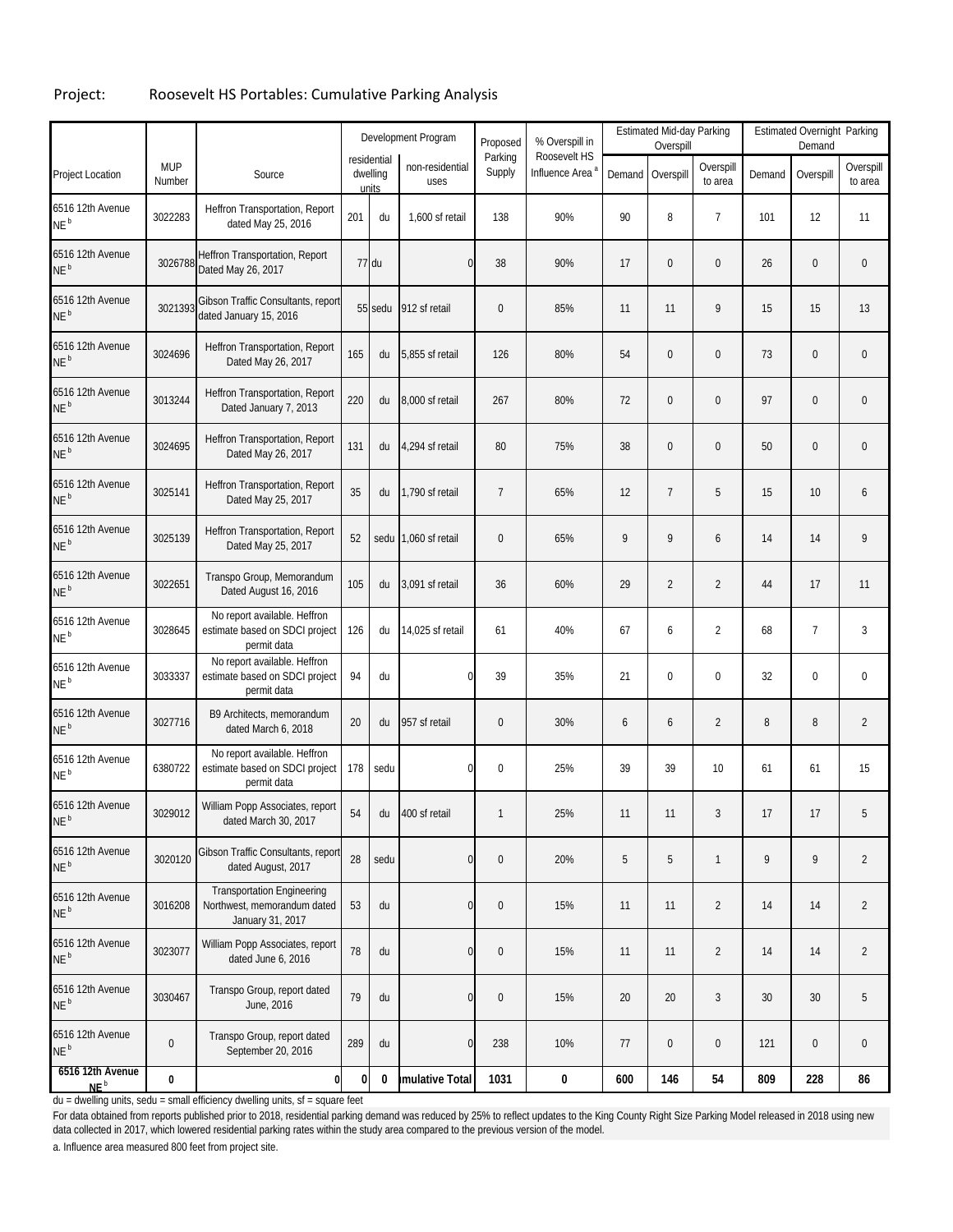Project: Roosevelt HS Portables: Cumulative Parking Analysis

| Project Location | MUP Number | Source | Development Program | | | Proposed Parking Supply | % Overspill in Roosevelt HS Influence Area [a] | Estimated Mid-day Parking Overspill | | | Estimated Overnight Parking Demand | | |
|---|---|---|---|---|---|---|---|---|---|---|---|---|---|
| | | | residential dwelling units | | non-residential uses | | | Demand | Overspill | Overspill to area | Demand | Overspill | Overspill to area |
| 6516 12th Avenue NE [b] | 3022283 | Heffron Transportation, Report dated May 25, 2016 | 201 | du | 1,600 sf retail | 138 | 90% | 90 | 8 | 7 | 101 | 12 | 11 |
| 6516 12th Avenue NE [b] | 3026788 | Heffron Transportation, Report Dated May 26, 2017 | 77 | du | 0 | 38 | 90% | 17 | 0 | 0 | 26 | 0 | 0 |
| 6516 12th Avenue NE [b] | 3021393 | Gibson Traffic Consultants, report dated January 15, 2016 | 55 | sedu | 912 sf retail | 0 | 85% | 11 | 11 | 9 | 15 | 15 | 13 |
| 6516 12th Avenue NE [b] | 3024696 | Heffron Transportation, Report Dated May 26, 2017 | 165 | du | 5,855 sf retail | 126 | 80% | 54 | 0 | 0 | 73 | 0 | 0 |
| 6516 12th Avenue NE [b] | 3013244 | Heffron Transportation, Report Dated January 7, 2013 | 220 | du | 8,000 sf retail | 267 | 80% | 72 | 0 | 0 | 97 | 0 | 0 |
| 6516 12th Avenue NE [b] | 3024695 | Heffron Transportation, Report Dated May 26, 2017 | 131 | du | 4,294 sf retail | 80 | 75% | 38 | 0 | 0 | 50 | 0 | 0 |
| 6516 12th Avenue NE [b] | 3025141 | Heffron Transportation, Report Dated May 25, 2017 | 35 | du | 1,790 sf retail | 7 | 65% | 12 | 7 | 5 | 15 | 10 | 6 |
| 6516 12th Avenue NE [b] | 3025139 | Heffron Transportation, Report Dated May 25, 2017 | 52 | sedu | 1,060 sf retail | 0 | 65% | 9 | 9 | 6 | 14 | 14 | 9 |
| 6516 12th Avenue NE [b] | 3022651 | Transpo Group, Memorandum Dated August 16, 2016 | 105 | du | 3,091 sf retail | 36 | 60% | 29 | 2 | 2 | 44 | 17 | 11 |
| 6516 12th Avenue NE [b] | 3028645 | No report available. Heffron estimate based on SDCI project permit data | 126 | du | 14,025 sf retail | 61 | 40% | 67 | 6 | 2 | 68 | 7 | 3 |
| 6516 12th Avenue NE [b] | 3033337 | No report available. Heffron estimate based on SDCI project permit data | 94 | du | 0 | 39 | 35% | 21 | 0 | 0 | 32 | 0 | 0 |
| 6516 12th Avenue NE [b] | 3027716 | B9 Architects, memorandum dated March 6, 2018 | 20 | du | 957 sf retail | 0 | 30% | 6 | 6 | 2 | 8 | 8 | 2 |
| 6516 12th Avenue NE [b] | 6380722 | No report available. Heffron estimate based on SDCI project permit data | 178 | sedu | 0 | 0 | 25% | 39 | 39 | 10 | 61 | 61 | 15 |
| 6516 12th Avenue NE [b] | 3029012 | William Popp Associates, report dated March 30, 2017 | 54 | du | 400 sf retail | 1 | 25% | 11 | 11 | 3 | 17 | 17 | 5 |
| 6516 12th Avenue NE [b] | 3020120 | Gibson Traffic Consultants, report dated August, 2017 | 28 | sedu | 0 | 0 | 20% | 5 | 5 | 1 | 9 | 9 | 2 |
| 6516 12th Avenue NE [b] | 3016208 | Transportation Engineering Northwest, memorandum dated January 31, 2017 | 53 | du | 0 | 0 | 15% | 11 | 11 | 2 | 14 | 14 | 2 |
| 6516 12th Avenue NE [b] | 3023077 | William Popp Associates, report dated June 6, 2016 | 78 | du | 0 | 0 | 15% | 11 | 11 | 2 | 14 | 14 | 2 |
| 6516 12th Avenue NE [b] | 3030467 | Transpo Group, report dated June, 2016 | 79 | du | 0 | 0 | 15% | 20 | 20 | 3 | 30 | 30 | 5 |
| 6516 12th Avenue NE [b] | 0 | Transpo Group, report dated September 20, 2016 | 289 | du | 0 | 238 | 10% | 77 | 0 | 0 | 121 | 0 | 0 |
| **6516 12th Avenue NE [b]** | **0** | **0** | **0** | **0** | **umulative Total** | **1031** | **0** | **600** | **146** | **54** | **809** | **228** | **86** |

du = dwelling units, sedu = small efficiency dwelling units, sf = square feet

For data obtained from reports published prior to 2018, residential parking demand was reduced by 25% to reflect updates to the King County Right Size Parking Model released in 2018 using new data collected in 2017, which lowered residential parking rates within the study area compared to the previous version of the model.

a. Influence area measured 800 feet from project site.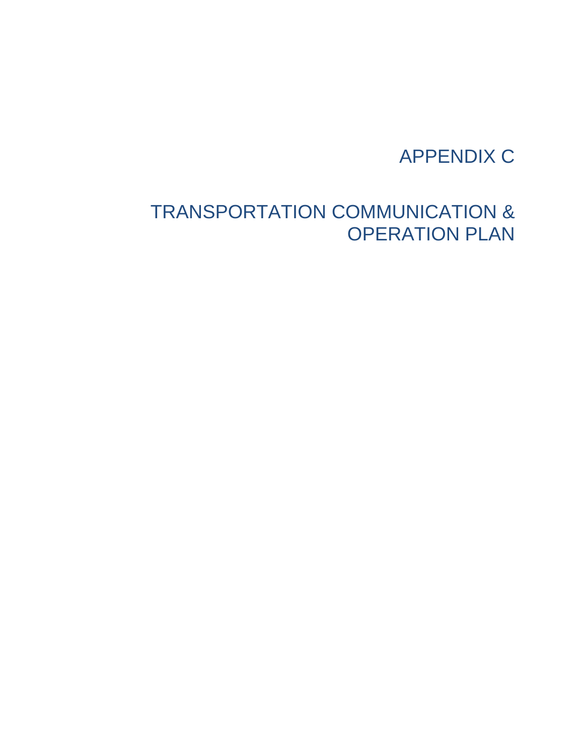# APPENDIX C

# TRANSPORTATION COMMUNICATION & OPERATION PLAN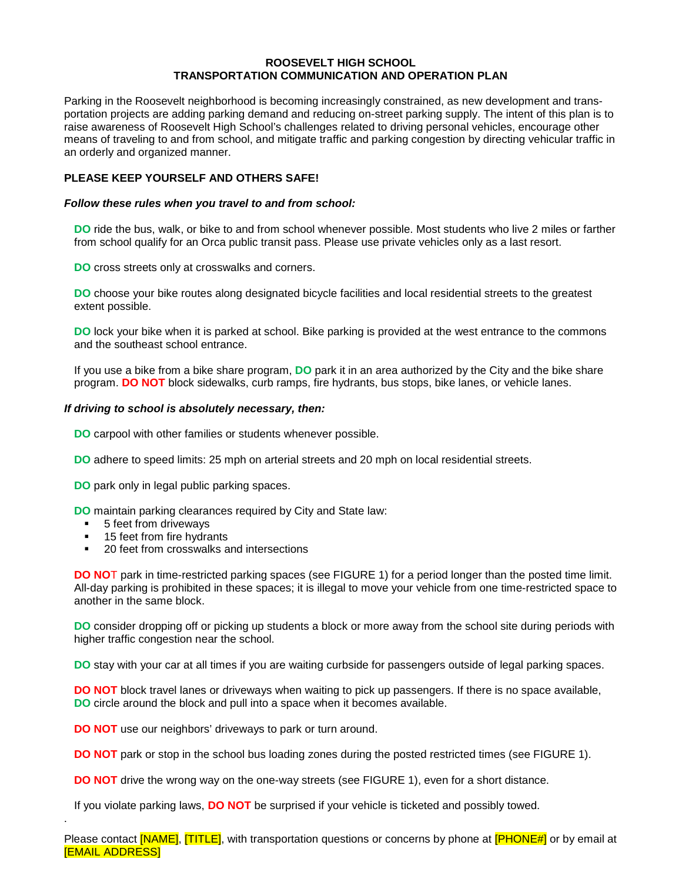**ROOSEVELT HIGH SCHOOL**
**TRANSPORTATION COMMUNICATION AND OPERATION PLAN**

Parking in the Roosevelt neighborhood is becoming increasingly constrained, as new development and transportation projects are adding parking demand and reducing on-street parking supply. The intent of this plan is to raise awareness of Roosevelt High School's challenges related to driving personal vehicles, encourage other means of traveling to and from school, and mitigate traffic and parking congestion by directing vehicular traffic in an orderly and organized manner.

**PLEASE KEEP YOURSELF AND OTHERS SAFE!**

***Follow these rules when you travel to and from school:***

**DO** ride the bus, walk, or bike to and from school whenever possible. Most students who live 2 miles or farther from school qualify for an Orca public transit pass. Please use private vehicles only as a last resort.

**DO** cross streets only at crosswalks and corners.

**DO** choose your bike routes along designated bicycle facilities and local residential streets to the greatest extent possible.

**DO** lock your bike when it is parked at school. Bike parking is provided at the west entrance to the commons and the southeast school entrance.

If you use a bike from a bike share program, **DO** park it in an area authorized by the City and the bike share program. **DO NOT** block sidewalks, curb ramps, fire hydrants, bus stops, bike lanes, or vehicle lanes.

***If driving to school is absolutely necessary, then:***

**DO** carpool with other families or students whenever possible.

**DO** adhere to speed limits: 25 mph on arterial streets and 20 mph on local residential streets.

**DO** park only in legal public parking spaces.

**DO** maintain parking clearances required by City and State law:

- 5 feet from driveways
- 15 feet from fire hydrants
- 20 feet from crosswalks and intersections

**DO NOT** park in time-restricted parking spaces (see FIGURE 1) for a period longer than the posted time limit. All-day parking is prohibited in these spaces; it is illegal to move your vehicle from one time-restricted space to another in the same block.

**DO** consider dropping off or picking up students a block or more away from the school site during periods with higher traffic congestion near the school.

**DO** stay with your car at all times if you are waiting curbside for passengers outside of legal parking spaces.

**DO NOT** block travel lanes or driveways when waiting to pick up passengers. If there is no space available, **DO** circle around the block and pull into a space when it becomes available.

**DO NOT** use our neighbors' driveways to park or turn around.

**DO NOT** park or stop in the school bus loading zones during the posted restricted times (see FIGURE 1).

**DO NOT** drive the wrong way on the one-way streets (see FIGURE 1), even for a short distance.

If you violate parking laws, **DO NOT** be surprised if your vehicle is ticketed and possibly towed.

Please contact [NAME], [TITLE], with transportation questions or concerns by phone at [PHONE#] or by email at [EMAIL ADDRESS]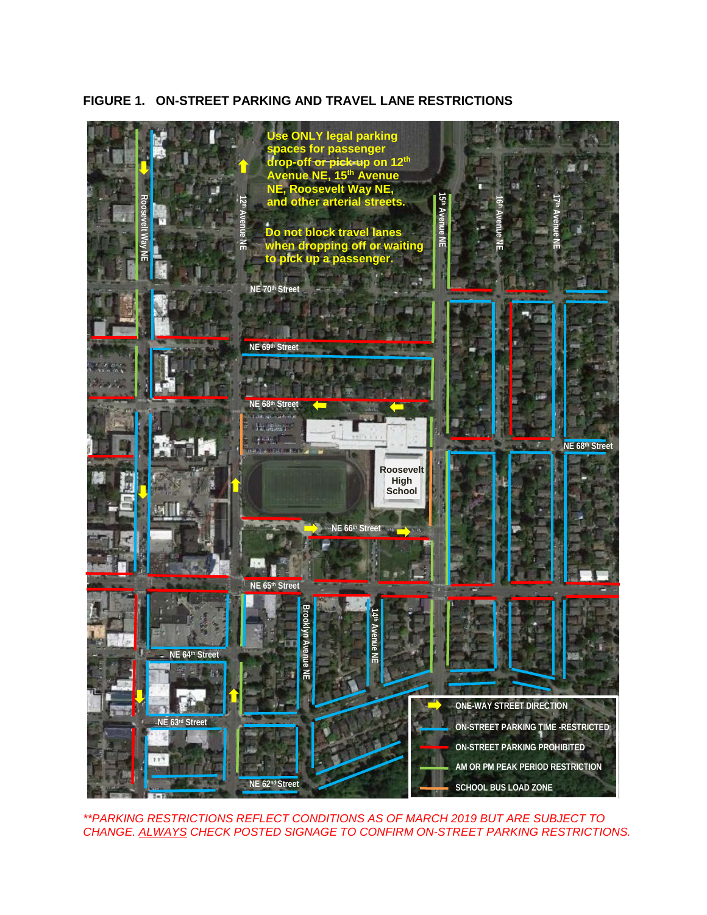**FIGURE 1. ON-STREET PARKING AND TRAVEL LANE RESTRICTIONS**

Use ONLY legal parking spaces for passenger drop-off or pick-up on 12th Avenue NE, 15th Avenue NE, Roosevelt Way NE, and other arterial streets.

Do not block travel lanes when dropping off or waiting to pick up a passenger.

Roosevelt Way NE

12th Avenue NE

15th Avenue NE

16th Avenue NE

17th Avenue NE

NE 70th Street

NE 69th Street

NE 68th Street

NE 66th Street

NE 65th Street

NE 64th Street

NE 63rd Street

NE 62nd Street

Brooklyn Avenue NE

14th Avenue NE

Roosevelt High School

ONE-WAY STREET DIRECTION

ON-STREET PARKING TIME-RESTRICTED

ON-STREET PARKING PROHIBITED

AM OR PM PEAK PERIOD RESTRICTION

SCHOOL BUS LOAD ZONE

*\*\*PARKING RESTRICTIONS REFLECT CONDITIONS AS OF MARCH 2019 BUT ARE SUBJECT TO CHANGE. ALWAYS CHECK POSTED SIGNAGE TO CONFIRM ON-STREET PARKING RESTRICTIONS.*